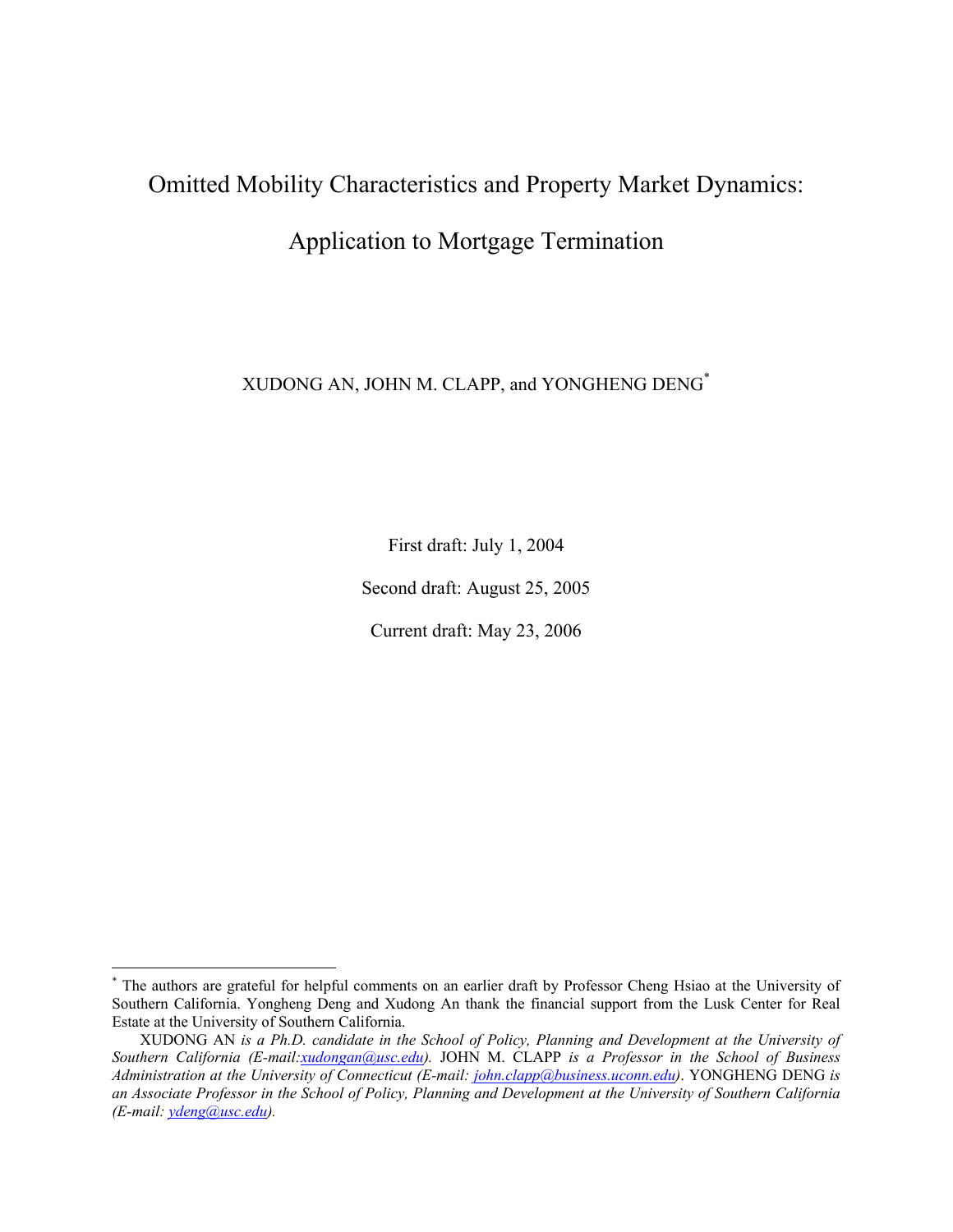# Omitted Mobility Characteristics and Property Market Dynamics: Application to Mortgage Termination

XUDONG AN, JOHN M. CLAPP, and YONGHENG DENG*

First draft: July 1, 2004

Second draft: August 25, 2005

Current draft: May 23, 2006

---

* The authors are grateful for helpful comments on an earlier draft by Professor Cheng Hsiao at the University of Southern California. Yongheng Deng and Xudong An thank the financial support from the Lusk Center for Real Estate at the University of Southern California.

XUDONG AN *is a Ph.D. candidate in the School of Policy, Planning and Development at the University of Southern California (E-mail:xudongan@usc.edu).* JOHN M. CLAPP *is a Professor in the School of Business Administration at the University of Connecticut (E-mail: john.clapp@business.uconn.edu)*. YONGHENG DENG *is an Associate Professor in the School of Policy, Planning and Development at the University of Southern California (E-mail: ydeng@usc.edu).*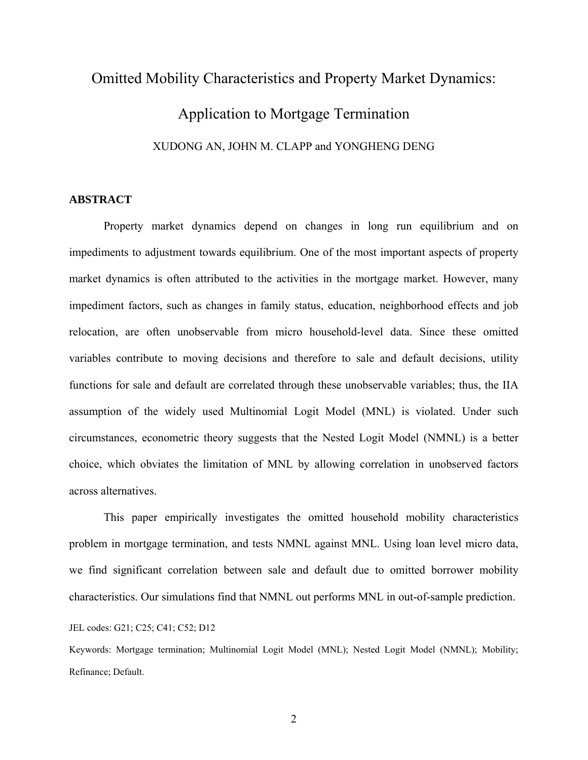# Omitted Mobility Characteristics and Property Market Dynamics: Application to Mortgage Termination

XUDONG AN, JOHN M. CLAPP and YONGHENG DENG

## ABSTRACT

Property market dynamics depend on changes in long run equilibrium and on impediments to adjustment towards equilibrium. One of the most important aspects of property market dynamics is often attributed to the activities in the mortgage market. However, many impediment factors, such as changes in family status, education, neighborhood effects and job relocation, are often unobservable from micro household-level data. Since these omitted variables contribute to moving decisions and therefore to sale and default decisions, utility functions for sale and default are correlated through these unobservable variables; thus, the IIA assumption of the widely used Multinomial Logit Model (MNL) is violated. Under such circumstances, econometric theory suggests that the Nested Logit Model (NMNL) is a better choice, which obviates the limitation of MNL by allowing correlation in unobserved factors across alternatives.

This paper empirically investigates the omitted household mobility characteristics problem in mortgage termination, and tests NMNL against MNL. Using loan level micro data, we find significant correlation between sale and default due to omitted borrower mobility characteristics. Our simulations find that NMNL out performs MNL in out-of-sample prediction.

JEL codes: G21; C25; C41; C52; D12

Keywords: Mortgage termination; Multinomial Logit Model (MNL); Nested Logit Model (NMNL); Mobility; Refinance; Default.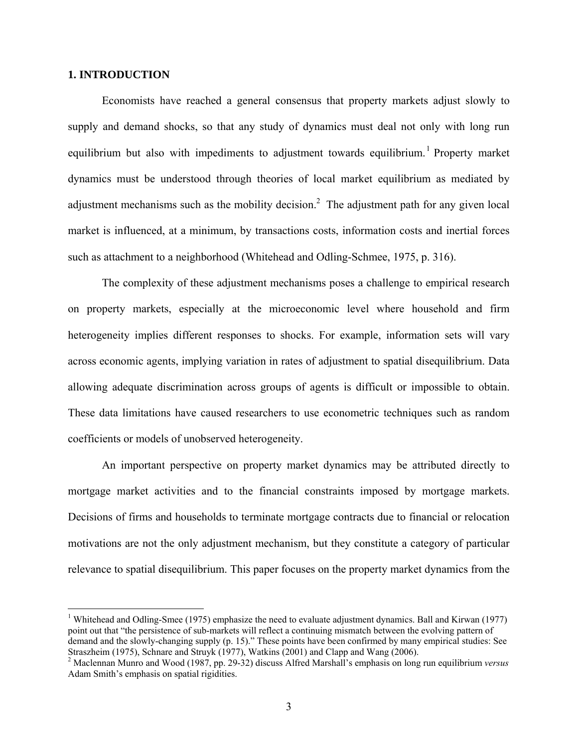# 1. INTRODUCTION

Economists have reached a general consensus that property markets adjust slowly to supply and demand shocks, so that any study of dynamics must deal not only with long run equilibrium but also with impediments to adjustment towards equilibrium.[1] Property market dynamics must be understood through theories of local market equilibrium as mediated by adjustment mechanisms such as the mobility decision.[2] The adjustment path for any given local market is influenced, at a minimum, by transactions costs, information costs and inertial forces such as attachment to a neighborhood (Whitehead and Odling-Schmee, 1975, p. 316).

The complexity of these adjustment mechanisms poses a challenge to empirical research on property markets, especially at the microeconomic level where household and firm heterogeneity implies different responses to shocks. For example, information sets will vary across economic agents, implying variation in rates of adjustment to spatial disequilibrium. Data allowing adequate discrimination across groups of agents is difficult or impossible to obtain. These data limitations have caused researchers to use econometric techniques such as random coefficients or models of unobserved heterogeneity.

An important perspective on property market dynamics may be attributed directly to mortgage market activities and to the financial constraints imposed by mortgage markets. Decisions of firms and households to terminate mortgage contracts due to financial or relocation motivations are not the only adjustment mechanism, but they constitute a category of particular relevance to spatial disequilibrium. This paper focuses on the property market dynamics from the

---

[1] Whitehead and Odling-Smee (1975) emphasize the need to evaluate adjustment dynamics. Ball and Kirwan (1977) point out that "the persistence of sub-markets will reflect a continuing mismatch between the evolving pattern of demand and the slowly-changing supply (p. 15)." These points have been confirmed by many empirical studies: See Straszheim (1975), Schnare and Struyk (1977), Watkins (2001) and Clapp and Wang (2006).

[2] Maclennan Munro and Wood (1987, pp. 29-32) discuss Alfred Marshall's emphasis on long run equilibrium *versus* Adam Smith's emphasis on spatial rigidities.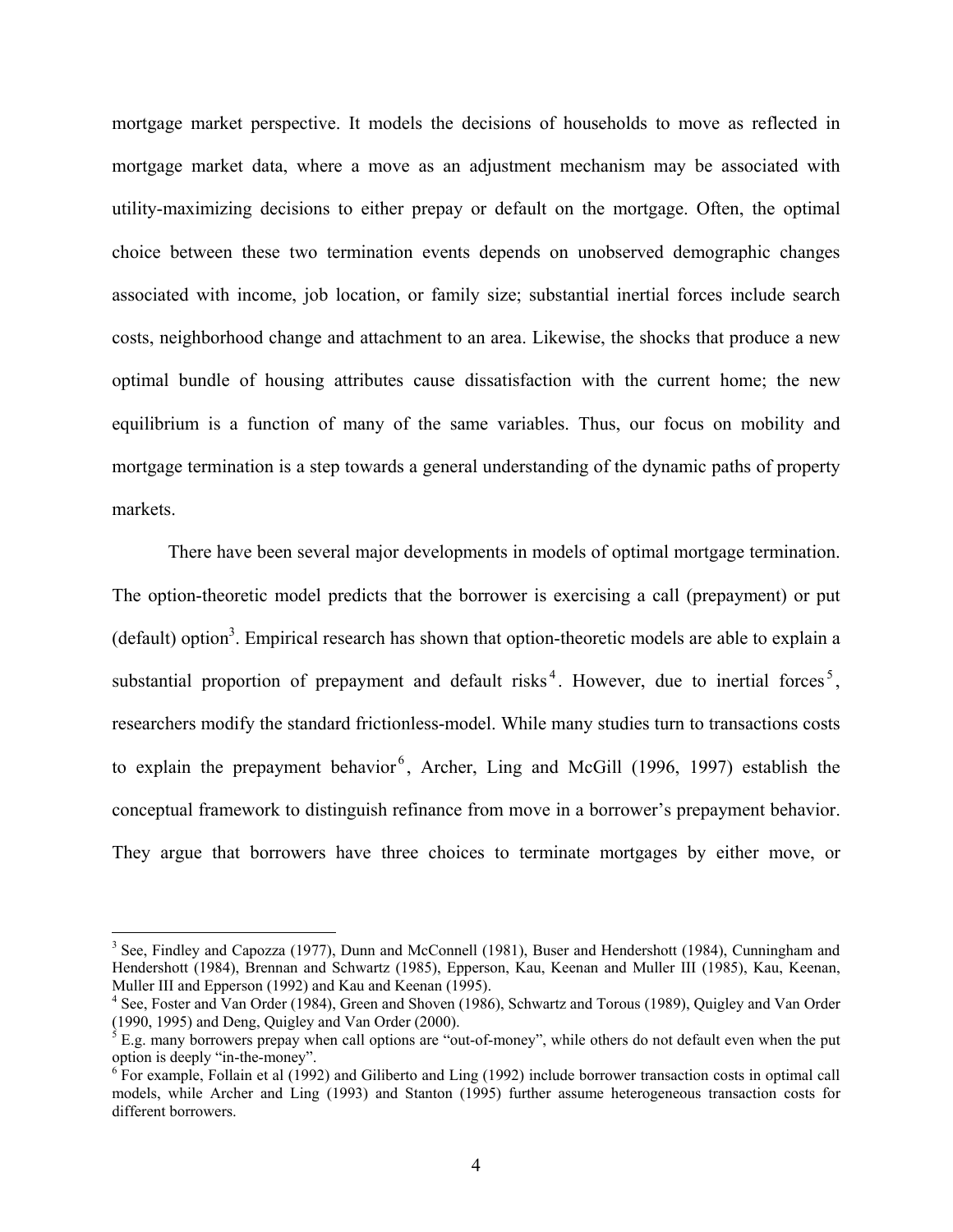mortgage market perspective. It models the decisions of households to move as reflected in mortgage market data, where a move as an adjustment mechanism may be associated with utility-maximizing decisions to either prepay or default on the mortgage. Often, the optimal choice between these two termination events depends on unobserved demographic changes associated with income, job location, or family size; substantial inertial forces include search costs, neighborhood change and attachment to an area. Likewise, the shocks that produce a new optimal bundle of housing attributes cause dissatisfaction with the current home; the new equilibrium is a function of many of the same variables. Thus, our focus on mobility and mortgage termination is a step towards a general understanding of the dynamic paths of property markets.

There have been several major developments in models of optimal mortgage termination. The option-theoretic model predicts that the borrower is exercising a call (prepayment) or put (default) option[3]. Empirical research has shown that option-theoretic models are able to explain a substantial proportion of prepayment and default risks[4]. However, due to inertial forces[5], researchers modify the standard frictionless-model. While many studies turn to transactions costs to explain the prepayment behavior[6], Archer, Ling and McGill (1996, 1997) establish the conceptual framework to distinguish refinance from move in a borrower's prepayment behavior. They argue that borrowers have three choices to terminate mortgages by either move, or

[3] See, Findley and Capozza (1977), Dunn and McConnell (1981), Buser and Hendershott (1984), Cunningham and Hendershott (1984), Brennan and Schwartz (1985), Epperson, Kau, Keenan and Muller III (1985), Kau, Keenan, Muller III and Epperson (1992) and Kau and Keenan (1995).

[4] See, Foster and Van Order (1984), Green and Shoven (1986), Schwartz and Torous (1989), Quigley and Van Order (1990, 1995) and Deng, Quigley and Van Order (2000).

[5] E.g. many borrowers prepay when call options are "out-of-money", while others do not default even when the put option is deeply "in-the-money".

[6] For example, Follain et al (1992) and Giliberto and Ling (1992) include borrower transaction costs in optimal call models, while Archer and Ling (1993) and Stanton (1995) further assume heterogeneous transaction costs for different borrowers.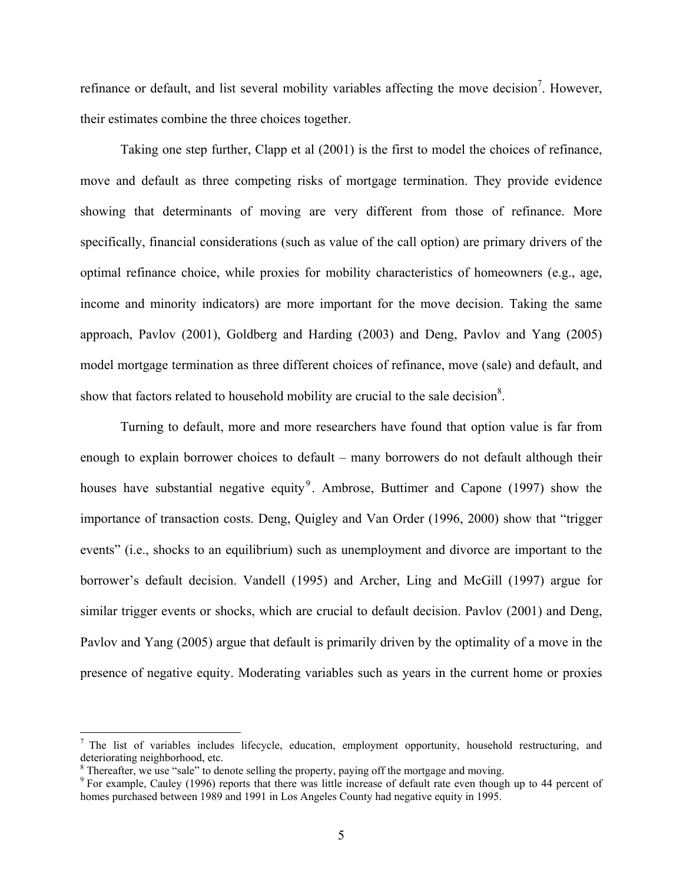refinance or default, and list several mobility variables affecting the move decision[7]. However, their estimates combine the three choices together.

Taking one step further, Clapp et al (2001) is the first to model the choices of refinance, move and default as three competing risks of mortgage termination. They provide evidence showing that determinants of moving are very different from those of refinance. More specifically, financial considerations (such as value of the call option) are primary drivers of the optimal refinance choice, while proxies for mobility characteristics of homeowners (e.g., age, income and minority indicators) are more important for the move decision. Taking the same approach, Pavlov (2001), Goldberg and Harding (2003) and Deng, Pavlov and Yang (2005) model mortgage termination as three different choices of refinance, move (sale) and default, and show that factors related to household mobility are crucial to the sale decision[8].

Turning to default, more and more researchers have found that option value is far from enough to explain borrower choices to default – many borrowers do not default although their houses have substantial negative equity[9]. Ambrose, Buttimer and Capone (1997) show the importance of transaction costs. Deng, Quigley and Van Order (1996, 2000) show that "trigger events" (i.e., shocks to an equilibrium) such as unemployment and divorce are important to the borrower's default decision. Vandell (1995) and Archer, Ling and McGill (1997) argue for similar trigger events or shocks, which are crucial to default decision. Pavlov (2001) and Deng, Pavlov and Yang (2005) argue that default is primarily driven by the optimality of a move in the presence of negative equity. Moderating variables such as years in the current home or proxies

---

[7] The list of variables includes lifecycle, education, employment opportunity, household restructuring, and deteriorating neighborhood, etc.

[8] Thereafter, we use "sale" to denote selling the property, paying off the mortgage and moving.

[9] For example, Cauley (1996) reports that there was little increase of default rate even though up to 44 percent of homes purchased between 1989 and 1991 in Los Angeles County had negative equity in 1995.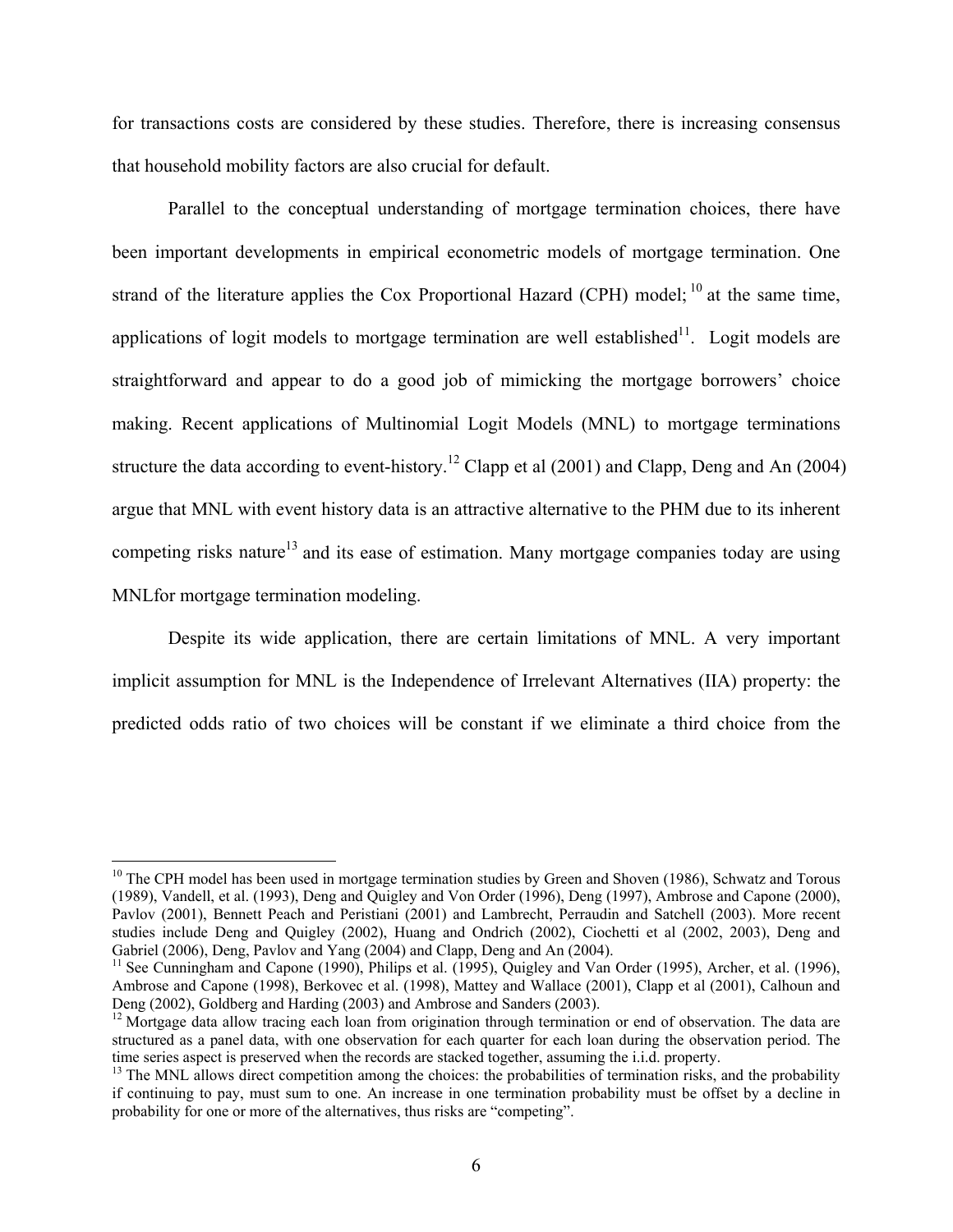for transactions costs are considered by these studies. Therefore, there is increasing consensus that household mobility factors are also crucial for default.

Parallel to the conceptual understanding of mortgage termination choices, there have been important developments in empirical econometric models of mortgage termination. One strand of the literature applies the Cox Proportional Hazard (CPH) model;[10] at the same time, applications of logit models to mortgage termination are well established[11]. Logit models are straightforward and appear to do a good job of mimicking the mortgage borrowers' choice making. Recent applications of Multinomial Logit Models (MNL) to mortgage terminations structure the data according to event-history.[12] Clapp et al (2001) and Clapp, Deng and An (2004) argue that MNL with event history data is an attractive alternative to the PHM due to its inherent competing risks nature[13] and its ease of estimation. Many mortgage companies today are using MNLfor mortgage termination modeling.

Despite its wide application, there are certain limitations of MNL. A very important implicit assumption for MNL is the Independence of Irrelevant Alternatives (IIA) property: the predicted odds ratio of two choices will be constant if we eliminate a third choice from the

---

[10] The CPH model has been used in mortgage termination studies by Green and Shoven (1986), Schwatz and Torous (1989), Vandell, et al. (1993), Deng and Quigley and Von Order (1996), Deng (1997), Ambrose and Capone (2000), Pavlov (2001), Bennett Peach and Peristiani (2001) and Lambrecht, Perraudin and Satchell (2003). More recent studies include Deng and Quigley (2002), Huang and Ondrich (2002), Ciochetti et al (2002, 2003), Deng and Gabriel (2006), Deng, Pavlov and Yang (2004) and Clapp, Deng and An (2004).

[11] See Cunningham and Capone (1990), Philips et al. (1995), Quigley and Van Order (1995), Archer, et al. (1996), Ambrose and Capone (1998), Berkovec et al. (1998), Mattey and Wallace (2001), Clapp et al (2001), Calhoun and Deng (2002), Goldberg and Harding (2003) and Ambrose and Sanders (2003).

[12] Mortgage data allow tracing each loan from origination through termination or end of observation. The data are structured as a panel data, with one observation for each quarter for each loan during the observation period. The time series aspect is preserved when the records are stacked together, assuming the i.i.d. property.

[13] The MNL allows direct competition among the choices: the probabilities of termination risks, and the probability if continuing to pay, must sum to one. An increase in one termination probability must be offset by a decline in probability for one or more of the alternatives, thus risks are "competing".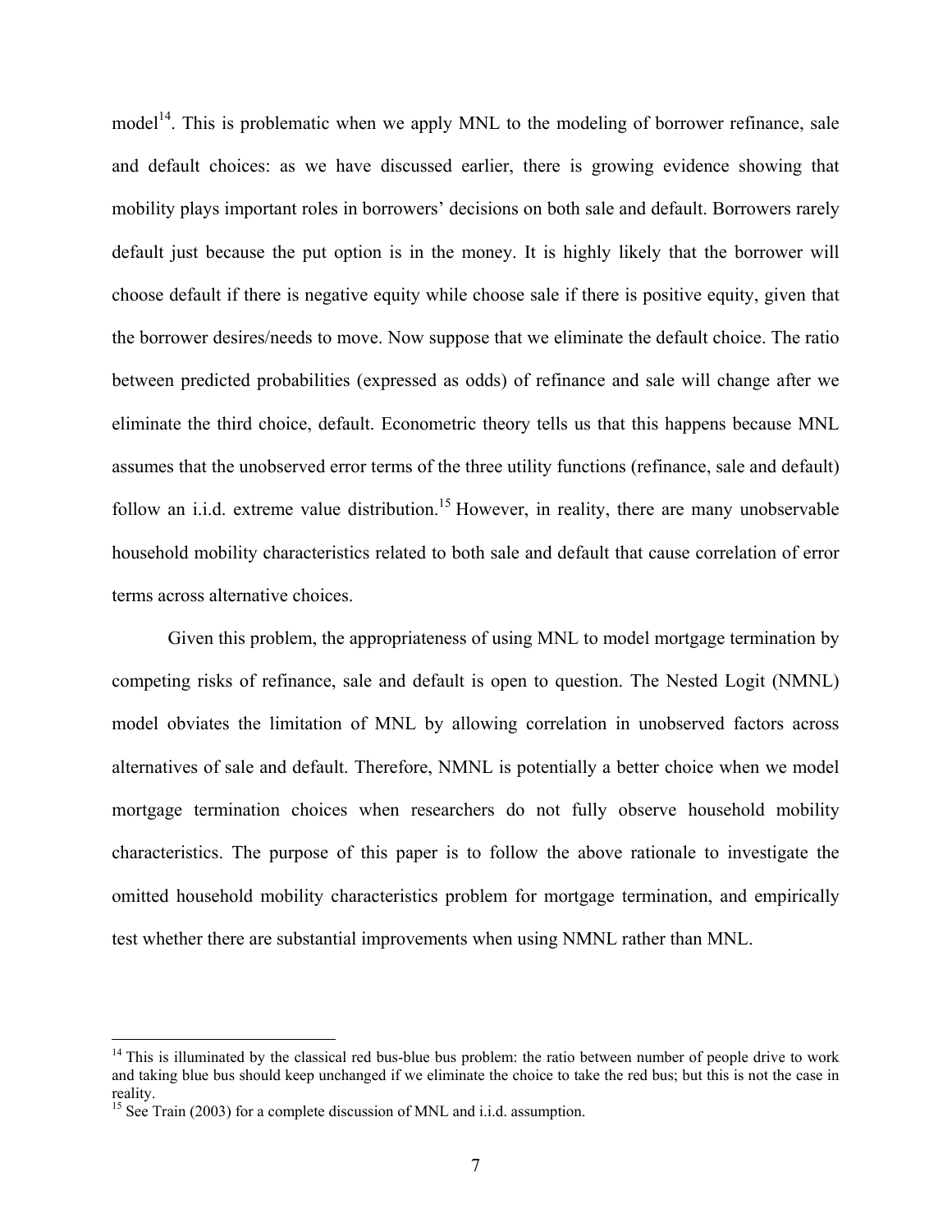model[14]. This is problematic when we apply MNL to the modeling of borrower refinance, sale and default choices: as we have discussed earlier, there is growing evidence showing that mobility plays important roles in borrowers' decisions on both sale and default. Borrowers rarely default just because the put option is in the money. It is highly likely that the borrower will choose default if there is negative equity while choose sale if there is positive equity, given that the borrower desires/needs to move. Now suppose that we eliminate the default choice. The ratio between predicted probabilities (expressed as odds) of refinance and sale will change after we eliminate the third choice, default. Econometric theory tells us that this happens because MNL assumes that the unobserved error terms of the three utility functions (refinance, sale and default) follow an i.i.d. extreme value distribution.[15] However, in reality, there are many unobservable household mobility characteristics related to both sale and default that cause correlation of error terms across alternative choices.

Given this problem, the appropriateness of using MNL to model mortgage termination by competing risks of refinance, sale and default is open to question. The Nested Logit (NMNL) model obviates the limitation of MNL by allowing correlation in unobserved factors across alternatives of sale and default. Therefore, NMNL is potentially a better choice when we model mortgage termination choices when researchers do not fully observe household mobility characteristics. The purpose of this paper is to follow the above rationale to investigate the omitted household mobility characteristics problem for mortgage termination, and empirically test whether there are substantial improvements when using NMNL rather than MNL.

---

[14] This is illuminated by the classical red bus-blue bus problem: the ratio between number of people drive to work and taking blue bus should keep unchanged if we eliminate the choice to take the red bus; but this is not the case in reality.

[15] See Train (2003) for a complete discussion of MNL and i.i.d. assumption.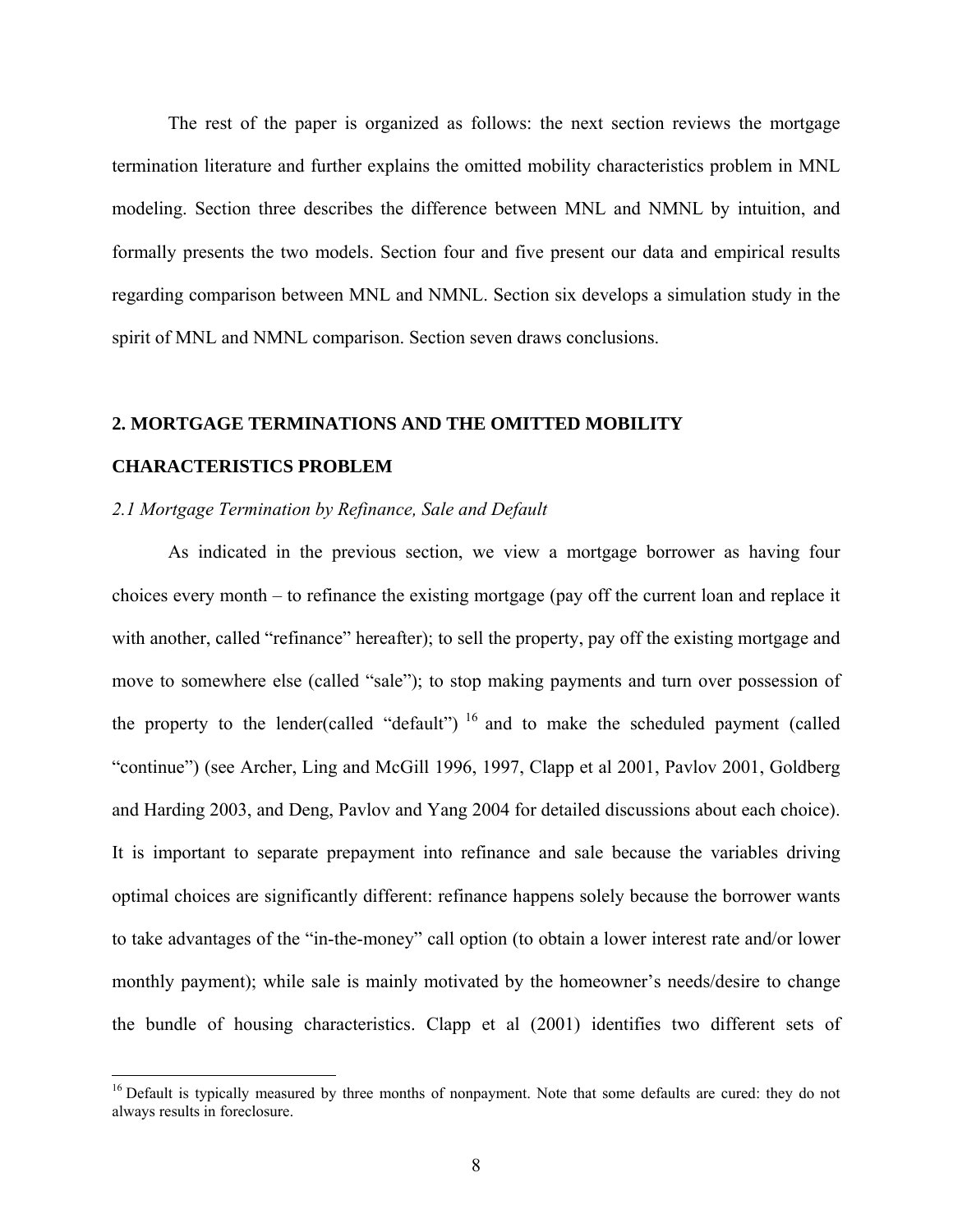The rest of the paper is organized as follows: the next section reviews the mortgage termination literature and further explains the omitted mobility characteristics problem in MNL modeling. Section three describes the difference between MNL and NMNL by intuition, and formally presents the two models. Section four and five present our data and empirical results regarding comparison between MNL and NMNL. Section six develops a simulation study in the spirit of MNL and NMNL comparison. Section seven draws conclusions.

## 2. MORTGAGE TERMINATIONS AND THE OMITTED MOBILITY CHARACTERISTICS PROBLEM

### *2.1 Mortgage Termination by Refinance, Sale and Default*

As indicated in the previous section, we view a mortgage borrower as having four choices every month – to refinance the existing mortgage (pay off the current loan and replace it with another, called "refinance" hereafter); to sell the property, pay off the existing mortgage and move to somewhere else (called "sale"); to stop making payments and turn over possession of the property to the lender(called "default") [16] and to make the scheduled payment (called "continue") (see Archer, Ling and McGill 1996, 1997, Clapp et al 2001, Pavlov 2001, Goldberg and Harding 2003, and Deng, Pavlov and Yang 2004 for detailed discussions about each choice). It is important to separate prepayment into refinance and sale because the variables driving optimal choices are significantly different: refinance happens solely because the borrower wants to take advantages of the "in-the-money" call option (to obtain a lower interest rate and/or lower monthly payment); while sale is mainly motivated by the homeowner's needs/desire to change the bundle of housing characteristics. Clapp et al (2001) identifies two different sets of

[16] Default is typically measured by three months of nonpayment. Note that some defaults are cured: they do not always results in foreclosure.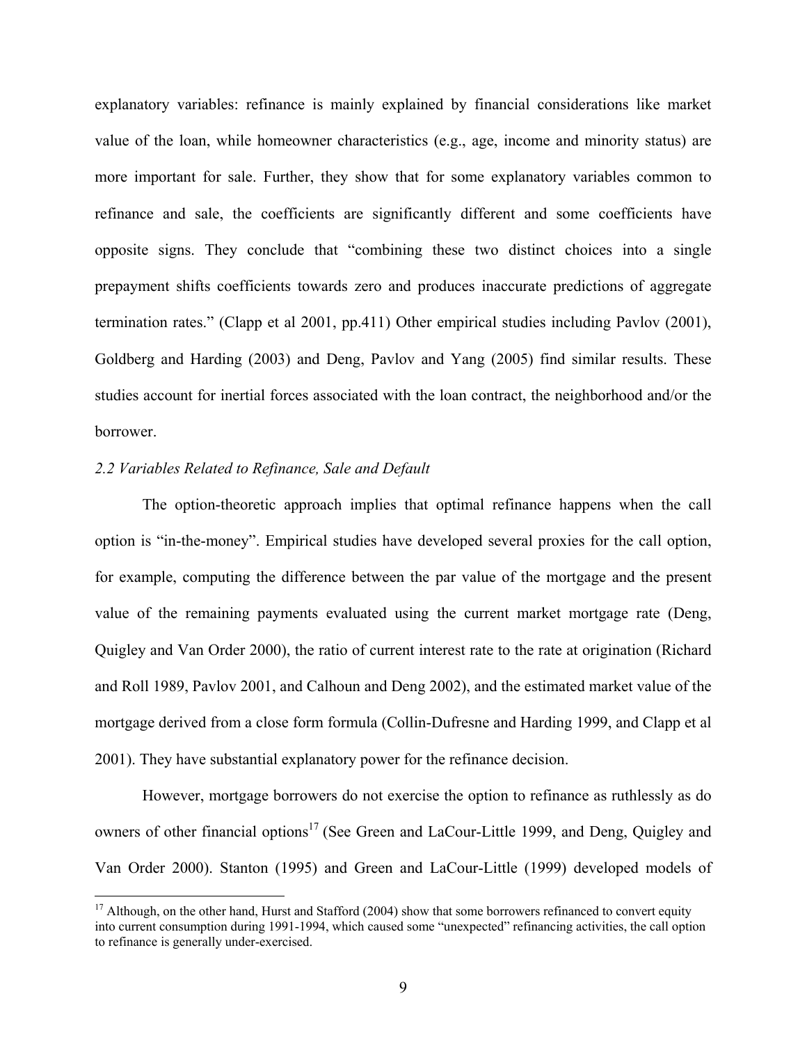explanatory variables: refinance is mainly explained by financial considerations like market value of the loan, while homeowner characteristics (e.g., age, income and minority status) are more important for sale. Further, they show that for some explanatory variables common to refinance and sale, the coefficients are significantly different and some coefficients have opposite signs. They conclude that "combining these two distinct choices into a single prepayment shifts coefficients towards zero and produces inaccurate predictions of aggregate termination rates." (Clapp et al 2001, pp.411) Other empirical studies including Pavlov (2001), Goldberg and Harding (2003) and Deng, Pavlov and Yang (2005) find similar results. These studies account for inertial forces associated with the loan contract, the neighborhood and/or the borrower.

*2.2 Variables Related to Refinance, Sale and Default*

The option-theoretic approach implies that optimal refinance happens when the call option is "in-the-money". Empirical studies have developed several proxies for the call option, for example, computing the difference between the par value of the mortgage and the present value of the remaining payments evaluated using the current market mortgage rate (Deng, Quigley and Van Order 2000), the ratio of current interest rate to the rate at origination (Richard and Roll 1989, Pavlov 2001, and Calhoun and Deng 2002), and the estimated market value of the mortgage derived from a close form formula (Collin-Dufresne and Harding 1999, and Clapp et al 2001). They have substantial explanatory power for the refinance decision.

However, mortgage borrowers do not exercise the option to refinance as ruthlessly as do owners of other financial options[17] (See Green and LaCour-Little 1999, and Deng, Quigley and Van Order 2000). Stanton (1995) and Green and LaCour-Little (1999) developed models of

[17] Although, on the other hand, Hurst and Stafford (2004) show that some borrowers refinanced to convert equity into current consumption during 1991-1994, which caused some "unexpected" refinancing activities, the call option to refinance is generally under-exercised.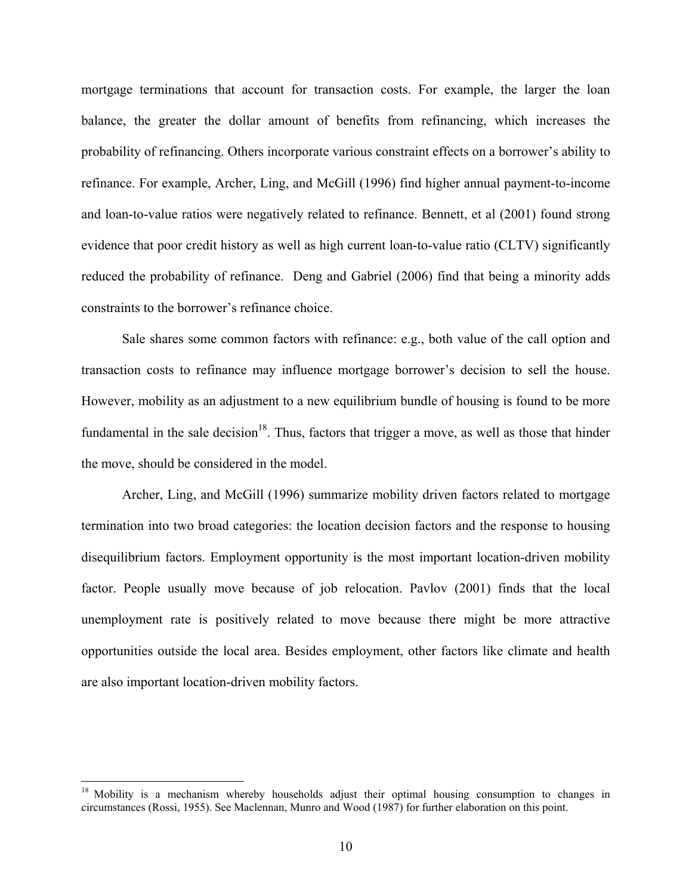mortgage terminations that account for transaction costs. For example, the larger the loan balance, the greater the dollar amount of benefits from refinancing, which increases the probability of refinancing. Others incorporate various constraint effects on a borrower's ability to refinance. For example, Archer, Ling, and McGill (1996) find higher annual payment-to-income and loan-to-value ratios were negatively related to refinance. Bennett, et al (2001) found strong evidence that poor credit history as well as high current loan-to-value ratio (CLTV) significantly reduced the probability of refinance. Deng and Gabriel (2006) find that being a minority adds constraints to the borrower's refinance choice.

Sale shares some common factors with refinance: e.g., both value of the call option and transaction costs to refinance may influence mortgage borrower's decision to sell the house. However, mobility as an adjustment to a new equilibrium bundle of housing is found to be more fundamental in the sale decision[18]. Thus, factors that trigger a move, as well as those that hinder the move, should be considered in the model.

Archer, Ling, and McGill (1996) summarize mobility driven factors related to mortgage termination into two broad categories: the location decision factors and the response to housing disequilibrium factors. Employment opportunity is the most important location-driven mobility factor. People usually move because of job relocation. Pavlov (2001) finds that the local unemployment rate is positively related to move because there might be more attractive opportunities outside the local area. Besides employment, other factors like climate and health are also important location-driven mobility factors.

---

[18] Mobility is a mechanism whereby households adjust their optimal housing consumption to changes in circumstances (Rossi, 1955). See Maclennan, Munro and Wood (1987) for further elaboration on this point.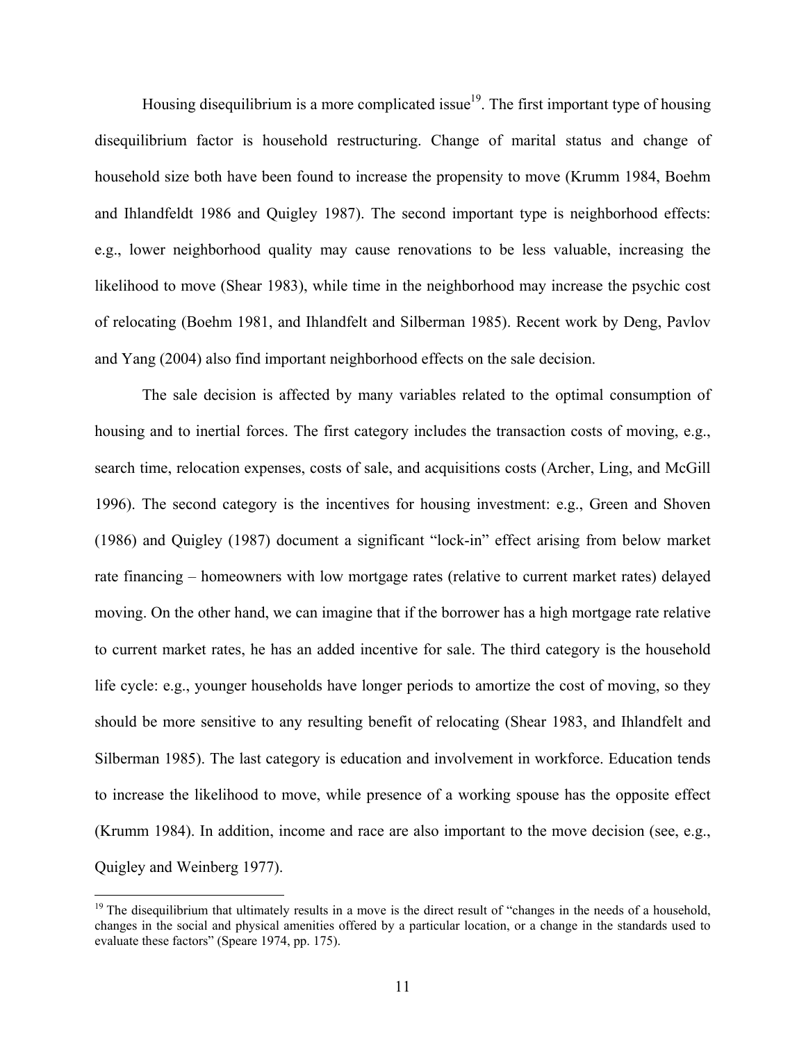Housing disequilibrium is a more complicated issue[19]. The first important type of housing disequilibrium factor is household restructuring. Change of marital status and change of household size both have been found to increase the propensity to move (Krumm 1984, Boehm and Ihlandfeldt 1986 and Quigley 1987). The second important type is neighborhood effects: e.g., lower neighborhood quality may cause renovations to be less valuable, increasing the likelihood to move (Shear 1983), while time in the neighborhood may increase the psychic cost of relocating (Boehm 1981, and Ihlandfelt and Silberman 1985). Recent work by Deng, Pavlov and Yang (2004) also find important neighborhood effects on the sale decision.

The sale decision is affected by many variables related to the optimal consumption of housing and to inertial forces. The first category includes the transaction costs of moving, e.g., search time, relocation expenses, costs of sale, and acquisitions costs (Archer, Ling, and McGill 1996). The second category is the incentives for housing investment: e.g., Green and Shoven (1986) and Quigley (1987) document a significant "lock-in" effect arising from below market rate financing – homeowners with low mortgage rates (relative to current market rates) delayed moving. On the other hand, we can imagine that if the borrower has a high mortgage rate relative to current market rates, he has an added incentive for sale. The third category is the household life cycle: e.g., younger households have longer periods to amortize the cost of moving, so they should be more sensitive to any resulting benefit of relocating (Shear 1983, and Ihlandfelt and Silberman 1985). The last category is education and involvement in workforce. Education tends to increase the likelihood to move, while presence of a working spouse has the opposite effect (Krumm 1984). In addition, income and race are also important to the move decision (see, e.g., Quigley and Weinberg 1977).

[19] The disequilibrium that ultimately results in a move is the direct result of "changes in the needs of a household, changes in the social and physical amenities offered by a particular location, or a change in the standards used to evaluate these factors" (Speare 1974, pp. 175).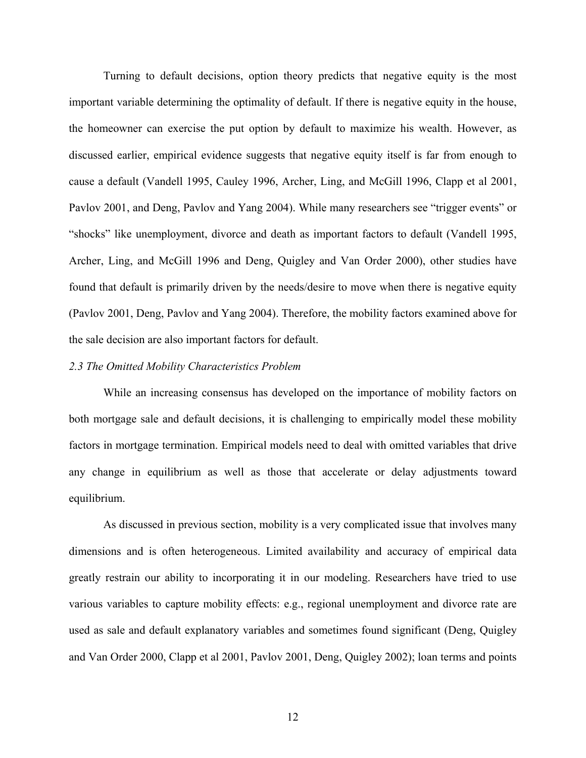Turning to default decisions, option theory predicts that negative equity is the most important variable determining the optimality of default. If there is negative equity in the house, the homeowner can exercise the put option by default to maximize his wealth. However, as discussed earlier, empirical evidence suggests that negative equity itself is far from enough to cause a default (Vandell 1995, Cauley 1996, Archer, Ling, and McGill 1996, Clapp et al 2001, Pavlov 2001, and Deng, Pavlov and Yang 2004). While many researchers see "trigger events" or "shocks" like unemployment, divorce and death as important factors to default (Vandell 1995, Archer, Ling, and McGill 1996 and Deng, Quigley and Van Order 2000), other studies have found that default is primarily driven by the needs/desire to move when there is negative equity (Pavlov 2001, Deng, Pavlov and Yang 2004). Therefore, the mobility factors examined above for the sale decision are also important factors for default.

### *2.3 The Omitted Mobility Characteristics Problem*

While an increasing consensus has developed on the importance of mobility factors on both mortgage sale and default decisions, it is challenging to empirically model these mobility factors in mortgage termination. Empirical models need to deal with omitted variables that drive any change in equilibrium as well as those that accelerate or delay adjustments toward equilibrium.

As discussed in previous section, mobility is a very complicated issue that involves many dimensions and is often heterogeneous. Limited availability and accuracy of empirical data greatly restrain our ability to incorporating it in our modeling. Researchers have tried to use various variables to capture mobility effects: e.g., regional unemployment and divorce rate are used as sale and default explanatory variables and sometimes found significant (Deng, Quigley and Van Order 2000, Clapp et al 2001, Pavlov 2001, Deng, Quigley 2002); loan terms and points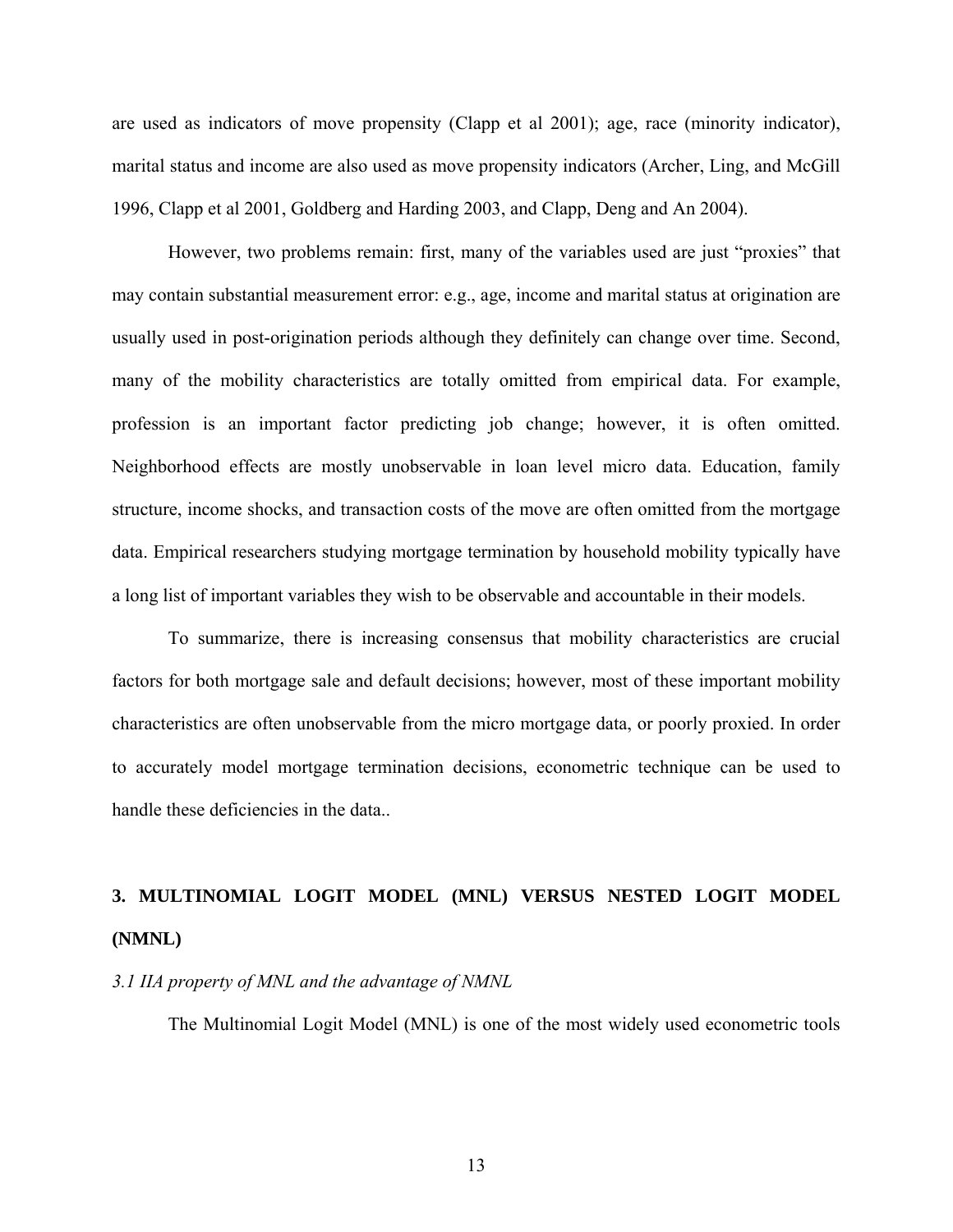are used as indicators of move propensity (Clapp et al 2001); age, race (minority indicator), marital status and income are also used as move propensity indicators (Archer, Ling, and McGill 1996, Clapp et al 2001, Goldberg and Harding 2003, and Clapp, Deng and An 2004).

However, two problems remain: first, many of the variables used are just "proxies" that may contain substantial measurement error: e.g., age, income and marital status at origination are usually used in post-origination periods although they definitely can change over time. Second, many of the mobility characteristics are totally omitted from empirical data. For example, profession is an important factor predicting job change; however, it is often omitted. Neighborhood effects are mostly unobservable in loan level micro data. Education, family structure, income shocks, and transaction costs of the move are often omitted from the mortgage data. Empirical researchers studying mortgage termination by household mobility typically have a long list of important variables they wish to be observable and accountable in their models.

To summarize, there is increasing consensus that mobility characteristics are crucial factors for both mortgage sale and default decisions; however, most of these important mobility characteristics are often unobservable from the micro mortgage data, or poorly proxied. In order to accurately model mortgage termination decisions, econometric technique can be used to handle these deficiencies in the data..

## 3. MULTINOMIAL LOGIT MODEL (MNL) VERSUS NESTED LOGIT MODEL (NMNL)

### *3.1 IIA property of MNL and the advantage of NMNL*

The Multinomial Logit Model (MNL) is one of the most widely used econometric tools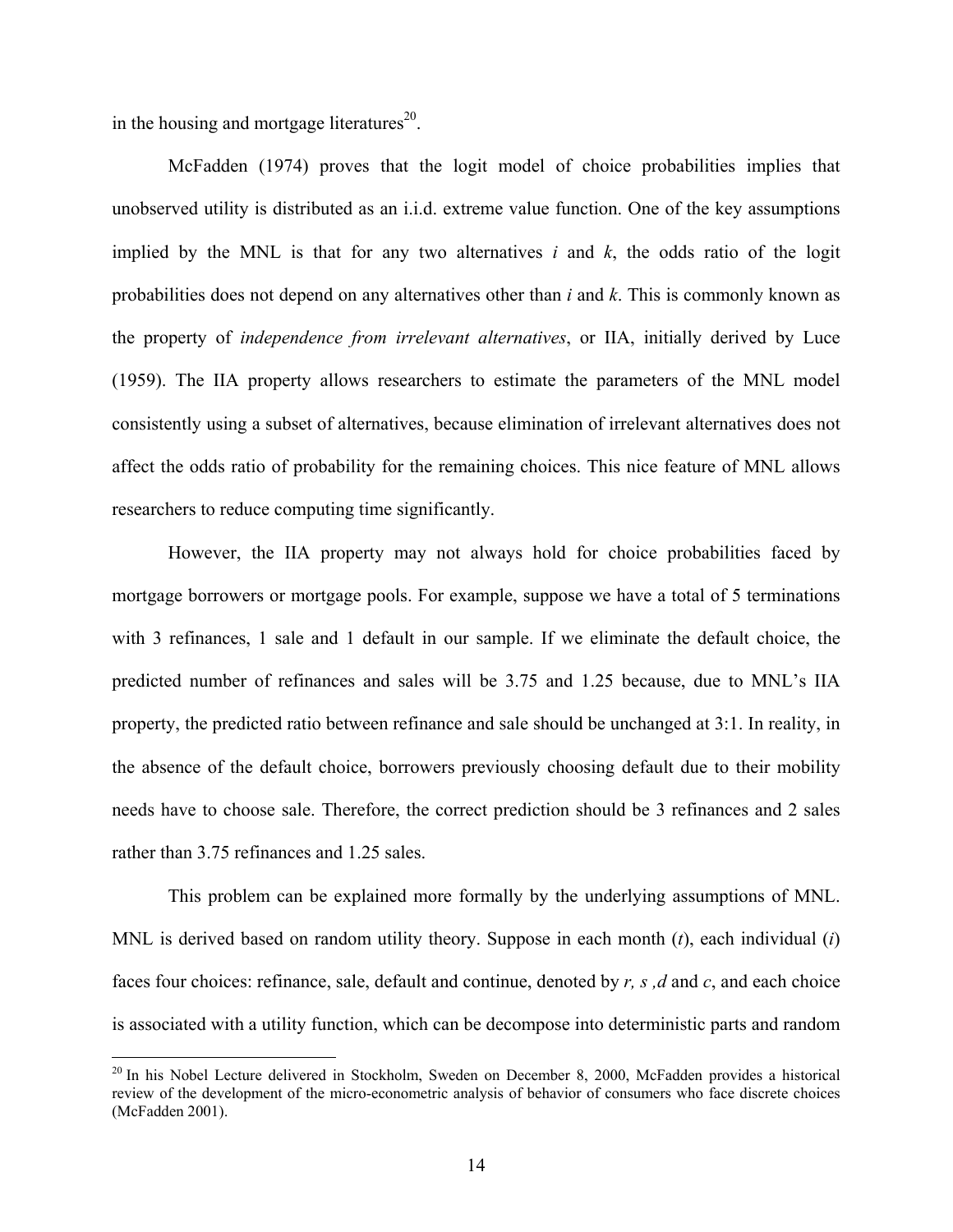in the housing and mortgage literatures[20].

McFadden (1974) proves that the logit model of choice probabilities implies that unobserved utility is distributed as an i.i.d. extreme value function. One of the key assumptions implied by the MNL is that for any two alternatives $i$ and $k$, the odds ratio of the logit probabilities does not depend on any alternatives other than $i$ and $k$. This is commonly known as the property of *independence from irrelevant alternatives*, or IIA, initially derived by Luce (1959). The IIA property allows researchers to estimate the parameters of the MNL model consistently using a subset of alternatives, because elimination of irrelevant alternatives does not affect the odds ratio of probability for the remaining choices. This nice feature of MNL allows researchers to reduce computing time significantly.

However, the IIA property may not always hold for choice probabilities faced by mortgage borrowers or mortgage pools. For example, suppose we have a total of 5 terminations with 3 refinances, 1 sale and 1 default in our sample. If we eliminate the default choice, the predicted number of refinances and sales will be 3.75 and 1.25 because, due to MNL's IIA property, the predicted ratio between refinance and sale should be unchanged at 3:1. In reality, in the absence of the default choice, borrowers previously choosing default due to their mobility needs have to choose sale. Therefore, the correct prediction should be 3 refinances and 2 sales rather than 3.75 refinances and 1.25 sales.

This problem can be explained more formally by the underlying assumptions of MNL. MNL is derived based on random utility theory. Suppose in each month ($t$), each individual ($i$) faces four choices: refinance, sale, default and continue, denoted by $r$, $s$ ,$d$ and $c$, and each choice is associated with a utility function, which can be decompose into deterministic parts and random

[20] In his Nobel Lecture delivered in Stockholm, Sweden on December 8, 2000, McFadden provides a historical review of the development of the micro-econometric analysis of behavior of consumers who face discrete choices (McFadden 2001).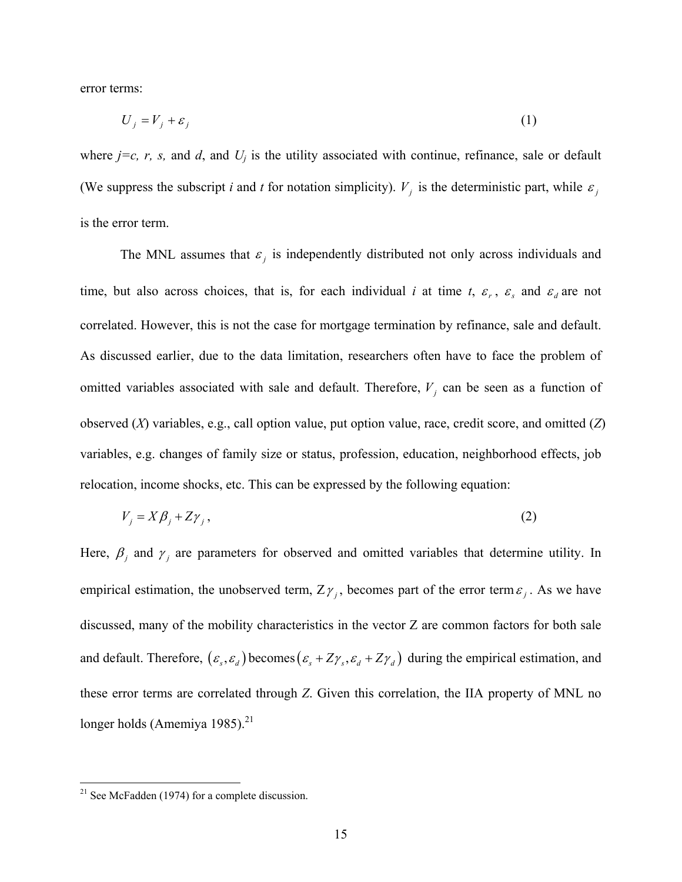error terms:

$$U_j = V_j + \varepsilon_j \tag{1}$$

where $j$=*c, r, s,* and *d*, and $U_j$ is the utility associated with continue, refinance, sale or default (We suppress the subscript *i* and *t* for notation simplicity). $V_j$ is the deterministic part, while $\varepsilon_j$ is the error term.

The MNL assumes that $\varepsilon_j$ is independently distributed not only across individuals and time, but also across choices, that is, for each individual *i* at time *t*, $\varepsilon_r$, $\varepsilon_s$ and $\varepsilon_d$ are not correlated. However, this is not the case for mortgage termination by refinance, sale and default. As discussed earlier, due to the data limitation, researchers often have to face the problem of omitted variables associated with sale and default. Therefore, $V_j$ can be seen as a function of observed (*X*) variables, e.g., call option value, put option value, race, credit score, and omitted (*Z*) variables, e.g. changes of family size or status, profession, education, neighborhood effects, job relocation, income shocks, etc. This can be expressed by the following equation:

$$V_j = X\beta_j + Z\gamma_j , \tag{2}$$

Here, $\beta_j$ and $\gamma_j$ are parameters for observed and omitted variables that determine utility. In empirical estimation, the unobserved term, $Z\gamma_j$, becomes part of the error term $\varepsilon_j$. As we have discussed, many of the mobility characteristics in the vector Z are common factors for both sale and default. Therefore, $(\varepsilon_s, \varepsilon_d)$ becomes $(\varepsilon_s + Z\gamma_s, \varepsilon_d + Z\gamma_d)$ during the empirical estimation, and these error terms are correlated through *Z*. Given this correlation, the IIA property of MNL no longer holds (Amemiya 1985).[21]

[21] See McFadden (1974) for a complete discussion.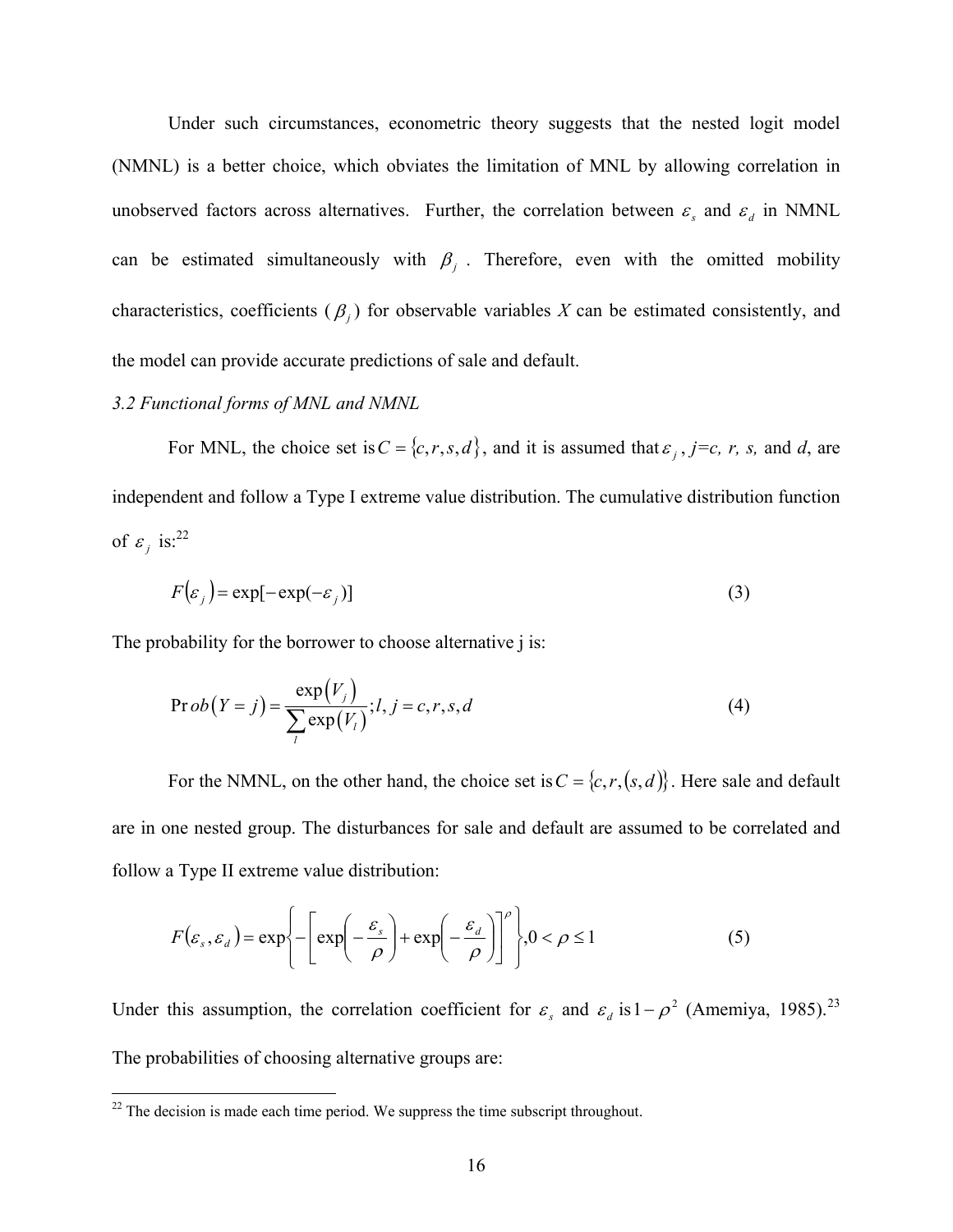Under such circumstances, econometric theory suggests that the nested logit model (NMNL) is a better choice, which obviates the limitation of MNL by allowing correlation in unobserved factors across alternatives. Further, the correlation between $\varepsilon_s$ and $\varepsilon_d$ in NMNL can be estimated simultaneously with $\beta_j$. Therefore, even with the omitted mobility characteristics, coefficients ($\beta_j$) for observable variables *X* can be estimated consistently, and the model can provide accurate predictions of sale and default.

*3.2 Functional forms of MNL and NMNL*

For MNL, the choice set is $C = \{c, r, s, d\}$, and it is assumed that $\varepsilon_j$, *j=c, r, s,* and *d*, are independent and follow a Type I extreme value distribution. The cumulative distribution function of $\varepsilon_j$ is:[22]

$$F(\varepsilon_j) = \exp[-\exp(-\varepsilon_j)] \tag{3}$$

The probability for the borrower to choose alternative j is:

$$\Pr ob(Y = j) = \frac{\exp(V_j)}{\sum_l \exp(V_l)}; l, j = c, r, s, d \tag{4}$$

For the NMNL, on the other hand, the choice set is $C = \{c, r, (s, d)\}$. Here sale and default are in one nested group. The disturbances for sale and default are assumed to be correlated and follow a Type II extreme value distribution:

$$F(\varepsilon_s, \varepsilon_d) = \exp\left\{-\left[\exp\left(-\frac{\varepsilon_s}{\rho}\right) + \exp\left(-\frac{\varepsilon_d}{\rho}\right)\right]^{\rho}\right\}, 0 < \rho \leq 1 \tag{5}$$

Under this assumption, the correlation coefficient for $\varepsilon_s$ and $\varepsilon_d$ is $1-\rho^2$ (Amemiya, 1985).[23] The probabilities of choosing alternative groups are:

[22] The decision is made each time period. We suppress the time subscript throughout.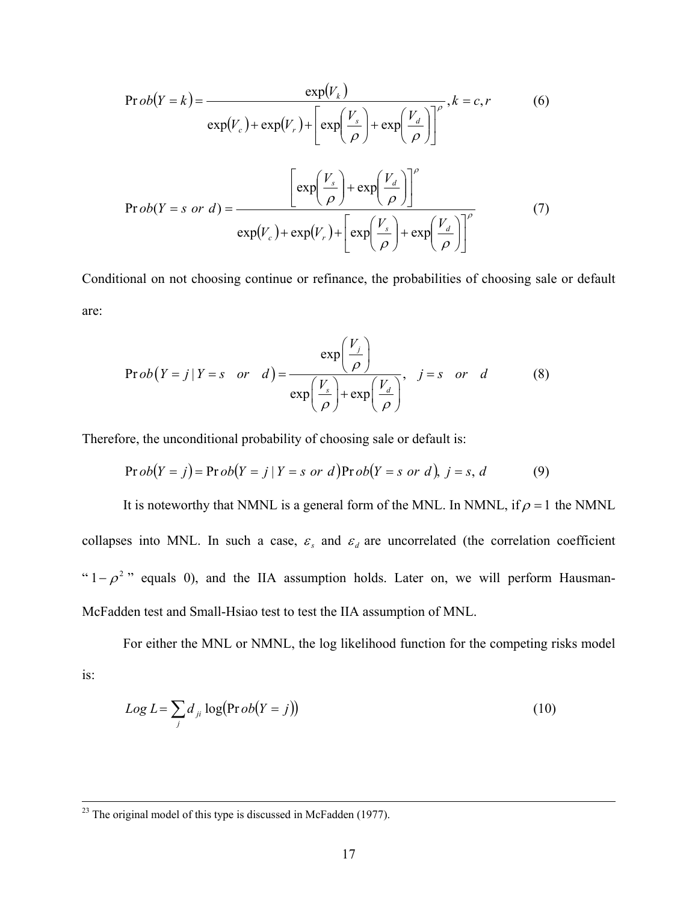$$\Pr ob(Y = k) = \frac{\exp(V_k)}{\exp(V_c) + \exp(V_r) + \left[\exp\left(\frac{V_s}{\rho}\right) + \exp\left(\frac{V_d}{\rho}\right)\right]^{\rho}}, k = c, r \tag{6}$$

$$\Pr ob(Y = s \ or \ d) = \frac{\left[\exp\left(\frac{V_s}{\rho}\right) + \exp\left(\frac{V_d}{\rho}\right)\right]^{\rho}}{\exp(V_c) + \exp(V_r) + \left[\exp\left(\frac{V_s}{\rho}\right) + \exp\left(\frac{V_d}{\rho}\right)\right]^{\rho}} \tag{7}$$

Conditional on not choosing continue or refinance, the probabilities of choosing sale or default are:

$$\Pr ob(Y = j \mid Y = s \quad or \quad d) = \frac{\exp\left(\frac{V_j}{\rho}\right)}{\exp\left(\frac{V_s}{\rho}\right) + \exp\left(\frac{V_d}{\rho}\right)}, \quad j = s \quad or \quad d \tag{8}$$

Therefore, the unconditional probability of choosing sale or default is:

$$\Pr ob(Y = j) = \Pr ob(Y = j \mid Y = s \ or \ d) \Pr ob(Y = s \ or \ d), \ j = s, \ d \tag{9}$$

It is noteworthy that NMNL is a general form of the MNL. In NMNL, if $\rho = 1$ the NMNL collapses into MNL. In such a case, $\varepsilon_s$ and $\varepsilon_d$ are uncorrelated (the correlation coefficient "$1 - \rho^2$" equals 0), and the IIA assumption holds. Later on, we will perform Hausman-McFadden test and Small-Hsiao test to test the IIA assumption of MNL.

For either the MNL or NMNL, the log likelihood function for the competing risks model is:

$$Log \ L = \sum_j d_{ji} \log(\Pr ob(Y = j)) \tag{10}$$

---

[23] The original model of this type is discussed in McFadden (1977).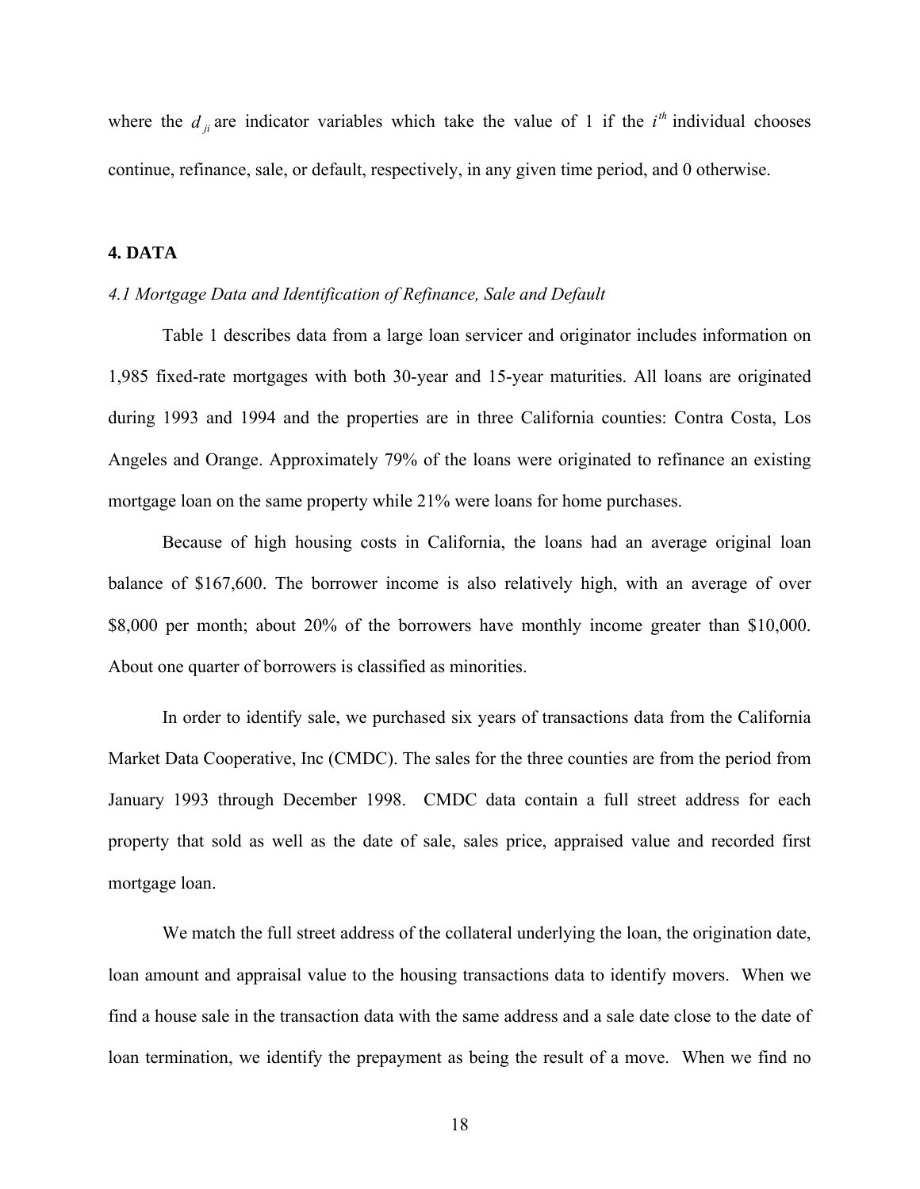where the $d_{ji}$ are indicator variables which take the value of 1 if the $i^{th}$ individual chooses continue, refinance, sale, or default, respectively, in any given time period, and 0 otherwise.

## 4. DATA

### *4.1 Mortgage Data and Identification of Refinance, Sale and Default*

Table 1 describes data from a large loan servicer and originator includes information on 1,985 fixed-rate mortgages with both 30-year and 15-year maturities. All loans are originated during 1993 and 1994 and the properties are in three California counties: Contra Costa, Los Angeles and Orange. Approximately 79% of the loans were originated to refinance an existing mortgage loan on the same property while 21% were loans for home purchases.

Because of high housing costs in California, the loans had an average original loan balance of $167,600. The borrower income is also relatively high, with an average of over $8,000 per month; about 20% of the borrowers have monthly income greater than $10,000. About one quarter of borrowers is classified as minorities.

In order to identify sale, we purchased six years of transactions data from the California Market Data Cooperative, Inc (CMDC). The sales for the three counties are from the period from January 1993 through December 1998. CMDC data contain a full street address for each property that sold as well as the date of sale, sales price, appraised value and recorded first mortgage loan.

We match the full street address of the collateral underlying the loan, the origination date, loan amount and appraisal value to the housing transactions data to identify movers. When we find a house sale in the transaction data with the same address and a sale date close to the date of loan termination, we identify the prepayment as being the result of a move. When we find no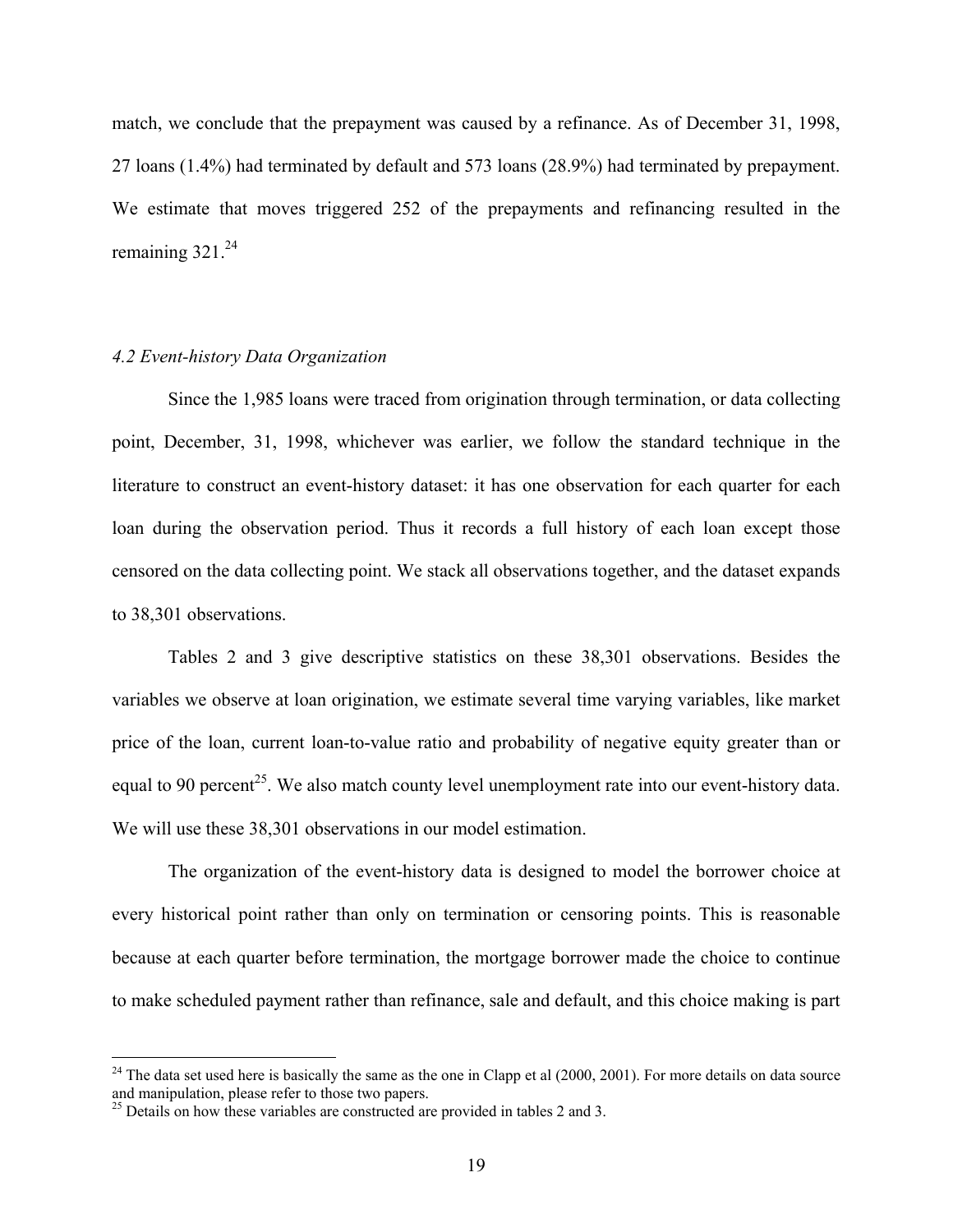match, we conclude that the prepayment was caused by a refinance. As of December 31, 1998, 27 loans (1.4%) had terminated by default and 573 loans (28.9%) had terminated by prepayment. We estimate that moves triggered 252 of the prepayments and refinancing resulted in the remaining 321.[24]

### *4.2 Event-history Data Organization*

Since the 1,985 loans were traced from origination through termination, or data collecting point, December, 31, 1998, whichever was earlier, we follow the standard technique in the literature to construct an event-history dataset: it has one observation for each quarter for each loan during the observation period. Thus it records a full history of each loan except those censored on the data collecting point. We stack all observations together, and the dataset expands to 38,301 observations.

Tables 2 and 3 give descriptive statistics on these 38,301 observations. Besides the variables we observe at loan origination, we estimate several time varying variables, like market price of the loan, current loan-to-value ratio and probability of negative equity greater than or equal to 90 percent[25]. We also match county level unemployment rate into our event-history data. We will use these 38,301 observations in our model estimation.

The organization of the event-history data is designed to model the borrower choice at every historical point rather than only on termination or censoring points. This is reasonable because at each quarter before termination, the mortgage borrower made the choice to continue to make scheduled payment rather than refinance, sale and default, and this choice making is part

---

[24] The data set used here is basically the same as the one in Clapp et al (2000, 2001). For more details on data source and manipulation, please refer to those two papers.

[25] Details on how these variables are constructed are provided in tables 2 and 3.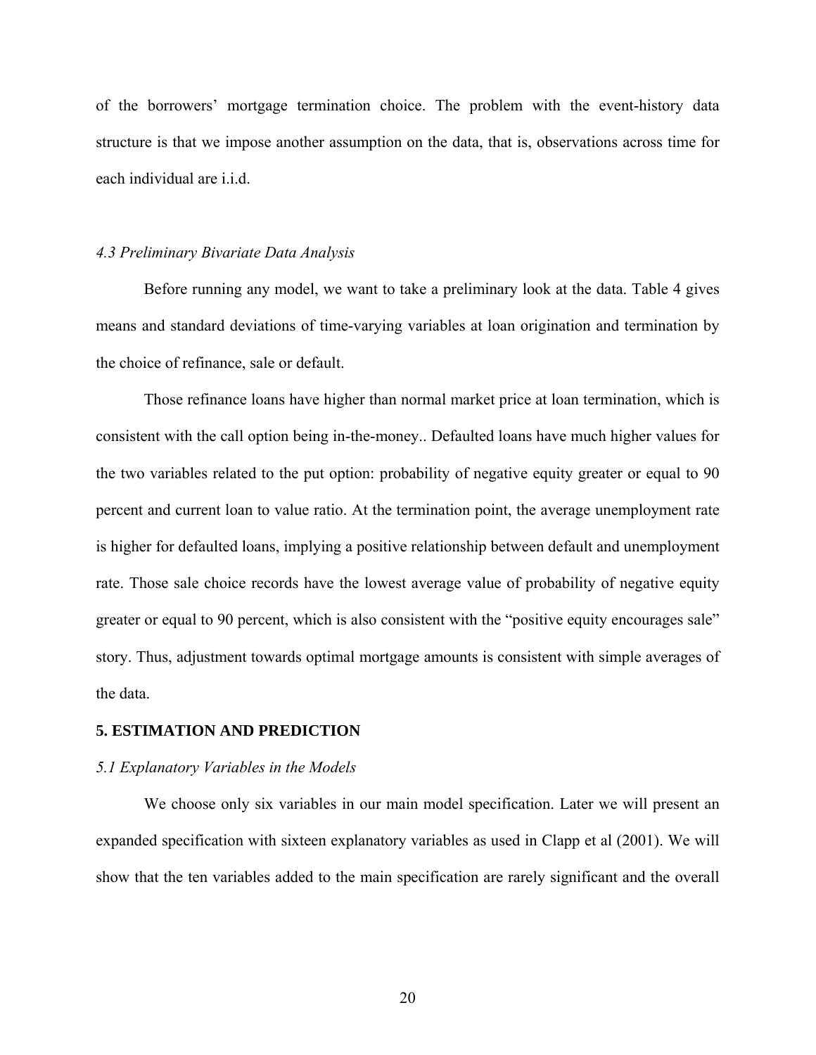of the borrowers' mortgage termination choice. The problem with the event-history data structure is that we impose another assumption on the data, that is, observations across time for each individual are i.i.d.

### *4.3 Preliminary Bivariate Data Analysis*

Before running any model, we want to take a preliminary look at the data. Table 4 gives means and standard deviations of time-varying variables at loan origination and termination by the choice of refinance, sale or default.

Those refinance loans have higher than normal market price at loan termination, which is consistent with the call option being in-the-money.. Defaulted loans have much higher values for the two variables related to the put option: probability of negative equity greater or equal to 90 percent and current loan to value ratio. At the termination point, the average unemployment rate is higher for defaulted loans, implying a positive relationship between default and unemployment rate. Those sale choice records have the lowest average value of probability of negative equity greater or equal to 90 percent, which is also consistent with the "positive equity encourages sale" story. Thus, adjustment towards optimal mortgage amounts is consistent with simple averages of the data.

## **5. ESTIMATION AND PREDICTION**

### *5.1 Explanatory Variables in the Models*

We choose only six variables in our main model specification. Later we will present an expanded specification with sixteen explanatory variables as used in Clapp et al (2001). We will show that the ten variables added to the main specification are rarely significant and the overall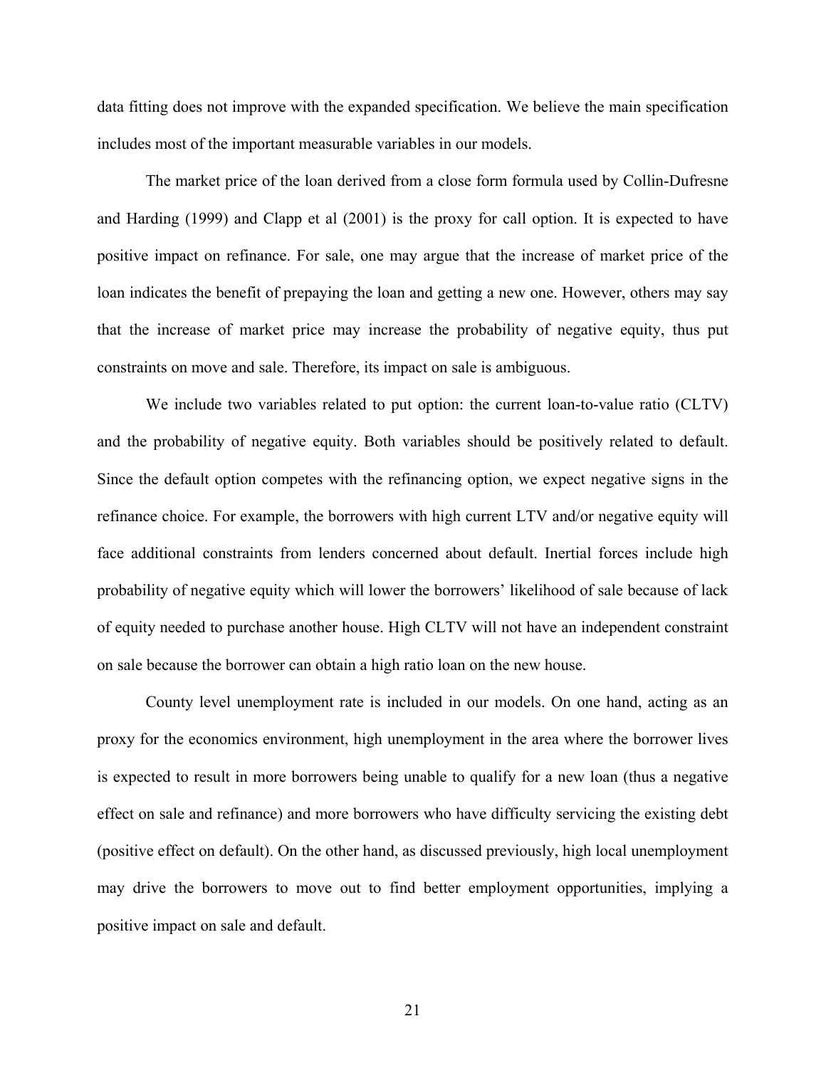data fitting does not improve with the expanded specification. We believe the main specification includes most of the important measurable variables in our models.

The market price of the loan derived from a close form formula used by Collin-Dufresne and Harding (1999) and Clapp et al (2001) is the proxy for call option. It is expected to have positive impact on refinance. For sale, one may argue that the increase of market price of the loan indicates the benefit of prepaying the loan and getting a new one. However, others may say that the increase of market price may increase the probability of negative equity, thus put constraints on move and sale. Therefore, its impact on sale is ambiguous.

We include two variables related to put option: the current loan-to-value ratio (CLTV) and the probability of negative equity. Both variables should be positively related to default. Since the default option competes with the refinancing option, we expect negative signs in the refinance choice. For example, the borrowers with high current LTV and/or negative equity will face additional constraints from lenders concerned about default. Inertial forces include high probability of negative equity which will lower the borrowers' likelihood of sale because of lack of equity needed to purchase another house. High CLTV will not have an independent constraint on sale because the borrower can obtain a high ratio loan on the new house.

County level unemployment rate is included in our models. On one hand, acting as an proxy for the economics environment, high unemployment in the area where the borrower lives is expected to result in more borrowers being unable to qualify for a new loan (thus a negative effect on sale and refinance) and more borrowers who have difficulty servicing the existing debt (positive effect on default). On the other hand, as discussed previously, high local unemployment may drive the borrowers to move out to find better employment opportunities, implying a positive impact on sale and default.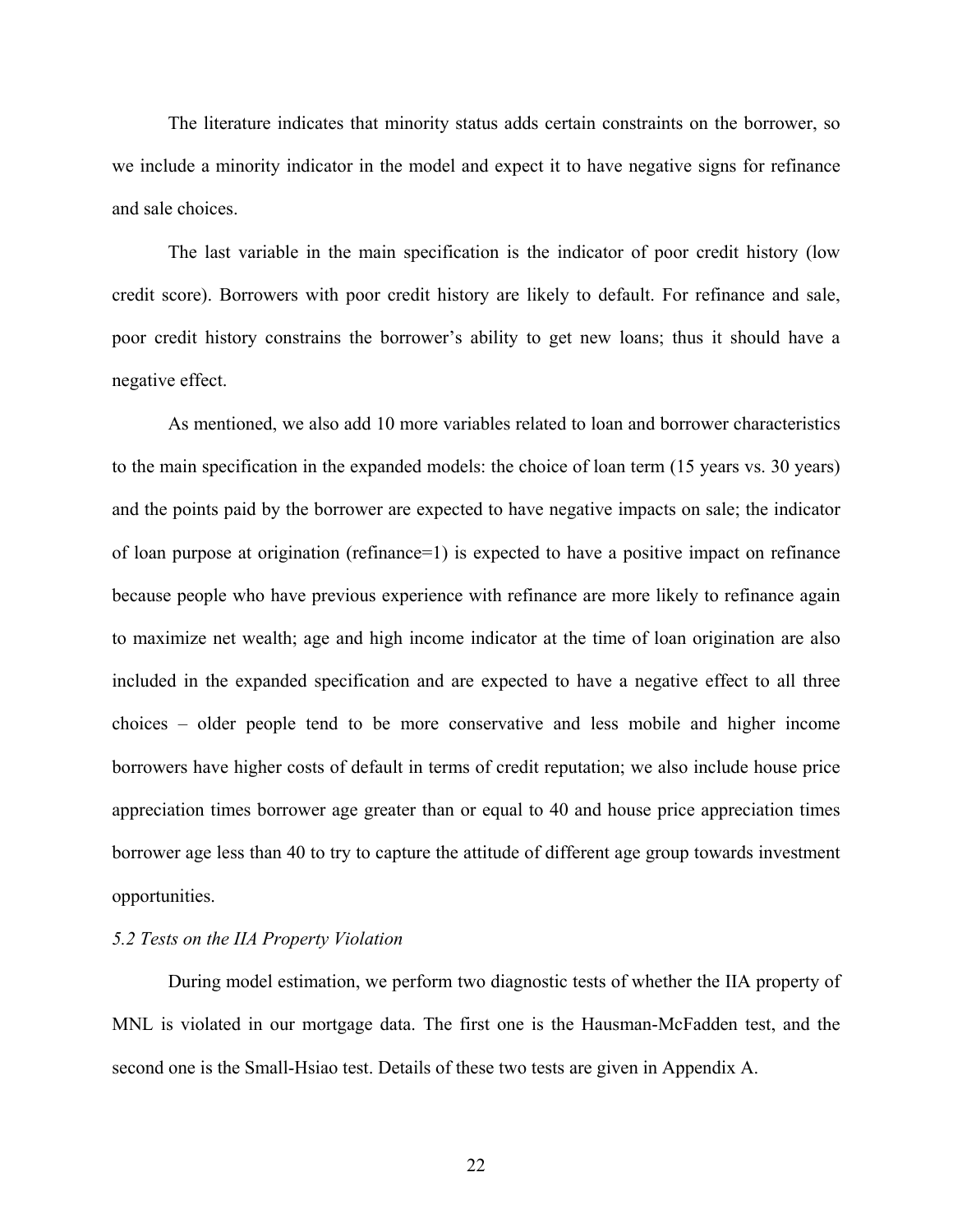The literature indicates that minority status adds certain constraints on the borrower, so we include a minority indicator in the model and expect it to have negative signs for refinance and sale choices.

The last variable in the main specification is the indicator of poor credit history (low credit score). Borrowers with poor credit history are likely to default. For refinance and sale, poor credit history constrains the borrower's ability to get new loans; thus it should have a negative effect.

As mentioned, we also add 10 more variables related to loan and borrower characteristics to the main specification in the expanded models: the choice of loan term (15 years vs. 30 years) and the points paid by the borrower are expected to have negative impacts on sale; the indicator of loan purpose at origination (refinance=1) is expected to have a positive impact on refinance because people who have previous experience with refinance are more likely to refinance again to maximize net wealth; age and high income indicator at the time of loan origination are also included in the expanded specification and are expected to have a negative effect to all three choices – older people tend to be more conservative and less mobile and higher income borrowers have higher costs of default in terms of credit reputation; we also include house price appreciation times borrower age greater than or equal to 40 and house price appreciation times borrower age less than 40 to try to capture the attitude of different age group towards investment opportunities.

### *5.2 Tests on the IIA Property Violation*

During model estimation, we perform two diagnostic tests of whether the IIA property of MNL is violated in our mortgage data. The first one is the Hausman-McFadden test, and the second one is the Small-Hsiao test. Details of these two tests are given in Appendix A.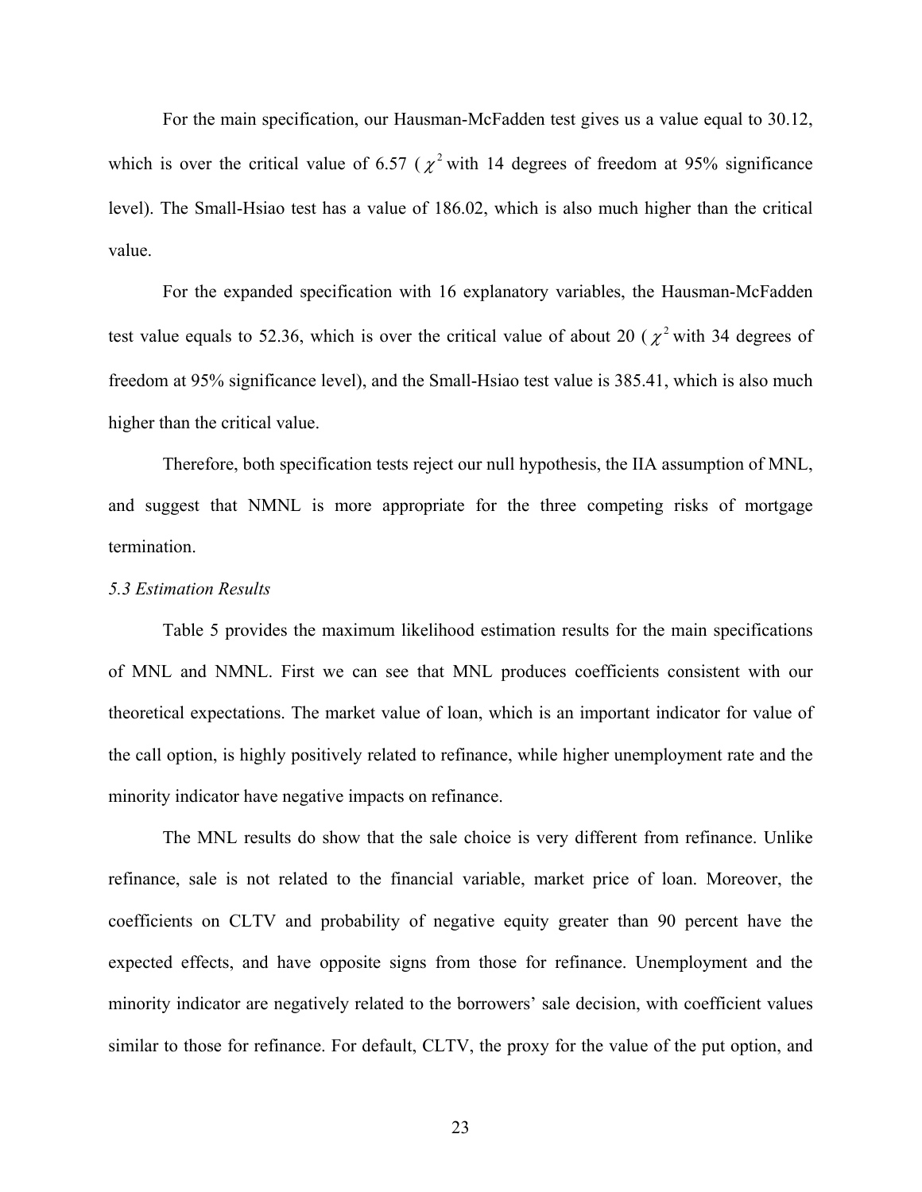For the main specification, our Hausman-McFadden test gives us a value equal to 30.12, which is over the critical value of 6.57 ( $\chi^2$ with 14 degrees of freedom at 95% significance level). The Small-Hsiao test has a value of 186.02, which is also much higher than the critical value.

For the expanded specification with 16 explanatory variables, the Hausman-McFadden test value equals to 52.36, which is over the critical value of about 20 ( $\chi^2$ with 34 degrees of freedom at 95% significance level), and the Small-Hsiao test value is 385.41, which is also much higher than the critical value.

Therefore, both specification tests reject our null hypothesis, the IIA assumption of MNL, and suggest that NMNL is more appropriate for the three competing risks of mortgage termination.

*5.3 Estimation Results*

Table 5 provides the maximum likelihood estimation results for the main specifications of MNL and NMNL. First we can see that MNL produces coefficients consistent with our theoretical expectations. The market value of loan, which is an important indicator for value of the call option, is highly positively related to refinance, while higher unemployment rate and the minority indicator have negative impacts on refinance.

The MNL results do show that the sale choice is very different from refinance. Unlike refinance, sale is not related to the financial variable, market price of loan. Moreover, the coefficients on CLTV and probability of negative equity greater than 90 percent have the expected effects, and have opposite signs from those for refinance. Unemployment and the minority indicator are negatively related to the borrowers' sale decision, with coefficient values similar to those for refinance. For default, CLTV, the proxy for the value of the put option, and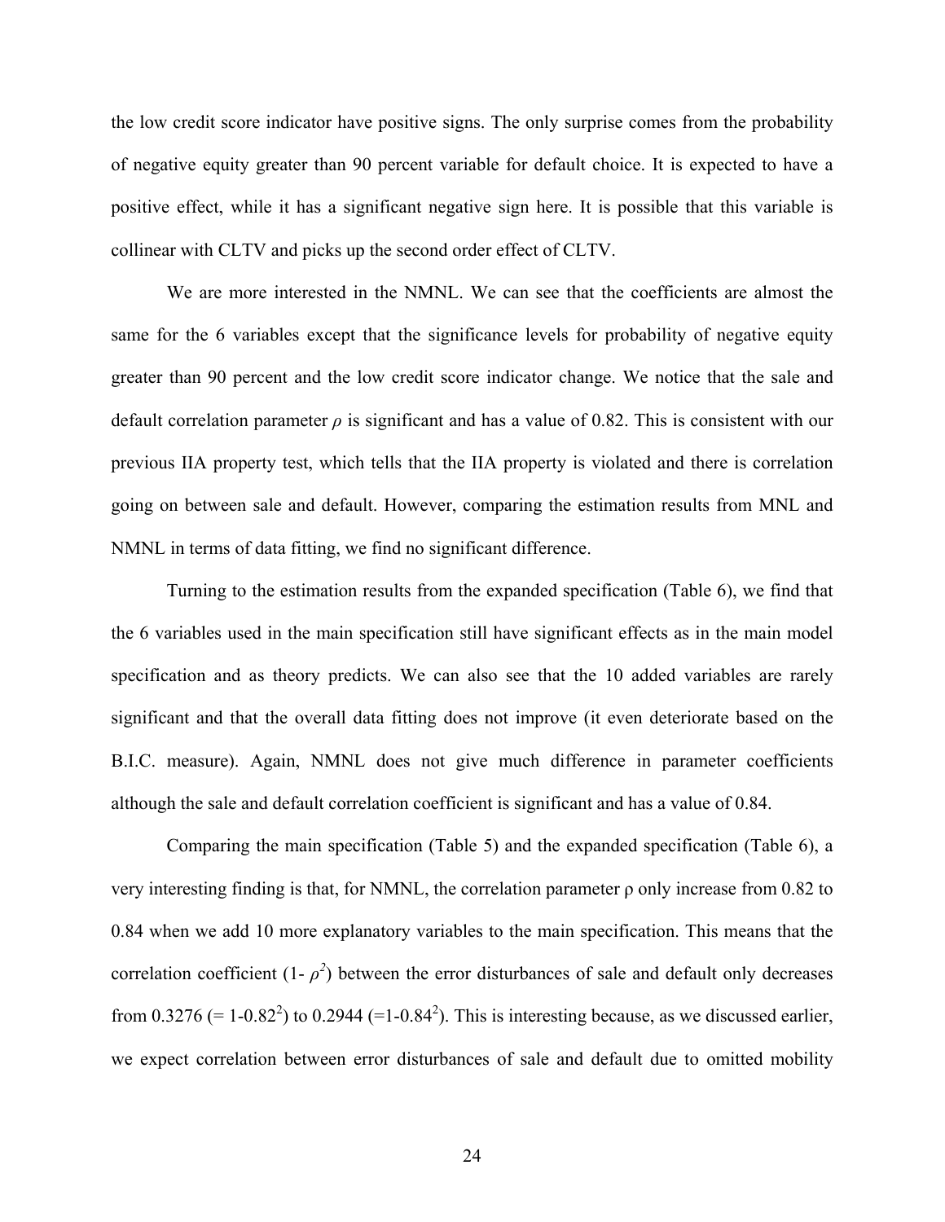the low credit score indicator have positive signs. The only surprise comes from the probability of negative equity greater than 90 percent variable for default choice. It is expected to have a positive effect, while it has a significant negative sign here. It is possible that this variable is collinear with CLTV and picks up the second order effect of CLTV.

We are more interested in the NMNL. We can see that the coefficients are almost the same for the 6 variables except that the significance levels for probability of negative equity greater than 90 percent and the low credit score indicator change. We notice that the sale and default correlation parameter $\rho$ is significant and has a value of 0.82. This is consistent with our previous IIA property test, which tells that the IIA property is violated and there is correlation going on between sale and default. However, comparing the estimation results from MNL and NMNL in terms of data fitting, we find no significant difference.

Turning to the estimation results from the expanded specification (Table 6), we find that the 6 variables used in the main specification still have significant effects as in the main model specification and as theory predicts. We can also see that the 10 added variables are rarely significant and that the overall data fitting does not improve (it even deteriorate based on the B.I.C. measure). Again, NMNL does not give much difference in parameter coefficients although the sale and default correlation coefficient is significant and has a value of 0.84.

Comparing the main specification (Table 5) and the expanded specification (Table 6), a very interesting finding is that, for NMNL, the correlation parameter $\rho$ only increase from 0.82 to 0.84 when we add 10 more explanatory variables to the main specification. This means that the correlation coefficient ($1-\rho^2$) between the error disturbances of sale and default only decreases from 0.3276 ($= 1-0.82^2$) to 0.2944 ($=1-0.84^2$). This is interesting because, as we discussed earlier, we expect correlation between error disturbances of sale and default due to omitted mobility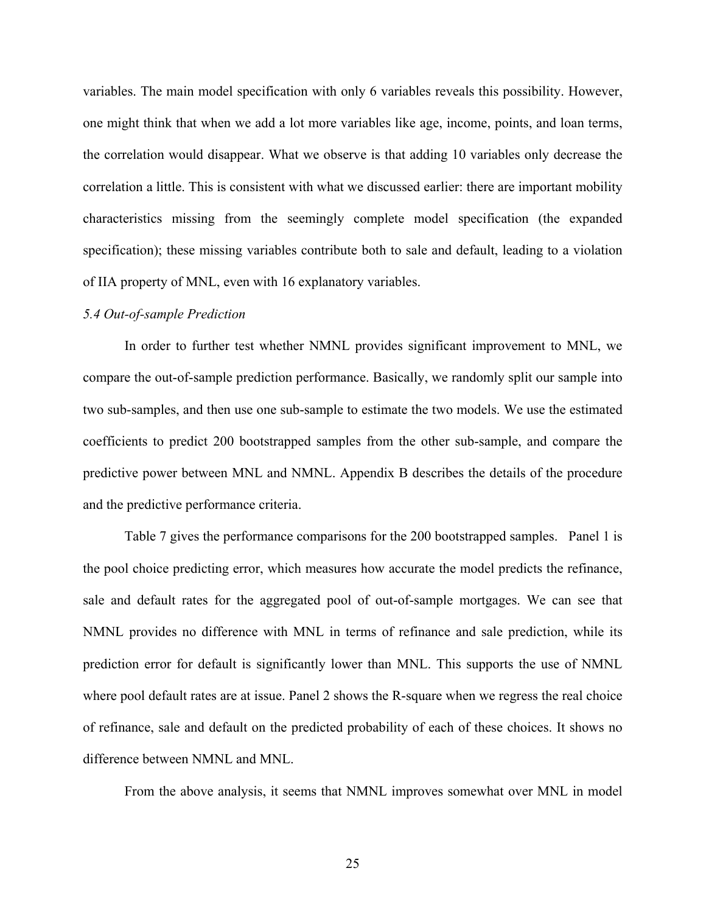variables. The main model specification with only 6 variables reveals this possibility. However, one might think that when we add a lot more variables like age, income, points, and loan terms, the correlation would disappear. What we observe is that adding 10 variables only decrease the correlation a little. This is consistent with what we discussed earlier: there are important mobility characteristics missing from the seemingly complete model specification (the expanded specification); these missing variables contribute both to sale and default, leading to a violation of IIA property of MNL, even with 16 explanatory variables.

*5.4 Out-of-sample Prediction*

In order to further test whether NMNL provides significant improvement to MNL, we compare the out-of-sample prediction performance. Basically, we randomly split our sample into two sub-samples, and then use one sub-sample to estimate the two models. We use the estimated coefficients to predict 200 bootstrapped samples from the other sub-sample, and compare the predictive power between MNL and NMNL. Appendix B describes the details of the procedure and the predictive performance criteria.

Table 7 gives the performance comparisons for the 200 bootstrapped samples. Panel 1 is the pool choice predicting error, which measures how accurate the model predicts the refinance, sale and default rates for the aggregated pool of out-of-sample mortgages. We can see that NMNL provides no difference with MNL in terms of refinance and sale prediction, while its prediction error for default is significantly lower than MNL. This supports the use of NMNL where pool default rates are at issue. Panel 2 shows the R-square when we regress the real choice of refinance, sale and default on the predicted probability of each of these choices. It shows no difference between NMNL and MNL.

From the above analysis, it seems that NMNL improves somewhat over MNL in model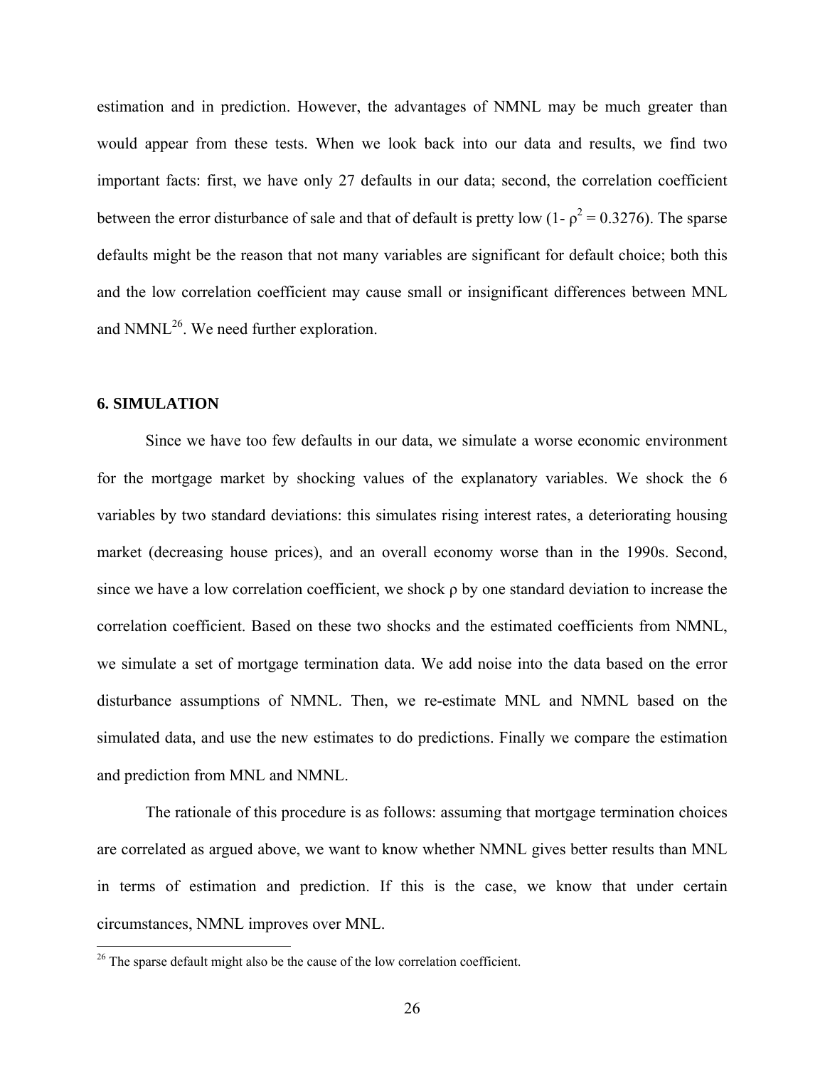estimation and in prediction. However, the advantages of NMNL may be much greater than would appear from these tests. When we look back into our data and results, we find two important facts: first, we have only 27 defaults in our data; second, the correlation coefficient between the error disturbance of sale and that of default is pretty low ($1- \rho^2 = 0.3276$). The sparse defaults might be the reason that not many variables are significant for default choice; both this and the low correlation coefficient may cause small or insignificant differences between MNL and NMNL[26]. We need further exploration.

### 6. SIMULATION

Since we have too few defaults in our data, we simulate a worse economic environment for the mortgage market by shocking values of the explanatory variables. We shock the 6 variables by two standard deviations: this simulates rising interest rates, a deteriorating housing market (decreasing house prices), and an overall economy worse than in the 1990s. Second, since we have a low correlation coefficient, we shock $\rho$ by one standard deviation to increase the correlation coefficient. Based on these two shocks and the estimated coefficients from NMNL, we simulate a set of mortgage termination data. We add noise into the data based on the error disturbance assumptions of NMNL. Then, we re-estimate MNL and NMNL based on the simulated data, and use the new estimates to do predictions. Finally we compare the estimation and prediction from MNL and NMNL.

The rationale of this procedure is as follows: assuming that mortgage termination choices are correlated as argued above, we want to know whether NMNL gives better results than MNL in terms of estimation and prediction. If this is the case, we know that under certain circumstances, NMNL improves over MNL.

---

[26] The sparse default might also be the cause of the low correlation coefficient.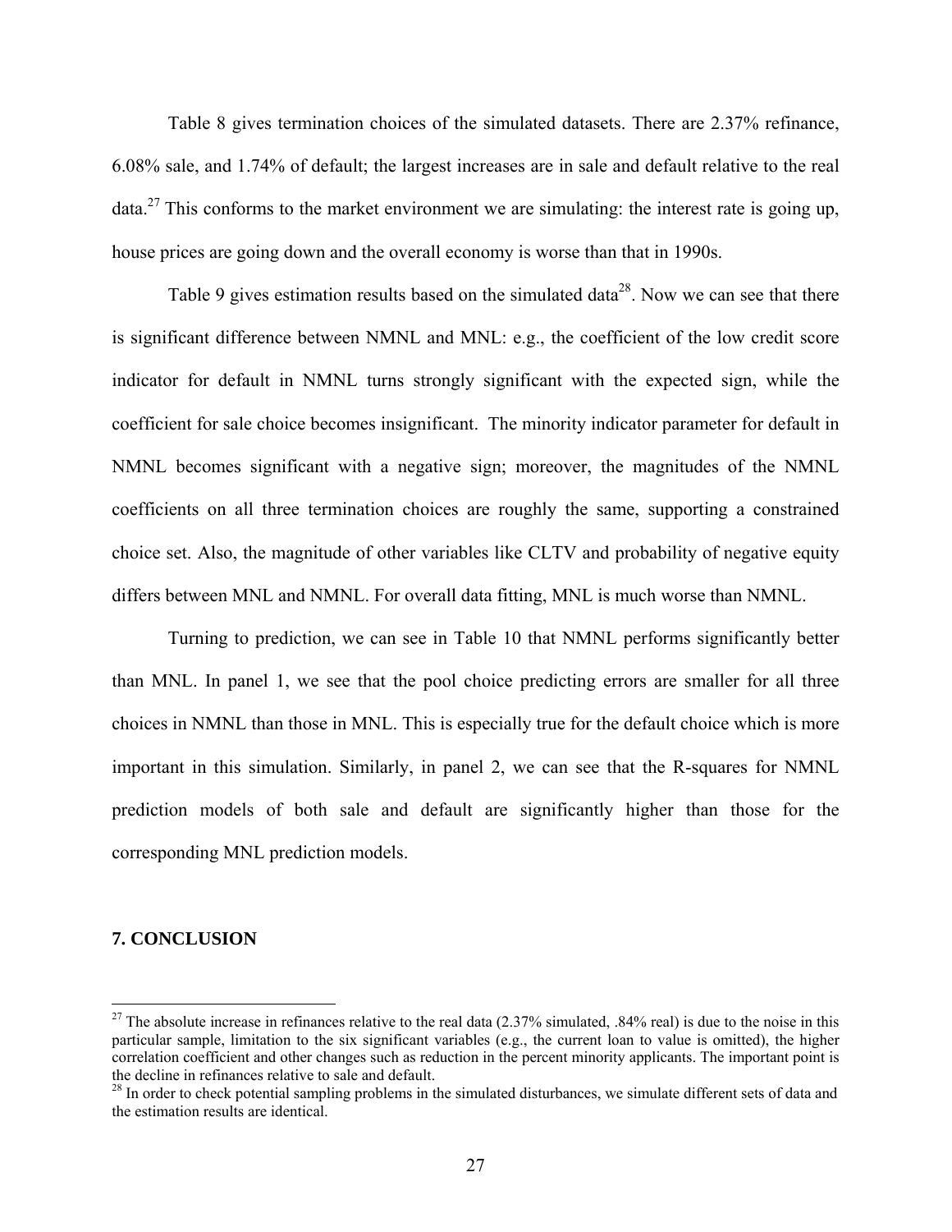Table 8 gives termination choices of the simulated datasets. There are 2.37% refinance, 6.08% sale, and 1.74% of default; the largest increases are in sale and default relative to the real data.[27] This conforms to the market environment we are simulating: the interest rate is going up, house prices are going down and the overall economy is worse than that in 1990s.

Table 9 gives estimation results based on the simulated data[28]. Now we can see that there is significant difference between NMNL and MNL: e.g., the coefficient of the low credit score indicator for default in NMNL turns strongly significant with the expected sign, while the coefficient for sale choice becomes insignificant. The minority indicator parameter for default in NMNL becomes significant with a negative sign; moreover, the magnitudes of the NMNL coefficients on all three termination choices are roughly the same, supporting a constrained choice set. Also, the magnitude of other variables like CLTV and probability of negative equity differs between MNL and NMNL. For overall data fitting, MNL is much worse than NMNL.

Turning to prediction, we can see in Table 10 that NMNL performs significantly better than MNL. In panel 1, we see that the pool choice predicting errors are smaller for all three choices in NMNL than those in MNL. This is especially true for the default choice which is more important in this simulation. Similarly, in panel 2, we can see that the R-squares for NMNL prediction models of both sale and default are significantly higher than those for the corresponding MNL prediction models.

## 7. CONCLUSION

[27] The absolute increase in refinances relative to the real data (2.37% simulated, .84% real) is due to the noise in this particular sample, limitation to the six significant variables (e.g., the current loan to value is omitted), the higher correlation coefficient and other changes such as reduction in the percent minority applicants. The important point is the decline in refinances relative to sale and default.

[28] In order to check potential sampling problems in the simulated disturbances, we simulate different sets of data and the estimation results are identical.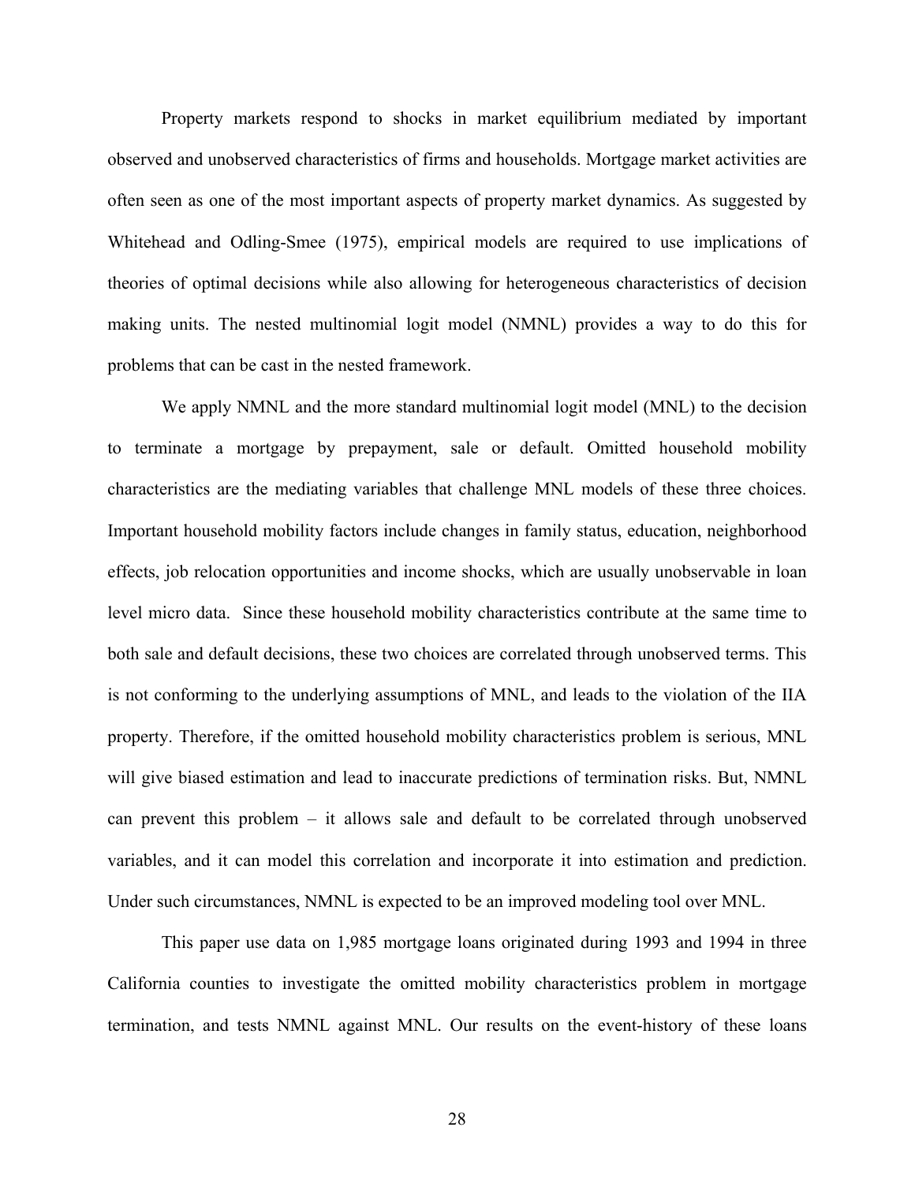Property markets respond to shocks in market equilibrium mediated by important observed and unobserved characteristics of firms and households. Mortgage market activities are often seen as one of the most important aspects of property market dynamics. As suggested by Whitehead and Odling-Smee (1975), empirical models are required to use implications of theories of optimal decisions while also allowing for heterogeneous characteristics of decision making units. The nested multinomial logit model (NMNL) provides a way to do this for problems that can be cast in the nested framework.

We apply NMNL and the more standard multinomial logit model (MNL) to the decision to terminate a mortgage by prepayment, sale or default. Omitted household mobility characteristics are the mediating variables that challenge MNL models of these three choices. Important household mobility factors include changes in family status, education, neighborhood effects, job relocation opportunities and income shocks, which are usually unobservable in loan level micro data. Since these household mobility characteristics contribute at the same time to both sale and default decisions, these two choices are correlated through unobserved terms. This is not conforming to the underlying assumptions of MNL, and leads to the violation of the IIA property. Therefore, if the omitted household mobility characteristics problem is serious, MNL will give biased estimation and lead to inaccurate predictions of termination risks. But, NMNL can prevent this problem – it allows sale and default to be correlated through unobserved variables, and it can model this correlation and incorporate it into estimation and prediction. Under such circumstances, NMNL is expected to be an improved modeling tool over MNL.

This paper use data on 1,985 mortgage loans originated during 1993 and 1994 in three California counties to investigate the omitted mobility characteristics problem in mortgage termination, and tests NMNL against MNL. Our results on the event-history of these loans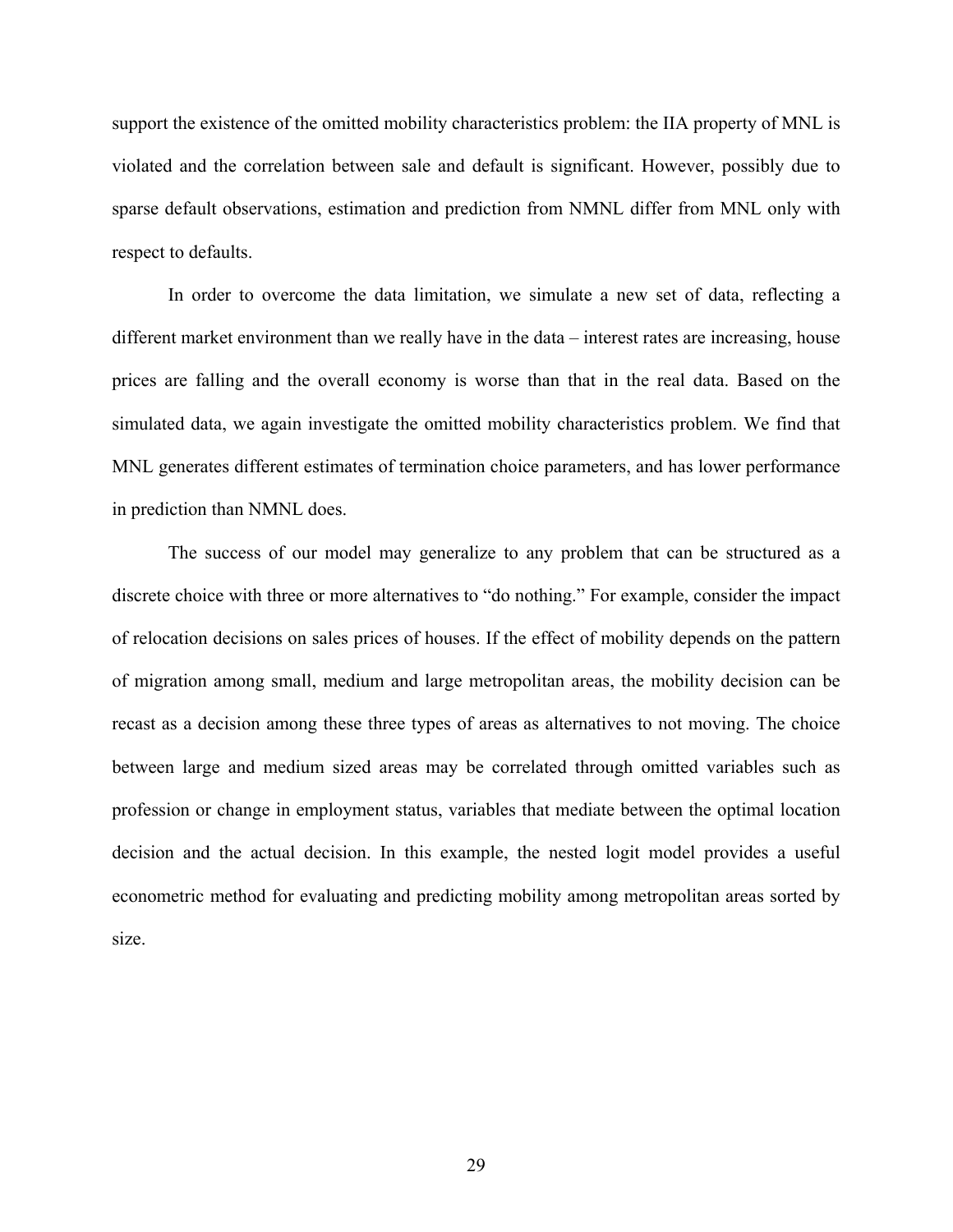support the existence of the omitted mobility characteristics problem: the IIA property of MNL is violated and the correlation between sale and default is significant. However, possibly due to sparse default observations, estimation and prediction from NMNL differ from MNL only with respect to defaults.

In order to overcome the data limitation, we simulate a new set of data, reflecting a different market environment than we really have in the data – interest rates are increasing, house prices are falling and the overall economy is worse than that in the real data. Based on the simulated data, we again investigate the omitted mobility characteristics problem. We find that MNL generates different estimates of termination choice parameters, and has lower performance in prediction than NMNL does.

The success of our model may generalize to any problem that can be structured as a discrete choice with three or more alternatives to "do nothing." For example, consider the impact of relocation decisions on sales prices of houses. If the effect of mobility depends on the pattern of migration among small, medium and large metropolitan areas, the mobility decision can be recast as a decision among these three types of areas as alternatives to not moving. The choice between large and medium sized areas may be correlated through omitted variables such as profession or change in employment status, variables that mediate between the optimal location decision and the actual decision. In this example, the nested logit model provides a useful econometric method for evaluating and predicting mobility among metropolitan areas sorted by size.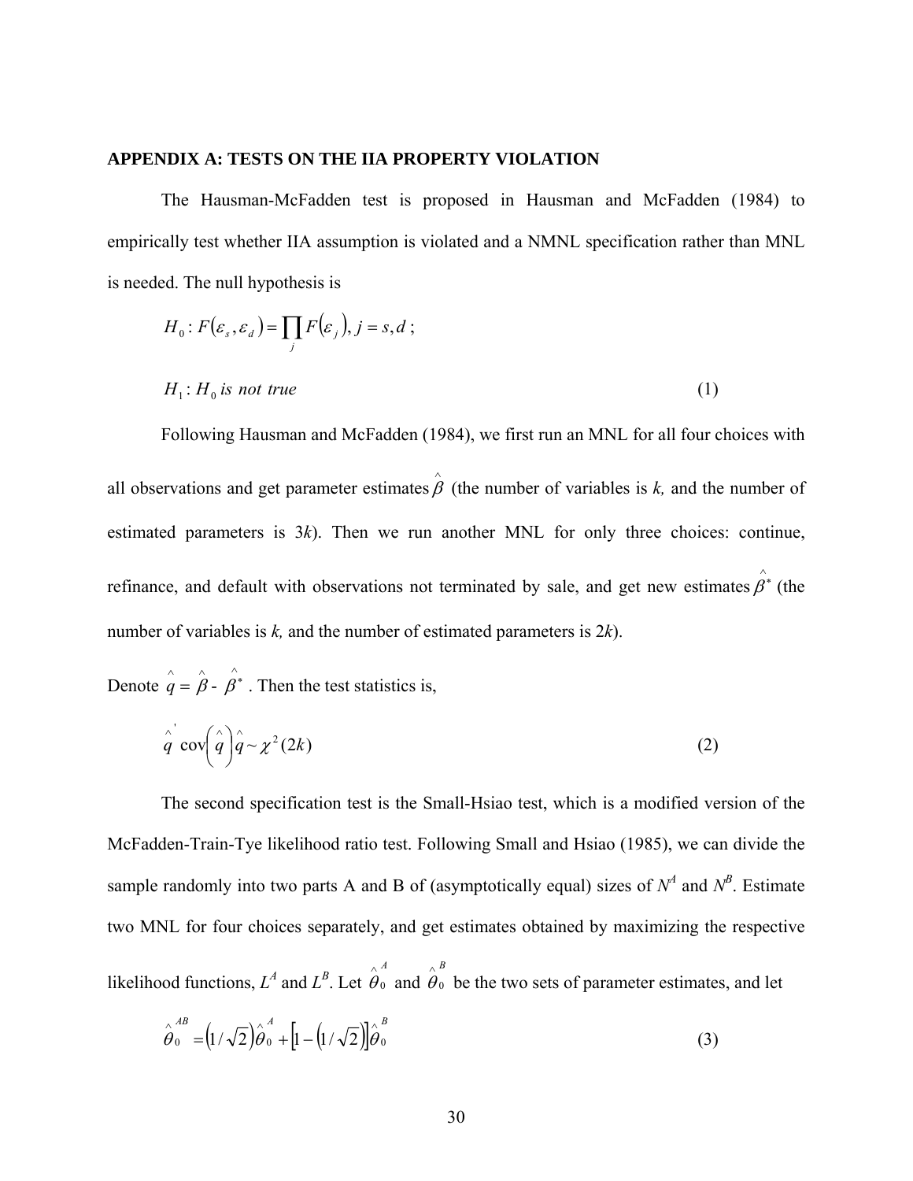## APPENDIX A: TESTS ON THE IIA PROPERTY VIOLATION

The Hausman-McFadden test is proposed in Hausman and McFadden (1984) to empirically test whether IIA assumption is violated and a NMNL specification rather than MNL is needed. The null hypothesis is

$$H_0 : F(\varepsilon_s, \varepsilon_d) = \prod_j F(\varepsilon_j), j = s, d \ ;$$

$$H_1 : H_0 \text{ is not true} \tag{1}$$

Following Hausman and McFadden (1984), we first run an MNL for all four choices with all observations and get parameter estimates $\hat{\beta}$ (the number of variables is *k,* and the number of estimated parameters is 3*k*). Then we run another MNL for only three choices: continue, refinance, and default with observations not terminated by sale, and get new estimates $\hat{\beta}^*$ (the number of variables is *k,* and the number of estimated parameters is 2*k*).

Denote $\hat{q} = \hat{\beta} - \hat{\beta}^*$. Then the test statistics is,

$$\hat{q}^{'} \operatorname{cov}\left(\hat{q}\right)\hat{q} \sim \chi^2(2k) \tag{2}$$

The second specification test is the Small-Hsiao test, which is a modified version of the McFadden-Train-Tye likelihood ratio test. Following Small and Hsiao (1985), we can divide the sample randomly into two parts A and B of (asymptotically equal) sizes of $N^A$ and $N^B$. Estimate two MNL for four choices separately, and get estimates obtained by maximizing the respective likelihood functions, $L^A$ and $L^B$. Let $\hat{\theta}_0^A$ and $\hat{\theta}_0^B$ be the two sets of parameter estimates, and let

$$\hat{\theta}_0^{AB} = \left(1/\sqrt{2}\right)\hat{\theta}_0^A + \left[1 - \left(1/\sqrt{2}\right)\right]\hat{\theta}_0^B \tag{3}$$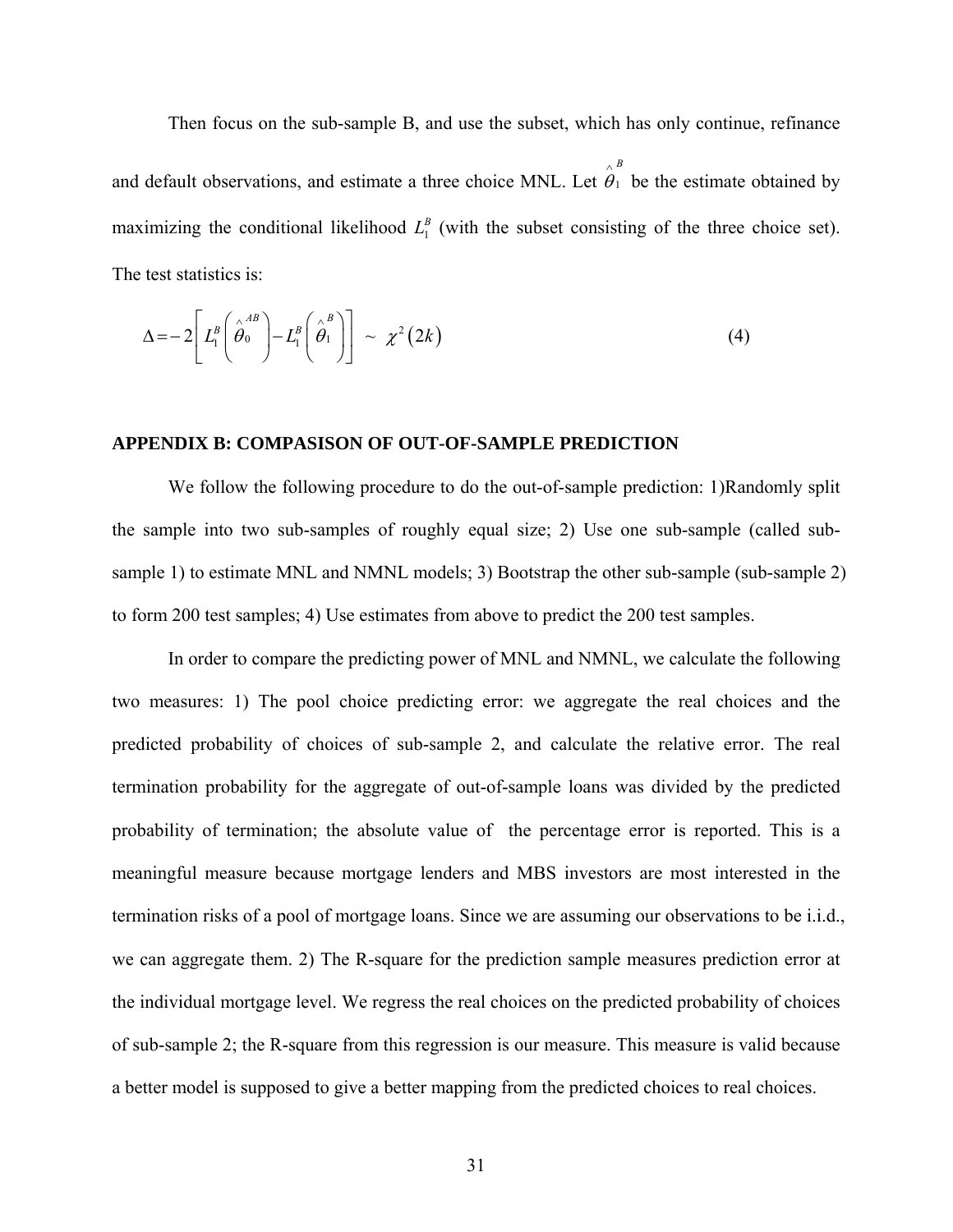Then focus on the sub-sample B, and use the subset, which has only continue, refinance and default observations, and estimate a three choice MNL. Let $\hat{\theta}_1^B$ be the estimate obtained by maximizing the conditional likelihood $L_1^B$ (with the subset consisting of the three choice set). The test statistics is:

$$\Delta = -2\left[ L_1^B\left(\hat{\theta}_0^{AB}\right) - L_1^B\left(\hat{\theta}_1^B\right)\right] \sim \chi^2(2k) \tag{4}$$

## APPENDIX B: COMPASISON OF OUT-OF-SAMPLE PREDICTION

We follow the following procedure to do the out-of-sample prediction: 1)Randomly split the sample into two sub-samples of roughly equal size; 2) Use one sub-sample (called sub-sample 1) to estimate MNL and NMNL models; 3) Bootstrap the other sub-sample (sub-sample 2) to form 200 test samples; 4) Use estimates from above to predict the 200 test samples.

In order to compare the predicting power of MNL and NMNL, we calculate the following two measures: 1) The pool choice predicting error: we aggregate the real choices and the predicted probability of choices of sub-sample 2, and calculate the relative error. The real termination probability for the aggregate of out-of-sample loans was divided by the predicted probability of termination; the absolute value of the percentage error is reported. This is a meaningful measure because mortgage lenders and MBS investors are most interested in the termination risks of a pool of mortgage loans. Since we are assuming our observations to be i.i.d., we can aggregate them. 2) The R-square for the prediction sample measures prediction error at the individual mortgage level. We regress the real choices on the predicted probability of choices of sub-sample 2; the R-square from this regression is our measure. This measure is valid because a better model is supposed to give a better mapping from the predicted choices to real choices.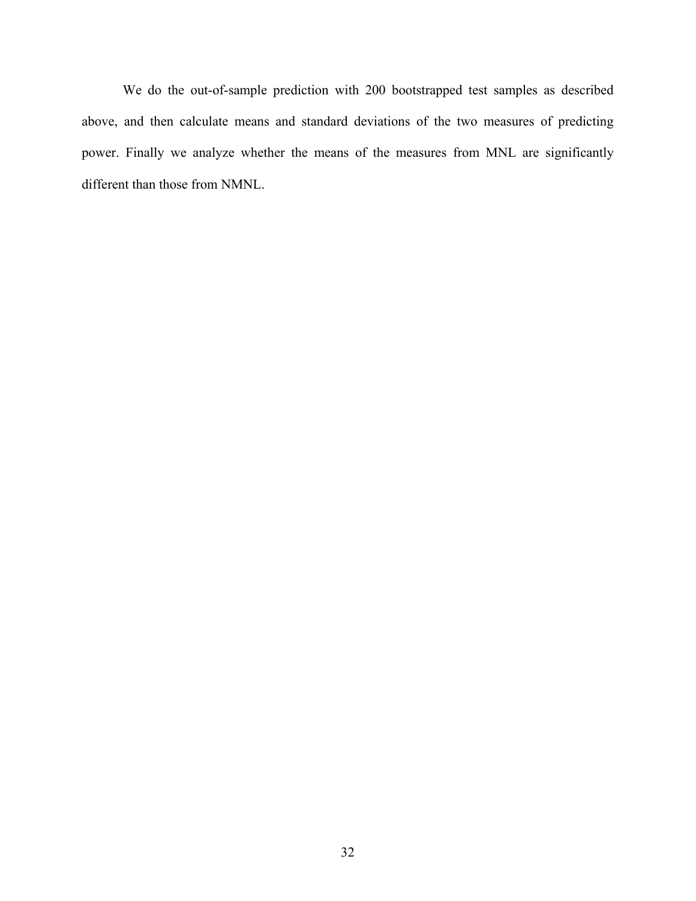We do the out-of-sample prediction with 200 bootstrapped test samples as described above, and then calculate means and standard deviations of the two measures of predicting power. Finally we analyze whether the means of the measures from MNL are significantly different than those from NMNL.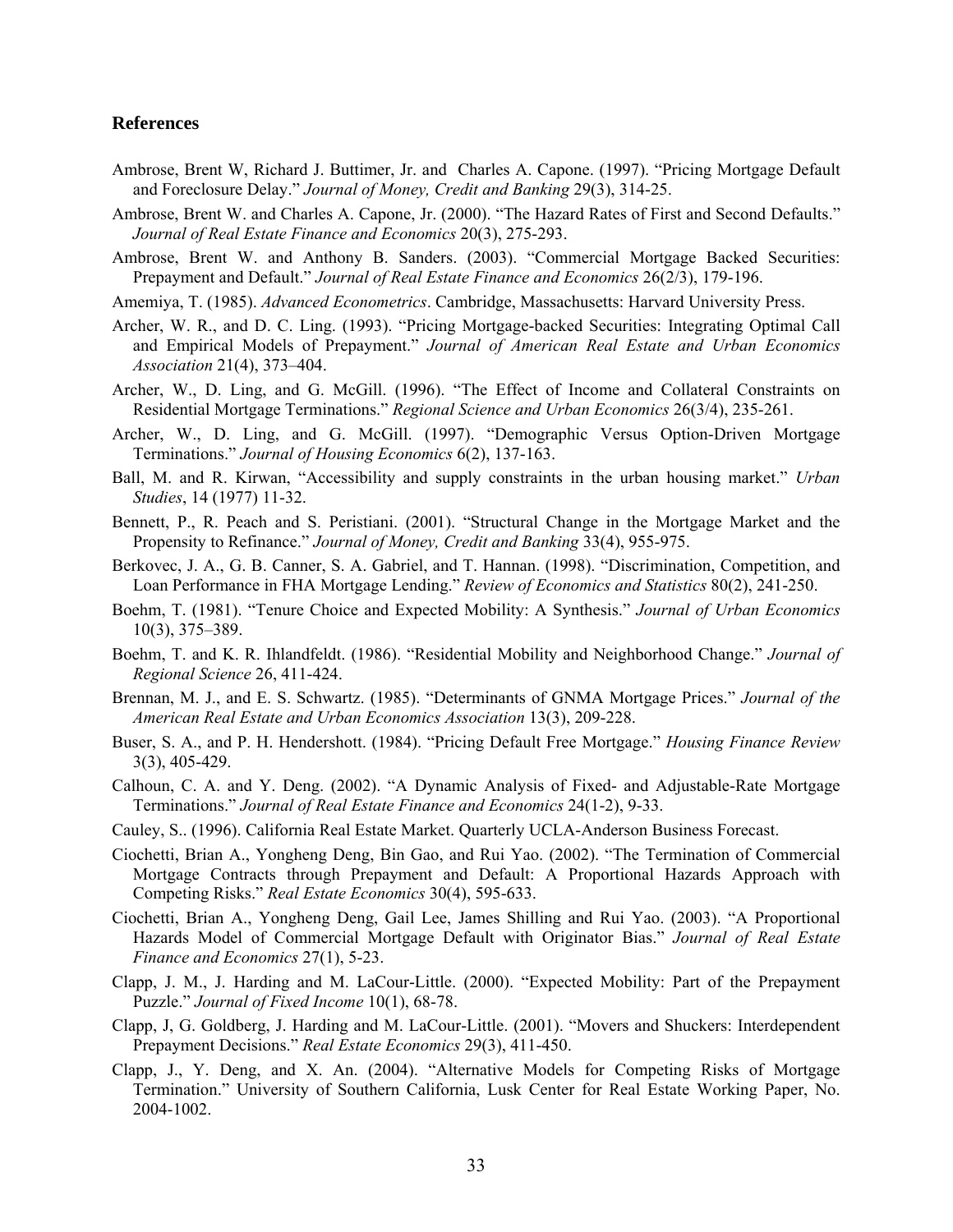### References

Ambrose, Brent W, Richard J. Buttimer, Jr. and Charles A. Capone. (1997). "Pricing Mortgage Default and Foreclosure Delay." *Journal of Money, Credit and Banking* 29(3), 314-25.

Ambrose, Brent W. and Charles A. Capone, Jr. (2000). "The Hazard Rates of First and Second Defaults." *Journal of Real Estate Finance and Economics* 20(3), 275-293.

Ambrose, Brent W. and Anthony B. Sanders. (2003). "Commercial Mortgage Backed Securities: Prepayment and Default." *Journal of Real Estate Finance and Economics* 26(2/3), 179-196.

Amemiya, T. (1985). *Advanced Econometrics*. Cambridge, Massachusetts: Harvard University Press.

Archer, W. R., and D. C. Ling. (1993). "Pricing Mortgage-backed Securities: Integrating Optimal Call and Empirical Models of Prepayment." *Journal of American Real Estate and Urban Economics Association* 21(4), 373–404.

Archer, W., D. Ling, and G. McGill. (1996). "The Effect of Income and Collateral Constraints on Residential Mortgage Terminations." *Regional Science and Urban Economics* 26(3/4), 235-261.

Archer, W., D. Ling, and G. McGill. (1997). "Demographic Versus Option-Driven Mortgage Terminations." *Journal of Housing Economics* 6(2), 137-163.

Ball, M. and R. Kirwan, "Accessibility and supply constraints in the urban housing market." *Urban Studies*, 14 (1977) 11-32.

Bennett, P., R. Peach and S. Peristiani. (2001). "Structural Change in the Mortgage Market and the Propensity to Refinance." *Journal of Money, Credit and Banking* 33(4), 955-975.

Berkovec, J. A., G. B. Canner, S. A. Gabriel, and T. Hannan. (1998). "Discrimination, Competition, and Loan Performance in FHA Mortgage Lending." *Review of Economics and Statistics* 80(2), 241-250.

Boehm, T. (1981). "Tenure Choice and Expected Mobility: A Synthesis." *Journal of Urban Economics* 10(3), 375–389.

Boehm, T. and K. R. Ihlandfeldt. (1986). "Residential Mobility and Neighborhood Change." *Journal of Regional Science* 26, 411-424.

Brennan, M. J., and E. S. Schwartz. (1985). "Determinants of GNMA Mortgage Prices." *Journal of the American Real Estate and Urban Economics Association* 13(3), 209-228.

Buser, S. A., and P. H. Hendershott. (1984). "Pricing Default Free Mortgage." *Housing Finance Review* 3(3), 405-429.

Calhoun, C. A. and Y. Deng. (2002). "A Dynamic Analysis of Fixed- and Adjustable-Rate Mortgage Terminations." *Journal of Real Estate Finance and Economics* 24(1-2), 9-33.

Cauley, S.. (1996). California Real Estate Market. Quarterly UCLA-Anderson Business Forecast.

Ciochetti, Brian A., Yongheng Deng, Bin Gao, and Rui Yao. (2002). "The Termination of Commercial Mortgage Contracts through Prepayment and Default: A Proportional Hazards Approach with Competing Risks." *Real Estate Economics* 30(4), 595-633.

Ciochetti, Brian A., Yongheng Deng, Gail Lee, James Shilling and Rui Yao. (2003). "A Proportional Hazards Model of Commercial Mortgage Default with Originator Bias." *Journal of Real Estate Finance and Economics* 27(1), 5-23.

Clapp, J. M., J. Harding and M. LaCour-Little. (2000). "Expected Mobility: Part of the Prepayment Puzzle." *Journal of Fixed Income* 10(1), 68-78.

Clapp, J, G. Goldberg, J. Harding and M. LaCour-Little. (2001). "Movers and Shuckers: Interdependent Prepayment Decisions." *Real Estate Economics* 29(3), 411-450.

Clapp, J., Y. Deng, and X. An. (2004). "Alternative Models for Competing Risks of Mortgage Termination." University of Southern California, Lusk Center for Real Estate Working Paper, No. 2004-1002.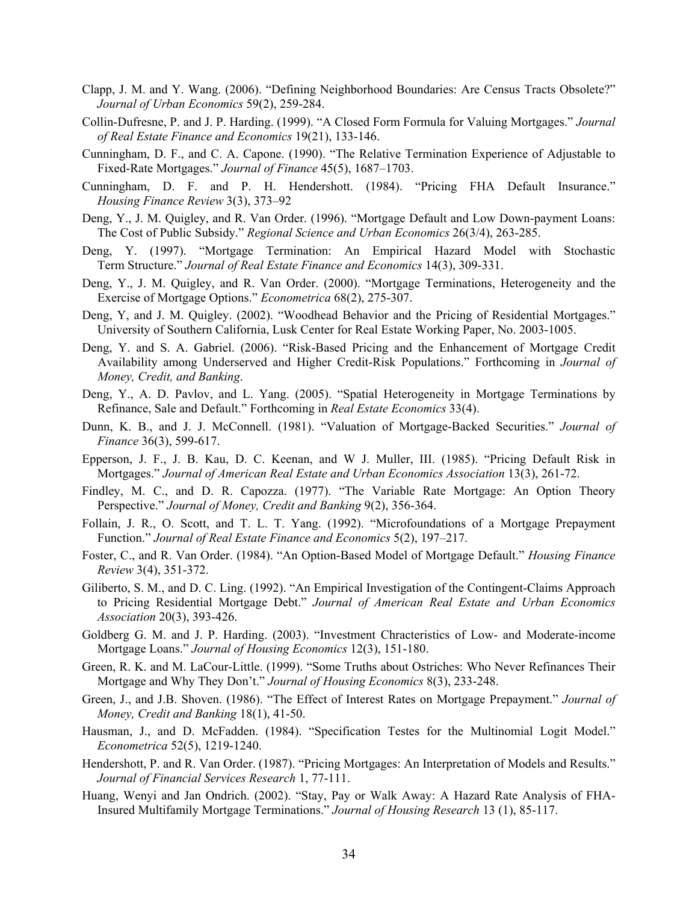Clapp, J. M. and Y. Wang. (2006). "Defining Neighborhood Boundaries: Are Census Tracts Obsolete?" *Journal of Urban Economics* 59(2), 259-284.

Collin-Dufresne, P. and J. P. Harding. (1999). "A Closed Form Formula for Valuing Mortgages." *Journal of Real Estate Finance and Economics* 19(21), 133-146.

Cunningham, D. F., and C. A. Capone. (1990). "The Relative Termination Experience of Adjustable to Fixed-Rate Mortgages." *Journal of Finance* 45(5), 1687–1703.

Cunningham, D. F. and P. H. Hendershott. (1984). "Pricing FHA Default Insurance." *Housing Finance Review* 3(3), 373–92

Deng, Y., J. M. Quigley, and R. Van Order. (1996). "Mortgage Default and Low Down-payment Loans: The Cost of Public Subsidy." *Regional Science and Urban Economics* 26(3/4), 263-285.

Deng, Y. (1997). "Mortgage Termination: An Empirical Hazard Model with Stochastic Term Structure." *Journal of Real Estate Finance and Economics* 14(3), 309-331.

Deng, Y., J. M. Quigley, and R. Van Order. (2000). "Mortgage Terminations, Heterogeneity and the Exercise of Mortgage Options." *Econometrica* 68(2), 275-307.

Deng, Y, and J. M. Quigley. (2002). "Woodhead Behavior and the Pricing of Residential Mortgages." University of Southern California, Lusk Center for Real Estate Working Paper, No. 2003-1005.

Deng, Y. and S. A. Gabriel. (2006). "Risk-Based Pricing and the Enhancement of Mortgage Credit Availability among Underserved and Higher Credit-Risk Populations." Forthcoming in *Journal of Money, Credit, and Banking*.

Deng, Y., A. D. Pavlov, and L. Yang. (2005). "Spatial Heterogeneity in Mortgage Terminations by Refinance, Sale and Default." Forthcoming in *Real Estate Economics* 33(4).

Dunn, K. B., and J. J. McConnell. (1981). "Valuation of Mortgage-Backed Securities." *Journal of Finance* 36(3), 599-617.

Epperson, J. F., J. B. Kau, D. C. Keenan, and W J. Muller, III. (1985). "Pricing Default Risk in Mortgages." *Journal of American Real Estate and Urban Economics Association* 13(3), 261-72.

Findley, M. C., and D. R. Capozza. (1977). "The Variable Rate Mortgage: An Option Theory Perspective." *Journal of Money, Credit and Banking* 9(2), 356-364.

Follain, J. R., O. Scott, and T. L. T. Yang. (1992). "Microfoundations of a Mortgage Prepayment Function." *Journal of Real Estate Finance and Economics* 5(2), 197–217.

Foster, C., and R. Van Order. (1984). "An Option-Based Model of Mortgage Default." *Housing Finance Review* 3(4), 351-372.

Giliberto, S. M., and D. C. Ling. (1992). "An Empirical Investigation of the Contingent-Claims Approach to Pricing Residential Mortgage Debt." *Journal of American Real Estate and Urban Economics Association* 20(3), 393-426.

Goldberg G. M. and J. P. Harding. (2003). "Investment Chracteristics of Low- and Moderate-income Mortgage Loans." *Journal of Housing Economics* 12(3), 151-180.

Green, R. K. and M. LaCour-Little. (1999). "Some Truths about Ostriches: Who Never Refinances Their Mortgage and Why They Don't." *Journal of Housing Economics* 8(3), 233-248.

Green, J., and J.B. Shoven. (1986). "The Effect of Interest Rates on Mortgage Prepayment." *Journal of Money, Credit and Banking* 18(1), 41-50.

Hausman, J., and D. McFadden. (1984). "Specification Testes for the Multinomial Logit Model." *Econometrica* 52(5), 1219-1240.

Hendershott, P. and R. Van Order. (1987). "Pricing Mortgages: An Interpretation of Models and Results." *Journal of Financial Services Research* 1, 77-111.

Huang, Wenyi and Jan Ondrich. (2002). "Stay, Pay or Walk Away: A Hazard Rate Analysis of FHA-Insured Multifamily Mortgage Terminations." *Journal of Housing Research* 13 (1), 85-117.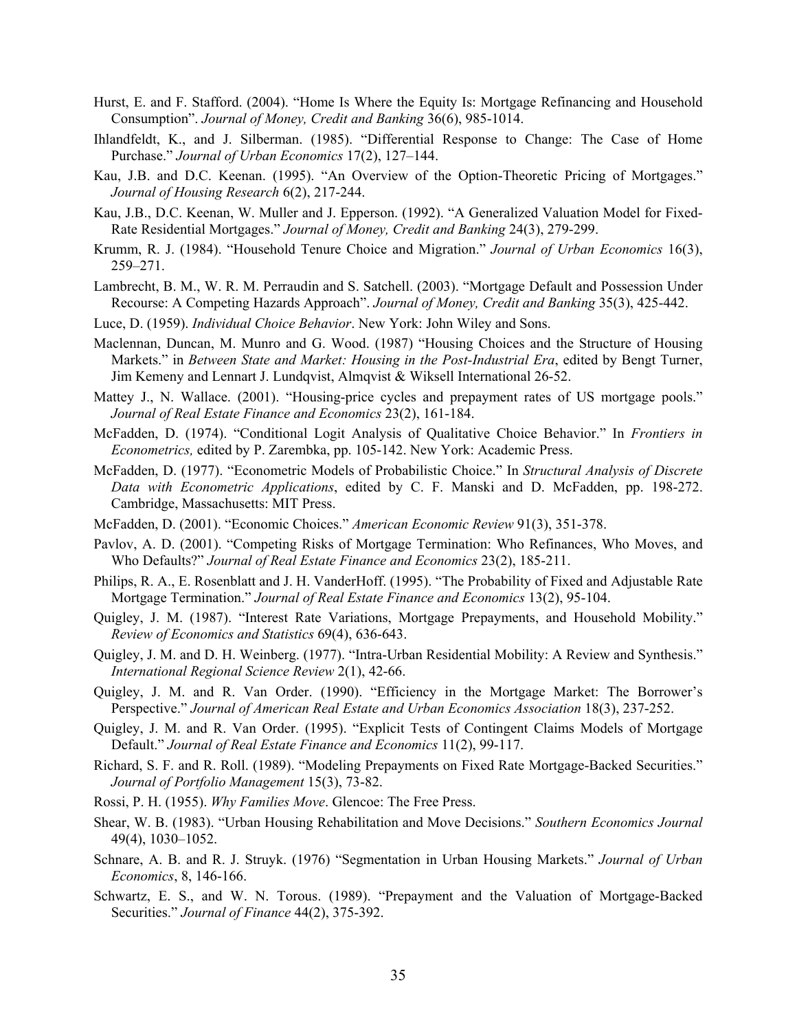Hurst, E. and F. Stafford. (2004). “Home Is Where the Equity Is: Mortgage Refinancing and Household Consumption”. *Journal of Money, Credit and Banking* 36(6), 985-1014.

Ihlandfeldt, K., and J. Silberman. (1985). “Differential Response to Change: The Case of Home Purchase.” *Journal of Urban Economics* 17(2), 127–144.

Kau, J.B. and D.C. Keenan. (1995). “An Overview of the Option-Theoretic Pricing of Mortgages.” *Journal of Housing Research* 6(2), 217-244.

Kau, J.B., D.C. Keenan, W. Muller and J. Epperson. (1992). “A Generalized Valuation Model for Fixed-Rate Residential Mortgages.” *Journal of Money, Credit and Banking* 24(3), 279-299.

Krumm, R. J. (1984). “Household Tenure Choice and Migration.” *Journal of Urban Economics* 16(3), 259–271.

Lambrecht, B. M., W. R. M. Perraudin and S. Satchell. (2003). “Mortgage Default and Possession Under Recourse: A Competing Hazards Approach”. *Journal of Money, Credit and Banking* 35(3), 425-442.

Luce, D. (1959). *Individual Choice Behavior*. New York: John Wiley and Sons.

Maclennan, Duncan, M. Munro and G. Wood. (1987) “Housing Choices and the Structure of Housing Markets.” in *Between State and Market: Housing in the Post-Industrial Era*, edited by Bengt Turner, Jim Kemeny and Lennart J. Lundqvist, Almqvist & Wiksell International 26-52.

Mattey J., N. Wallace. (2001). “Housing-price cycles and prepayment rates of US mortgage pools.” *Journal of Real Estate Finance and Economics* 23(2), 161-184.

McFadden, D. (1974). “Conditional Logit Analysis of Qualitative Choice Behavior.” In *Frontiers in Econometrics,* edited by P. Zarembka, pp. 105-142. New York: Academic Press.

McFadden, D. (1977). “Econometric Models of Probabilistic Choice.” In *Structural Analysis of Discrete Data with Econometric Applications*, edited by C. F. Manski and D. McFadden, pp. 198-272. Cambridge, Massachusetts: MIT Press.

McFadden, D. (2001). “Economic Choices.” *American Economic Review* 91(3), 351-378.

Pavlov, A. D. (2001). “Competing Risks of Mortgage Termination: Who Refinances, Who Moves, and Who Defaults?” *Journal of Real Estate Finance and Economics* 23(2), 185-211.

Philips, R. A., E. Rosenblatt and J. H. VanderHoff. (1995). “The Probability of Fixed and Adjustable Rate Mortgage Termination.” *Journal of Real Estate Finance and Economics* 13(2), 95-104.

Quigley, J. M. (1987). “Interest Rate Variations, Mortgage Prepayments, and Household Mobility.” *Review of Economics and Statistics* 69(4), 636-643.

Quigley, J. M. and D. H. Weinberg. (1977). “Intra-Urban Residential Mobility: A Review and Synthesis.” *International Regional Science Review* 2(1), 42-66.

Quigley, J. M. and R. Van Order. (1990). “Efficiency in the Mortgage Market: The Borrower’s Perspective.” *Journal of American Real Estate and Urban Economics Association* 18(3), 237-252.

Quigley, J. M. and R. Van Order. (1995). “Explicit Tests of Contingent Claims Models of Mortgage Default.” *Journal of Real Estate Finance and Economics* 11(2), 99-117.

Richard, S. F. and R. Roll. (1989). “Modeling Prepayments on Fixed Rate Mortgage-Backed Securities.” *Journal of Portfolio Management* 15(3), 73-82.

Rossi, P. H. (1955). *Why Families Move*. Glencoe: The Free Press.

Shear, W. B. (1983). “Urban Housing Rehabilitation and Move Decisions.” *Southern Economics Journal* 49(4), 1030–1052.

Schnare, A. B. and R. J. Struyk. (1976) “Segmentation in Urban Housing Markets.” *Journal of Urban Economics*, 8, 146-166.

Schwartz, E. S., and W. N. Torous. (1989). “Prepayment and the Valuation of Mortgage-Backed Securities.” *Journal of Finance* 44(2), 375-392.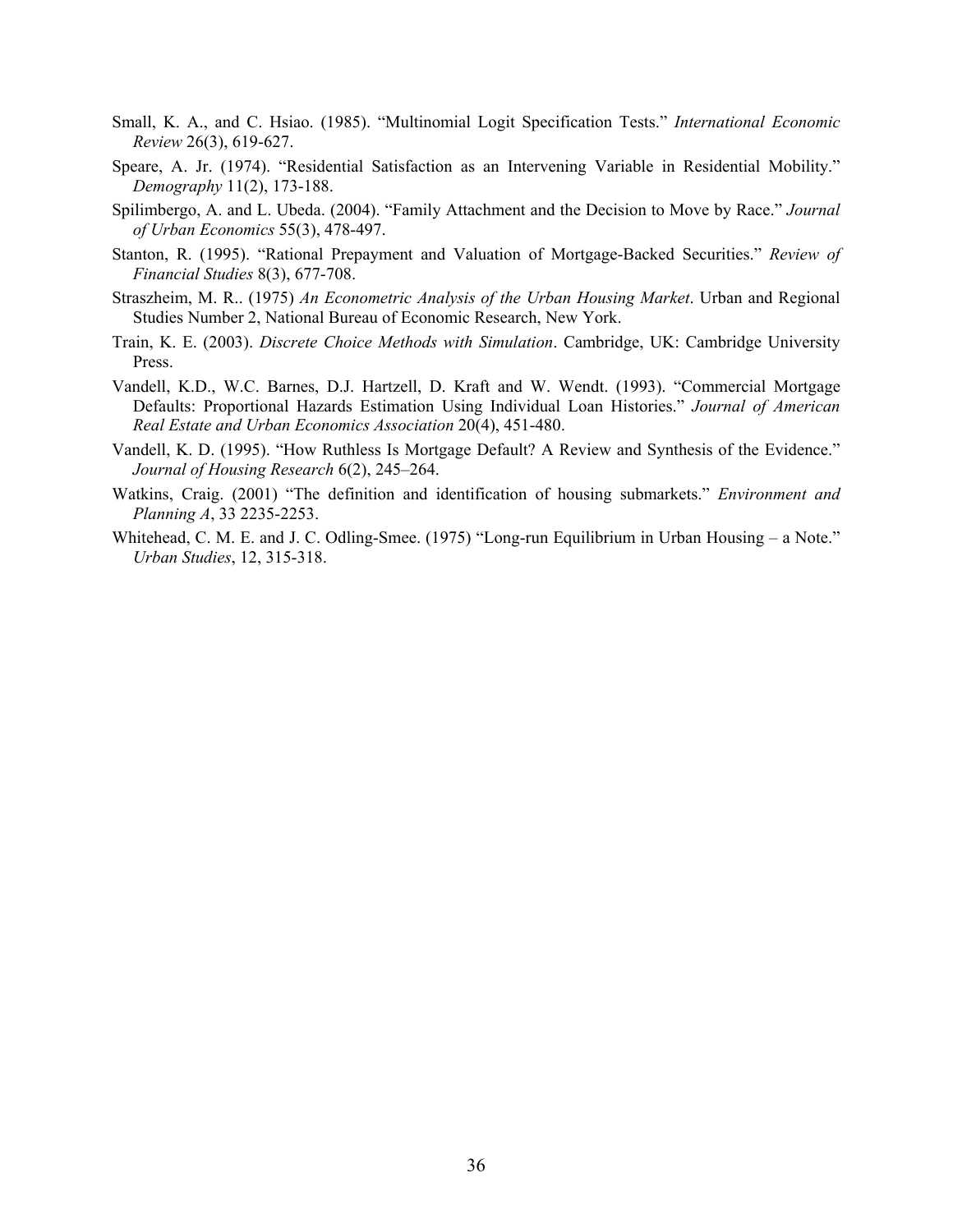Small, K. A., and C. Hsiao. (1985). "Multinomial Logit Specification Tests." *International Economic Review* 26(3), 619-627.

Speare, A. Jr. (1974). "Residential Satisfaction as an Intervening Variable in Residential Mobility." *Demography* 11(2), 173-188.

Spilimbergo, A. and L. Ubeda. (2004). "Family Attachment and the Decision to Move by Race." *Journal of Urban Economics* 55(3), 478-497.

Stanton, R. (1995). "Rational Prepayment and Valuation of Mortgage-Backed Securities." *Review of Financial Studies* 8(3), 677-708.

Straszheim, M. R.. (1975) *An Econometric Analysis of the Urban Housing Market*. Urban and Regional Studies Number 2, National Bureau of Economic Research, New York.

Train, K. E. (2003). *Discrete Choice Methods with Simulation*. Cambridge, UK: Cambridge University Press.

Vandell, K.D., W.C. Barnes, D.J. Hartzell, D. Kraft and W. Wendt. (1993). "Commercial Mortgage Defaults: Proportional Hazards Estimation Using Individual Loan Histories." *Journal of American Real Estate and Urban Economics Association* 20(4), 451-480.

Vandell, K. D. (1995). "How Ruthless Is Mortgage Default? A Review and Synthesis of the Evidence." *Journal of Housing Research* 6(2), 245–264.

Watkins, Craig. (2001) "The definition and identification of housing submarkets." *Environment and Planning A*, 33 2235-2253.

Whitehead, C. M. E. and J. C. Odling-Smee. (1975) "Long-run Equilibrium in Urban Housing – a Note." *Urban Studies*, 12, 315-318.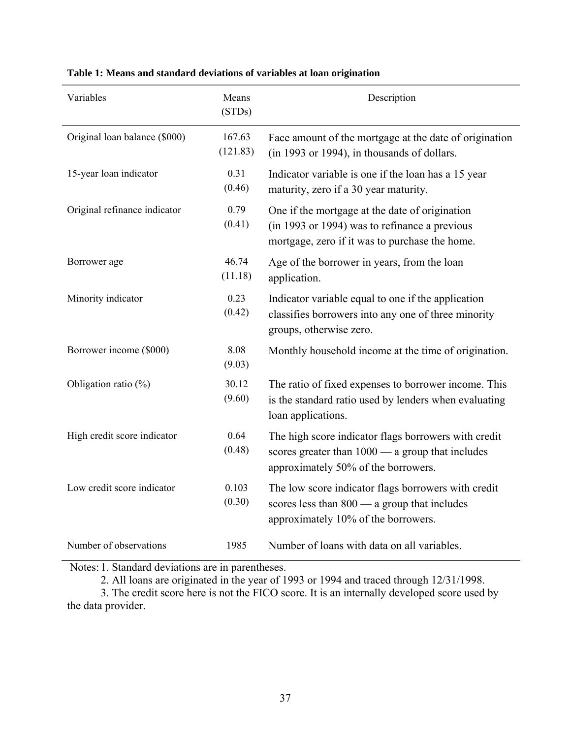**Table 1: Means and standard deviations of variables at loan origination**

| Variables | Means (STDs) | Description |
|---|---|---|
| Original loan balance ($000) | 167.63 (121.83) | Face amount of the mortgage at the date of origination (in 1993 or 1994), in thousands of dollars. |
| 15-year loan indicator | 0.31 (0.46) | Indicator variable is one if the loan has a 15 year maturity, zero if a 30 year maturity. |
| Original refinance indicator | 0.79 (0.41) | One if the mortgage at the date of origination (in 1993 or 1994) was to refinance a previous mortgage, zero if it was to purchase the home. |
| Borrower age | 46.74 (11.18) | Age of the borrower in years, from the loan application. |
| Minority indicator | 0.23 (0.42) | Indicator variable equal to one if the application classifies borrowers into any one of three minority groups, otherwise zero. |
| Borrower income ($000) | 8.08 (9.03) | Monthly household income at the time of origination. |
| Obligation ratio (%) | 30.12 (9.60) | The ratio of fixed expenses to borrower income. This is the standard ratio used by lenders when evaluating loan applications. |
| High credit score indicator | 0.64 (0.48) | The high score indicator flags borrowers with credit scores greater than 1000 — a group that includes approximately 50% of the borrowers. |
| Low credit score indicator | 0.103 (0.30) | The low score indicator flags borrowers with credit scores less than 800 — a group that includes approximately 10% of the borrowers. |
| Number of observations | 1985 | Number of loans with data on all variables. |

Notes: 1. Standard deviations are in parentheses.

2. All loans are originated in the year of 1993 or 1994 and traced through 12/31/1998.

3. The credit score here is not the FICO score. It is an internally developed score used by the data provider.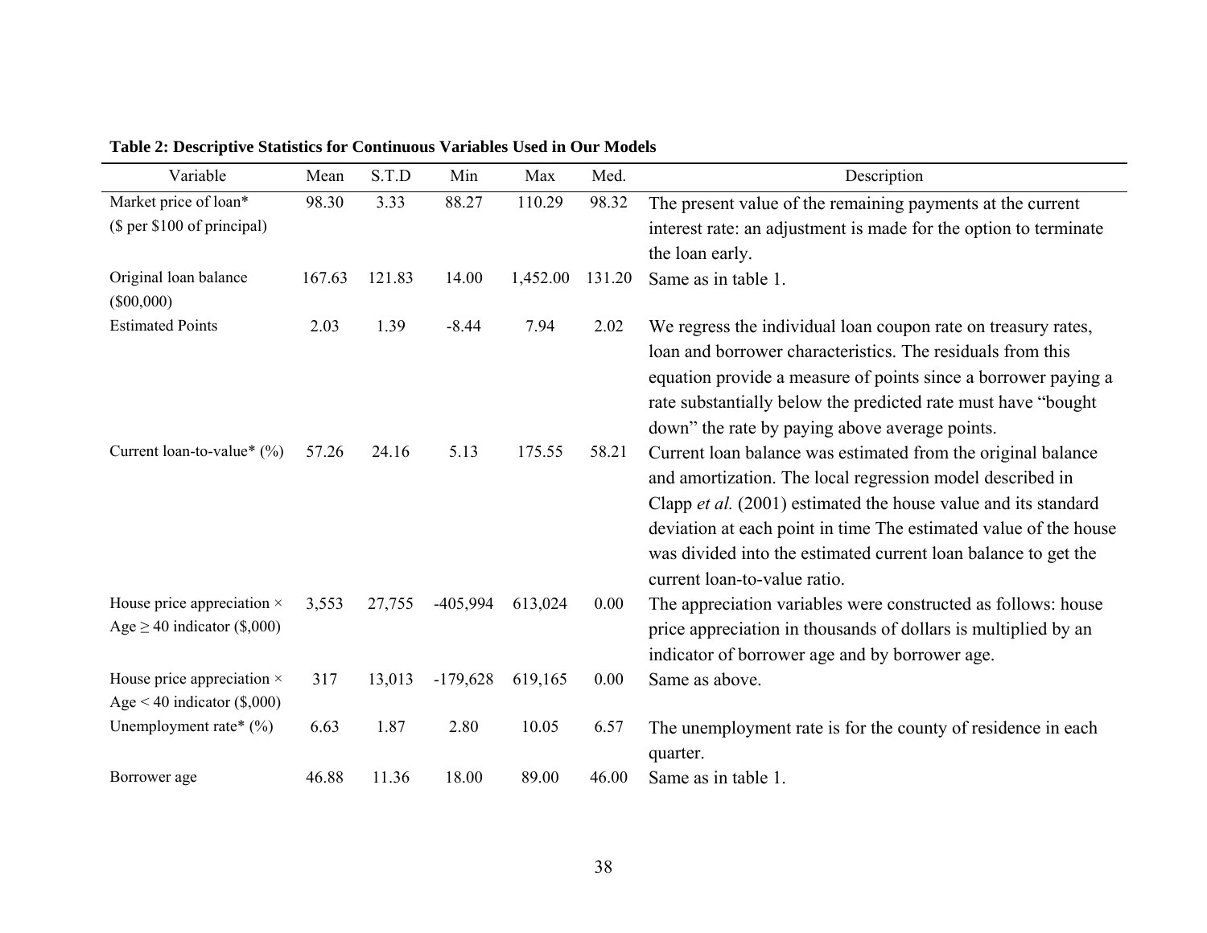**Table 2: Descriptive Statistics for Continuous Variables Used in Our Models**

| Variable | Mean | S.T.D | Min | Max | Med. | Description |
|---|---|---|---|---|---|---|
| Market price of loan* ($ per $100 of principal) | 98.30 | 3.33 | 88.27 | 110.29 | 98.32 | The present value of the remaining payments at the current interest rate: an adjustment is made for the option to terminate the loan early. |
| Original loan balance ($00,000) | 167.63 | 121.83 | 14.00 | 1,452.00 | 131.20 | Same as in table 1. |
| Estimated Points | 2.03 | 1.39 | -8.44 | 7.94 | 2.02 | We regress the individual loan coupon rate on treasury rates, loan and borrower characteristics. The residuals from this equation provide a measure of points since a borrower paying a rate substantially below the predicted rate must have "bought down" the rate by paying above average points. |
| Current loan-to-value* (%) | 57.26 | 24.16 | 5.13 | 175.55 | 58.21 | Current loan balance was estimated from the original balance and amortization. The local regression model described in Clapp *et al.* (2001) estimated the house value and its standard deviation at each point in time The estimated value of the house was divided into the estimated current loan balance to get the current loan-to-value ratio. |
| House price appreciation × Age ≥ 40 indicator ($,000) | 3,553 | 27,755 | -405,994 | 613,024 | 0.00 | The appreciation variables were constructed as follows: house price appreciation in thousands of dollars is multiplied by an indicator of borrower age and by borrower age. |
| House price appreciation × Age < 40 indicator ($,000) | 317 | 13,013 | -179,628 | 619,165 | 0.00 | Same as above. |
| Unemployment rate* (%) | 6.63 | 1.87 | 2.80 | 10.05 | 6.57 | The unemployment rate is for the county of residence in each quarter. |
| Borrower age | 46.88 | 11.36 | 18.00 | 89.00 | 46.00 | Same as in table 1. |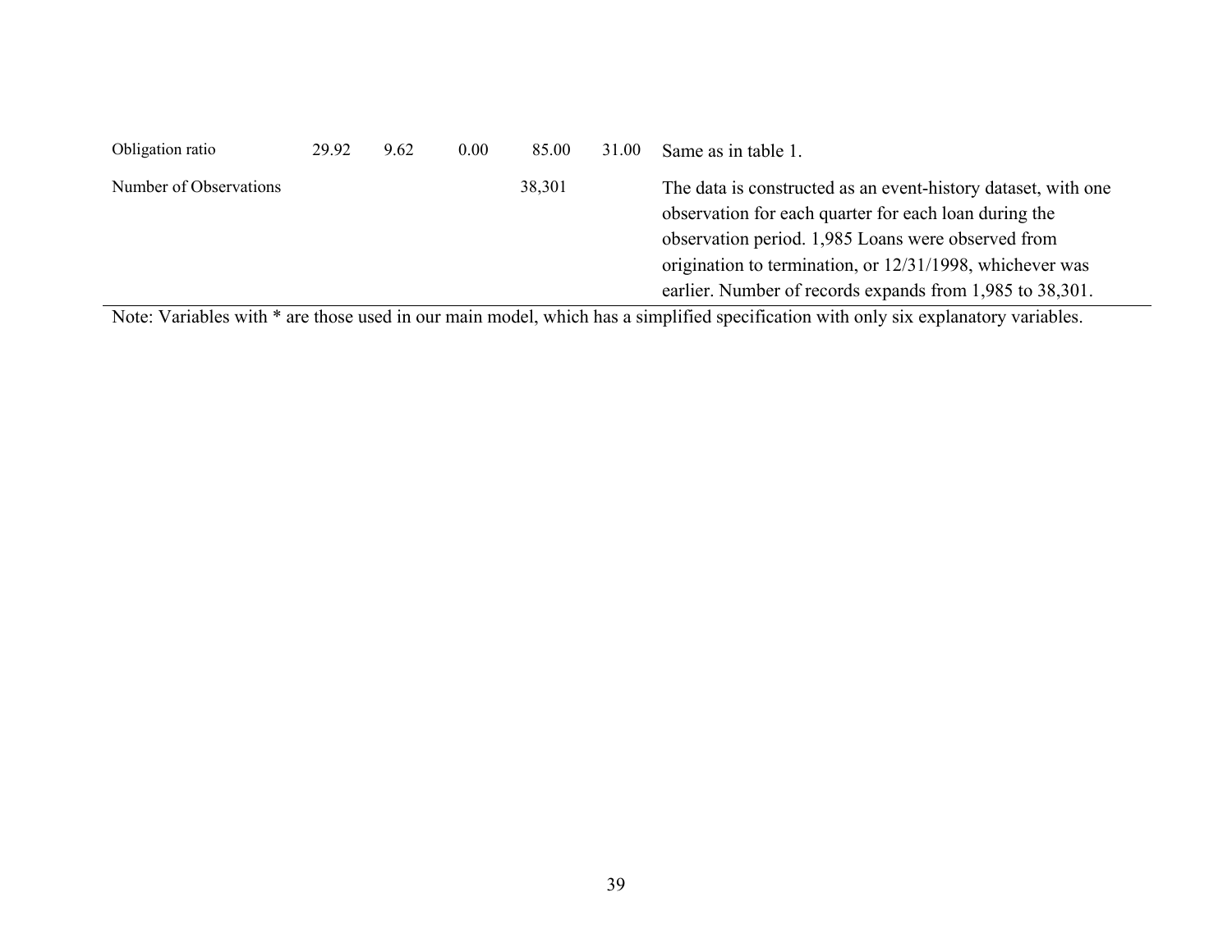| | | | | | | |
|---|---|---|---|---|---|---|
| Obligation ratio | 29.92 | 9.62 | 0.00 | 85.00 | 31.00 | Same as in table 1. |
| Number of Observations | | | | 38,301 | | The data is constructed as an event-history dataset, with one observation for each quarter for each loan during the observation period. 1,985 Loans were observed from origination to termination, or 12/31/1998, whichever was earlier. Number of records expands from 1,985 to 38,301. |

Note: Variables with * are those used in our main model, which has a simplified specification with only six explanatory variables.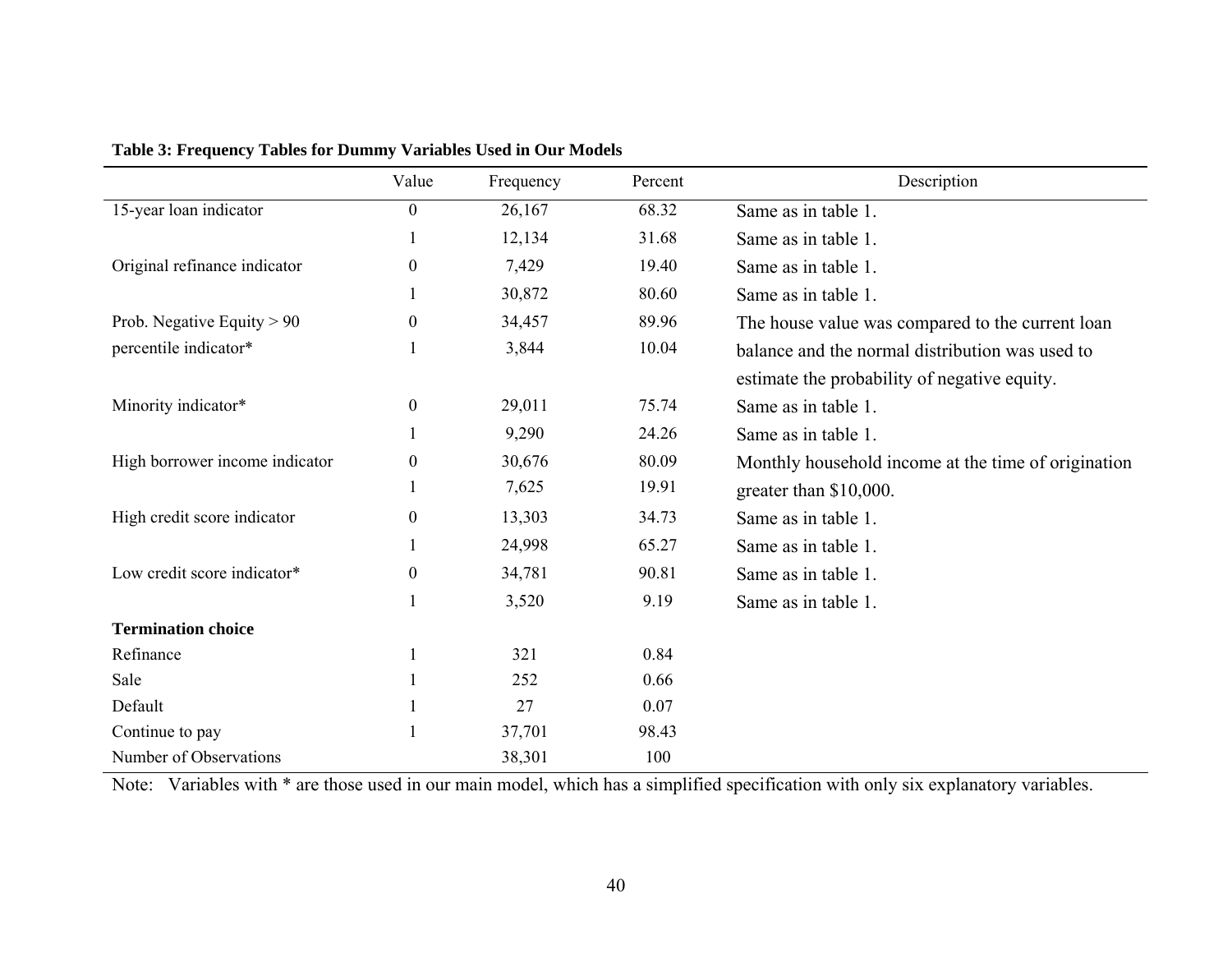**Table 3: Frequency Tables for Dummy Variables Used in Our Models**

| | Value | Frequency | Percent | Description |
|---|---|---|---|---|
| 15-year loan indicator | 0 | 26,167 | 68.32 | Same as in table 1. |
| | 1 | 12,134 | 31.68 | Same as in table 1. |
| Original refinance indicator | 0 | 7,429 | 19.40 | Same as in table 1. |
| | 1 | 30,872 | 80.60 | Same as in table 1. |
| Prob. Negative Equity > 90 percentile indicator* | 0 | 34,457 | 89.96 | The house value was compared to the current loan balance and the normal distribution was used to estimate the probability of negative equity. |
| | 1 | 3,844 | 10.04 | |
| Minority indicator* | 0 | 29,011 | 75.74 | Same as in table 1. |
| | 1 | 9,290 | 24.26 | Same as in table 1. |
| High borrower income indicator | 0 | 30,676 | 80.09 | Monthly household income at the time of origination greater than $10,000. |
| | 1 | 7,625 | 19.91 | |
| High credit score indicator | 0 | 13,303 | 34.73 | Same as in table 1. |
| | 1 | 24,998 | 65.27 | Same as in table 1. |
| Low credit score indicator* | 0 | 34,781 | 90.81 | Same as in table 1. |
| | 1 | 3,520 | 9.19 | Same as in table 1. |
| **Termination choice** | | | | |
| Refinance | 1 | 321 | 0.84 | |
| Sale | 1 | 252 | 0.66 | |
| Default | 1 | 27 | 0.07 | |
| Continue to pay | 1 | 37,701 | 98.43 | |
| Number of Observations | | 38,301 | 100 | |

Note: Variables with * are those used in our main model, which has a simplified specification with only six explanatory variables.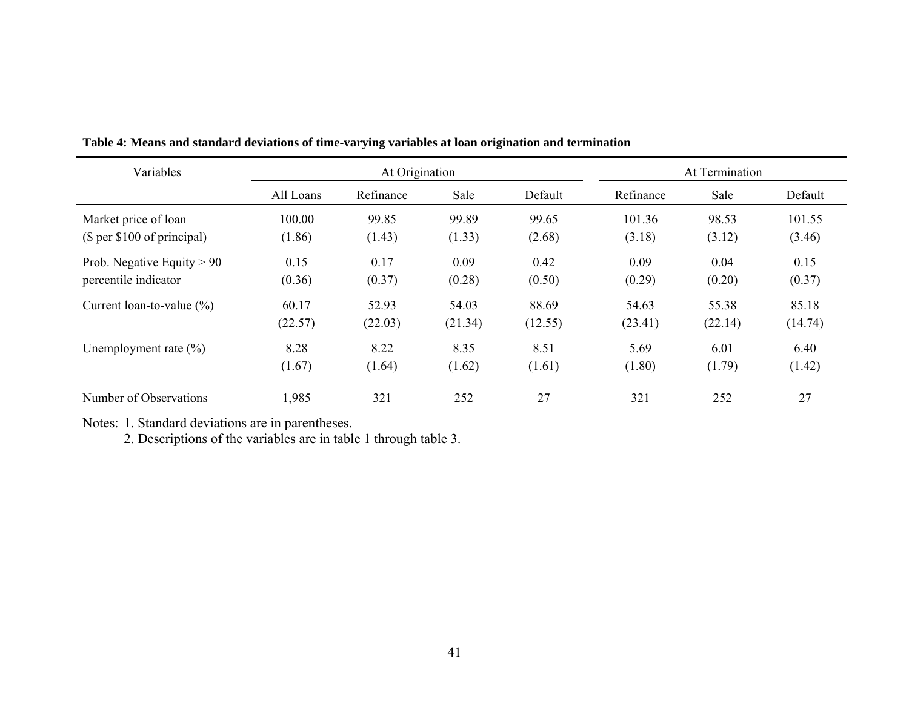**Table 4: Means and standard deviations of time-varying variables at loan origination and termination**

| Variables | At Origination | | | | At Termination | | |
|---|---|---|---|---|---|---|---|
| | All Loans | Refinance | Sale | Default | Refinance | Sale | Default |
| Market price of loan | 100.00 | 99.85 | 99.89 | 99.65 | 101.36 | 98.53 | 101.55 |
| ($ per $100 of principal) | (1.86) | (1.43) | (1.33) | (2.68) | (3.18) | (3.12) | (3.46) |
| Prob. Negative Equity > 90 | 0.15 | 0.17 | 0.09 | 0.42 | 0.09 | 0.04 | 0.15 |
| percentile indicator | (0.36) | (0.37) | (0.28) | (0.50) | (0.29) | (0.20) | (0.37) |
| Current loan-to-value (%) | 60.17 | 52.93 | 54.03 | 88.69 | 54.63 | 55.38 | 85.18 |
| | (22.57) | (22.03) | (21.34) | (12.55) | (23.41) | (22.14) | (14.74) |
| Unemployment rate (%) | 8.28 | 8.22 | 8.35 | 8.51 | 5.69 | 6.01 | 6.40 |
| | (1.67) | (1.64) | (1.62) | (1.61) | (1.80) | (1.79) | (1.42) |
| Number of Observations | 1,985 | 321 | 252 | 27 | 321 | 252 | 27 |

Notes: 1. Standard deviations are in parentheses.

2. Descriptions of the variables are in table 1 through table 3.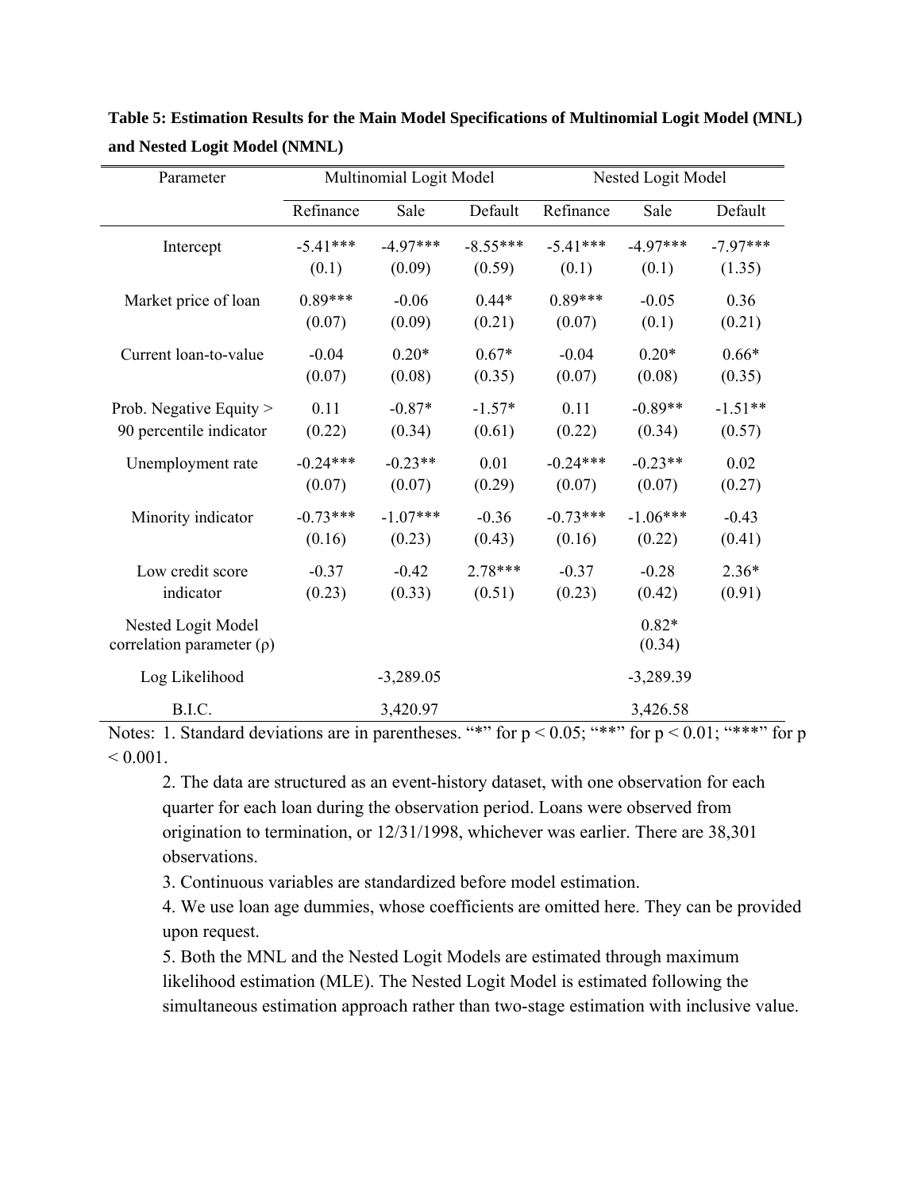**Table 5: Estimation Results for the Main Model Specifications of Multinomial Logit Model (MNL) and Nested Logit Model (NMNL)**

| Parameter | Multinomial Logit Model | | | Nested Logit Model | | |
|---|---|---|---|---|---|---|
| | Refinance | Sale | Default | Refinance | Sale | Default |
| Intercept | -5.41*** | -4.97*** | -8.55*** | -5.41*** | -4.97*** | -7.97*** |
| | (0.1) | (0.09) | (0.59) | (0.1) | (0.1) | (1.35) |
| Market price of loan | 0.89*** | -0.06 | 0.44* | 0.89*** | -0.05 | 0.36 |
| | (0.07) | (0.09) | (0.21) | (0.07) | (0.1) | (0.21) |
| Current loan-to-value | -0.04 | 0.20* | 0.67* | -0.04 | 0.20* | 0.66* |
| | (0.07) | (0.08) | (0.35) | (0.07) | (0.08) | (0.35) |
| Prob. Negative Equity > 90 percentile indicator | 0.11 | -0.87* | -1.57* | 0.11 | -0.89** | -1.51** |
| | (0.22) | (0.34) | (0.61) | (0.22) | (0.34) | (0.57) |
| Unemployment rate | -0.24*** | -0.23** | 0.01 | -0.24*** | -0.23** | 0.02 |
| | (0.07) | (0.07) | (0.29) | (0.07) | (0.07) | (0.27) |
| Minority indicator | -0.73*** | -1.07*** | -0.36 | -0.73*** | -1.06*** | -0.43 |
| | (0.16) | (0.23) | (0.43) | (0.16) | (0.22) | (0.41) |
| Low credit score indicator | -0.37 | -0.42 | 2.78*** | -0.37 | -0.28 | 2.36* |
| | (0.23) | (0.33) | (0.51) | (0.23) | (0.42) | (0.91) |
| Nested Logit Model correlation parameter (ρ) | | | | | 0.82* | |
| | | | | | (0.34) | |
| Log Likelihood | | -3,289.05 | | | -3,289.39 | |
| B.I.C. | | 3,420.97 | | | 3,426.58 | |

Notes: 1. Standard deviations are in parentheses. "*" for $p < 0.05$; "**" for $p < 0.01$; "***" for $p < 0.001$.

2. The data are structured as an event-history dataset, with one observation for each quarter for each loan during the observation period. Loans were observed from origination to termination, or 12/31/1998, whichever was earlier. There are 38,301 observations.

3. Continuous variables are standardized before model estimation.

4. We use loan age dummies, whose coefficients are omitted here. They can be provided upon request.

5. Both the MNL and the Nested Logit Models are estimated through maximum likelihood estimation (MLE). The Nested Logit Model is estimated following the simultaneous estimation approach rather than two-stage estimation with inclusive value.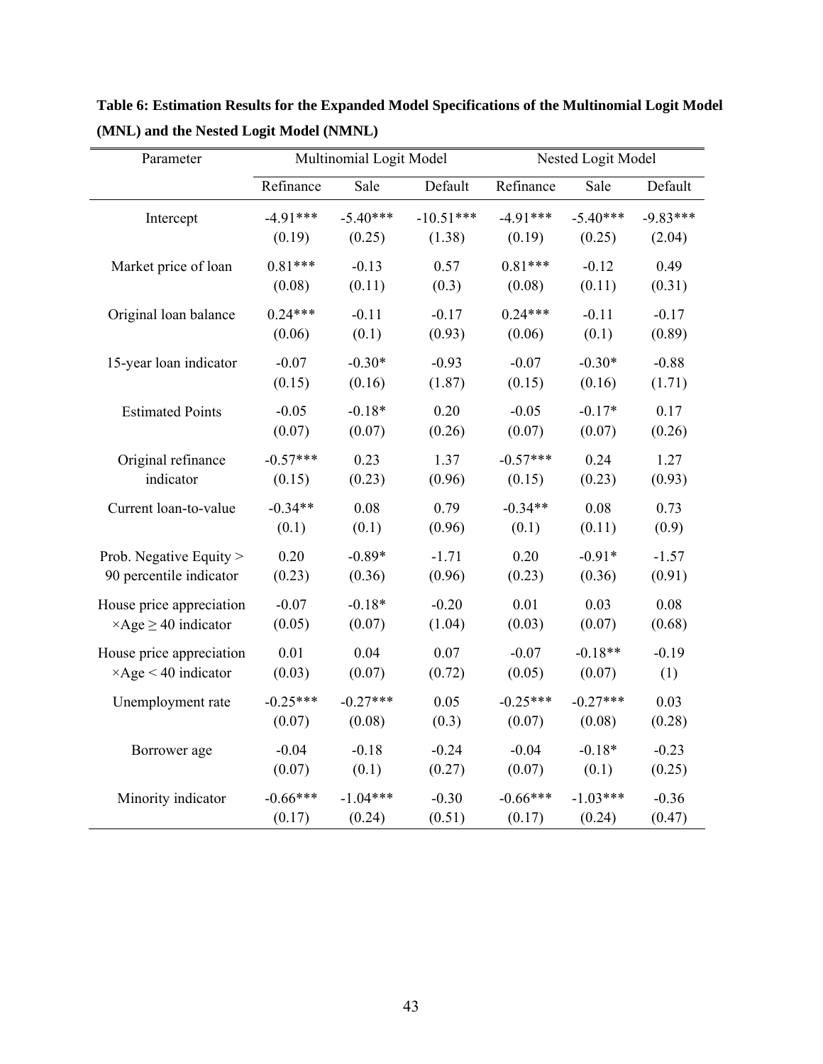**Table 6: Estimation Results for the Expanded Model Specifications of the Multinomial Logit Model (MNL) and the Nested Logit Model (NMNL)**

| Parameter | Multinomial Logit Model | | | Nested Logit Model | | |
|---|---|---|---|---|---|---|
| | Refinance | Sale | Default | Refinance | Sale | Default |
| Intercept | -4.91*** | -5.40*** | -10.51*** | -4.91*** | -5.40*** | -9.83*** |
| | (0.19) | (0.25) | (1.38) | (0.19) | (0.25) | (2.04) |
| Market price of loan | 0.81*** | -0.13 | 0.57 | 0.81*** | -0.12 | 0.49 |
| | (0.08) | (0.11) | (0.3) | (0.08) | (0.11) | (0.31) |
| Original loan balance | 0.24*** | -0.11 | -0.17 | 0.24*** | -0.11 | -0.17 |
| | (0.06) | (0.1) | (0.93) | (0.06) | (0.1) | (0.89) |
| 15-year loan indicator | -0.07 | -0.30* | -0.93 | -0.07 | -0.30* | -0.88 |
| | (0.15) | (0.16) | (1.87) | (0.15) | (0.16) | (1.71) |
| Estimated Points | -0.05 | -0.18* | 0.20 | -0.05 | -0.17* | 0.17 |
| | (0.07) | (0.07) | (0.26) | (0.07) | (0.07) | (0.26) |
| Original refinance indicator | -0.57*** | 0.23 | 1.37 | -0.57*** | 0.24 | 1.27 |
| | (0.15) | (0.23) | (0.96) | (0.15) | (0.23) | (0.93) |
| Current loan-to-value | -0.34** | 0.08 | 0.79 | -0.34** | 0.08 | 0.73 |
| | (0.1) | (0.1) | (0.96) | (0.1) | (0.11) | (0.9) |
| Prob. Negative Equity > 90 percentile indicator | 0.20 | -0.89* | -1.71 | 0.20 | -0.91* | -1.57 |
| | (0.23) | (0.36) | (0.96) | (0.23) | (0.36) | (0.91) |
| House price appreciation $\times$Age $\geq$ 40 indicator | -0.07 | -0.18* | -0.20 | 0.01 | 0.03 | 0.08 |
| | (0.05) | (0.07) | (1.04) | (0.03) | (0.07) | (0.68) |
| House price appreciation $\times$Age < 40 indicator | 0.01 | 0.04 | 0.07 | -0.07 | -0.18** | -0.19 |
| | (0.03) | (0.07) | (0.72) | (0.05) | (0.07) | (1) |
| Unemployment rate | -0.25*** | -0.27*** | 0.05 | -0.25*** | -0.27*** | 0.03 |
| | (0.07) | (0.08) | (0.3) | (0.07) | (0.08) | (0.28) |
| Borrower age | -0.04 | -0.18 | -0.24 | -0.04 | -0.18* | -0.23 |
| | (0.07) | (0.1) | (0.27) | (0.07) | (0.1) | (0.25) |
| Minority indicator | -0.66*** | -1.04*** | -0.30 | -0.66*** | -1.03*** | -0.36 |
| | (0.17) | (0.24) | (0.51) | (0.17) | (0.24) | (0.47) |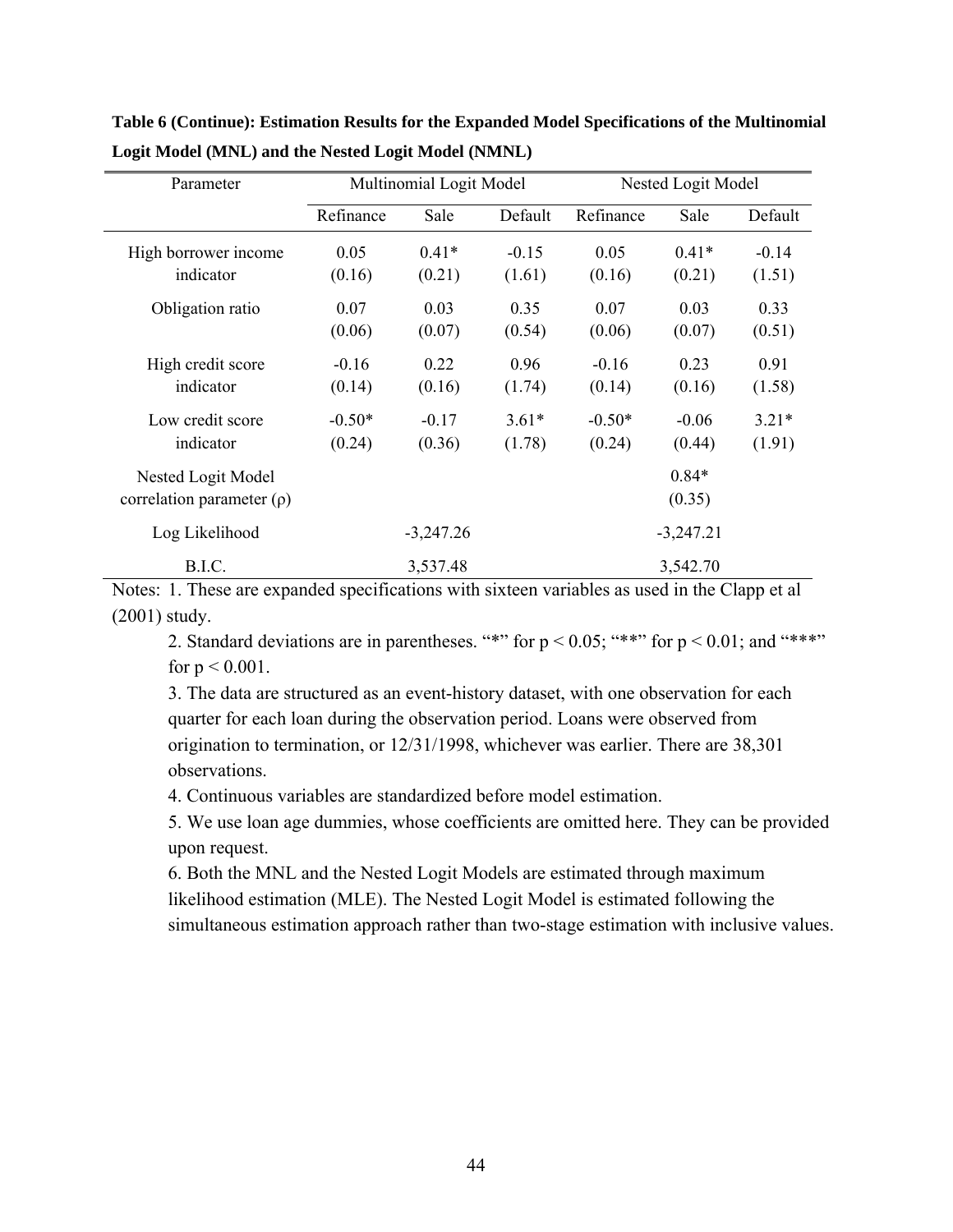**Table 6 (Continue): Estimation Results for the Expanded Model Specifications of the Multinomial Logit Model (MNL) and the Nested Logit Model (NMNL)**

| Parameter | Multinomial Logit Model | | | Nested Logit Model | | |
|---|---|---|---|---|---|---|
| | Refinance | Sale | Default | Refinance | Sale | Default |
| High borrower income indicator | 0.05<br>(0.16) | 0.41*<br>(0.21) | -0.15<br>(1.61) | 0.05<br>(0.16) | 0.41*<br>(0.21) | -0.14<br>(1.51) |
| Obligation ratio | 0.07<br>(0.06) | 0.03<br>(0.07) | 0.35<br>(0.54) | 0.07<br>(0.06) | 0.03<br>(0.07) | 0.33<br>(0.51) |
| High credit score indicator | -0.16<br>(0.14) | 0.22<br>(0.16) | 0.96<br>(1.74) | -0.16<br>(0.14) | 0.23<br>(0.16) | 0.91<br>(1.58) |
| Low credit score indicator | -0.50*<br>(0.24) | -0.17<br>(0.36) | 3.61*<br>(1.78) | -0.50*<br>(0.24) | -0.06<br>(0.44) | 3.21*<br>(1.91) |
| Nested Logit Model correlation parameter ($\rho$) | | | | | 0.84*<br>(0.35) | |
| Log Likelihood | | -3,247.26 | | | -3,247.21 | |
| B.I.C. | | 3,537.48 | | | 3,542.70 | |

Notes: 1. These are expanded specifications with sixteen variables as used in the Clapp et al (2001) study.

2. Standard deviations are in parentheses. "*" for $p < 0.05$; "**" for $p < 0.01$; and "***" for $p < 0.001$.

3. The data are structured as an event-history dataset, with one observation for each quarter for each loan during the observation period. Loans were observed from origination to termination, or 12/31/1998, whichever was earlier. There are 38,301 observations.

4. Continuous variables are standardized before model estimation.

5. We use loan age dummies, whose coefficients are omitted here. They can be provided upon request.

6. Both the MNL and the Nested Logit Models are estimated through maximum likelihood estimation (MLE). The Nested Logit Model is estimated following the simultaneous estimation approach rather than two-stage estimation with inclusive values.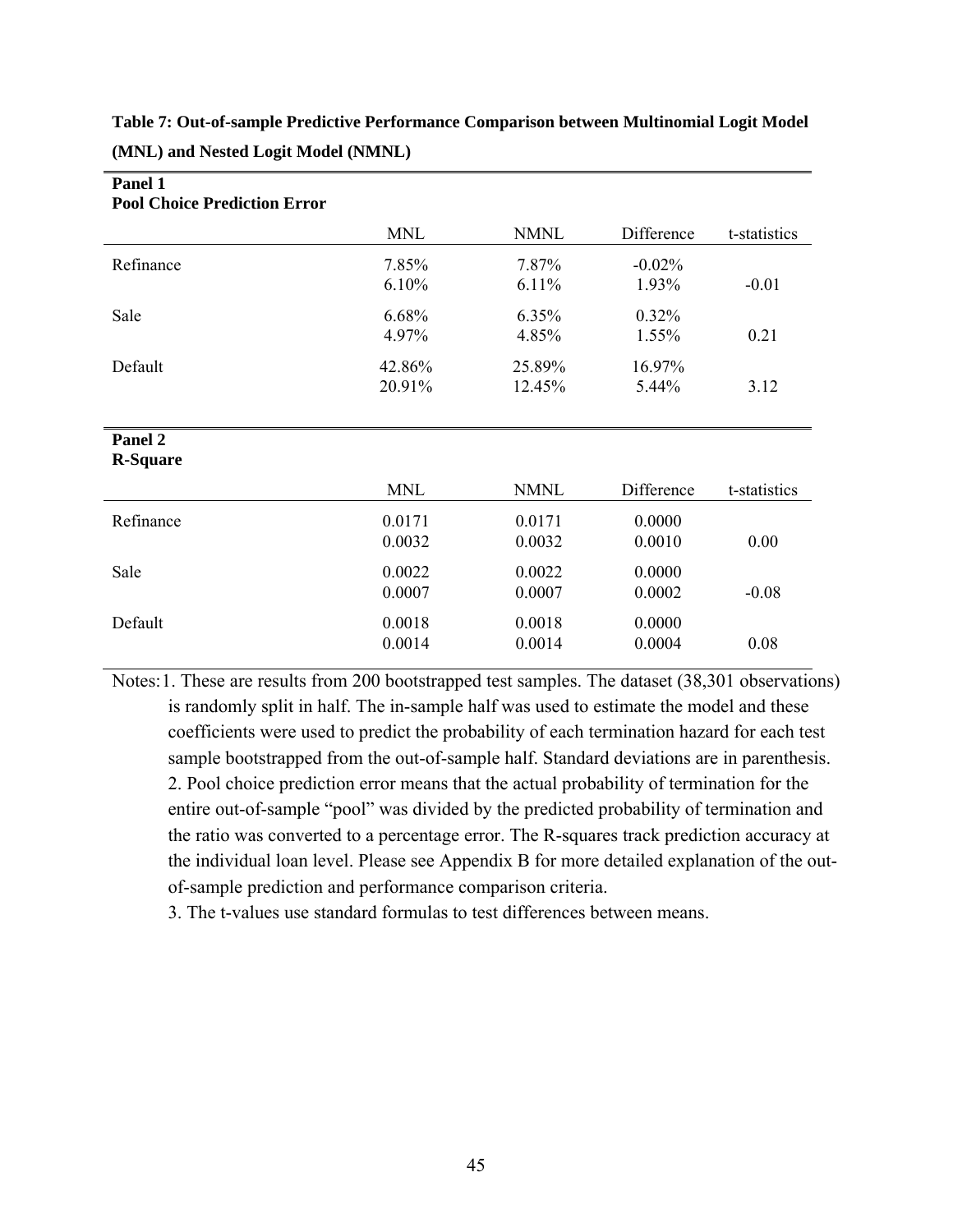**Table 7: Out-of-sample Predictive Performance Comparison between Multinomial Logit Model (MNL) and Nested Logit Model (NMNL)**

**Panel 1**
**Pool Choice Prediction Error**

| | MNL | NMNL | Difference | t-statistics |
|---|---|---|---|---|
| Refinance | 7.85% | 7.87% | -0.02% | |
| | 6.10% | 6.11% | 1.93% | -0.01 |
| Sale | 6.68% | 6.35% | 0.32% | |
| | 4.97% | 4.85% | 1.55% | 0.21 |
| Default | 42.86% | 25.89% | 16.97% | |
| | 20.91% | 12.45% | 5.44% | 3.12 |

**Panel 2**
**R-Square**

| | MNL | NMNL | Difference | t-statistics |
|---|---|---|---|---|
| Refinance | 0.0171 | 0.0171 | 0.0000 | |
| | 0.0032 | 0.0032 | 0.0010 | 0.00 |
| Sale | 0.0022 | 0.0022 | 0.0000 | |
| | 0.0007 | 0.0007 | 0.0002 | -0.08 |
| Default | 0.0018 | 0.0018 | 0.0000 | |
| | 0.0014 | 0.0014 | 0.0004 | 0.08 |

Notes: 1. These are results from 200 bootstrapped test samples. The dataset (38,301 observations) is randomly split in half. The in-sample half was used to estimate the model and these coefficients were used to predict the probability of each termination hazard for each test sample bootstrapped from the out-of-sample half. Standard deviations are in parenthesis.

2. Pool choice prediction error means that the actual probability of termination for the entire out-of-sample "pool" was divided by the predicted probability of termination and the ratio was converted to a percentage error. The R-squares track prediction accuracy at the individual loan level. Please see Appendix B for more detailed explanation of the out-of-sample prediction and performance comparison criteria.

3. The t-values use standard formulas to test differences between means.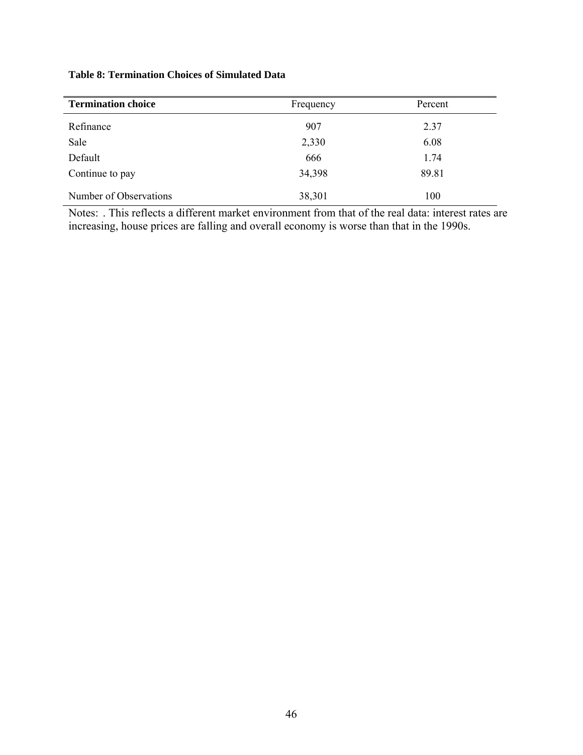**Table 8: Termination Choices of Simulated Data**

| **Termination choice** | Frequency | Percent |
|---|---|---|
| Refinance | 907 | 2.37 |
| Sale | 2,330 | 6.08 |
| Default | 666 | 1.74 |
| Continue to pay | 34,398 | 89.81 |
| Number of Observations | 38,301 | 100 |

Notes: . This reflects a different market environment from that of the real data: interest rates are increasing, house prices are falling and overall economy is worse than that in the 1990s.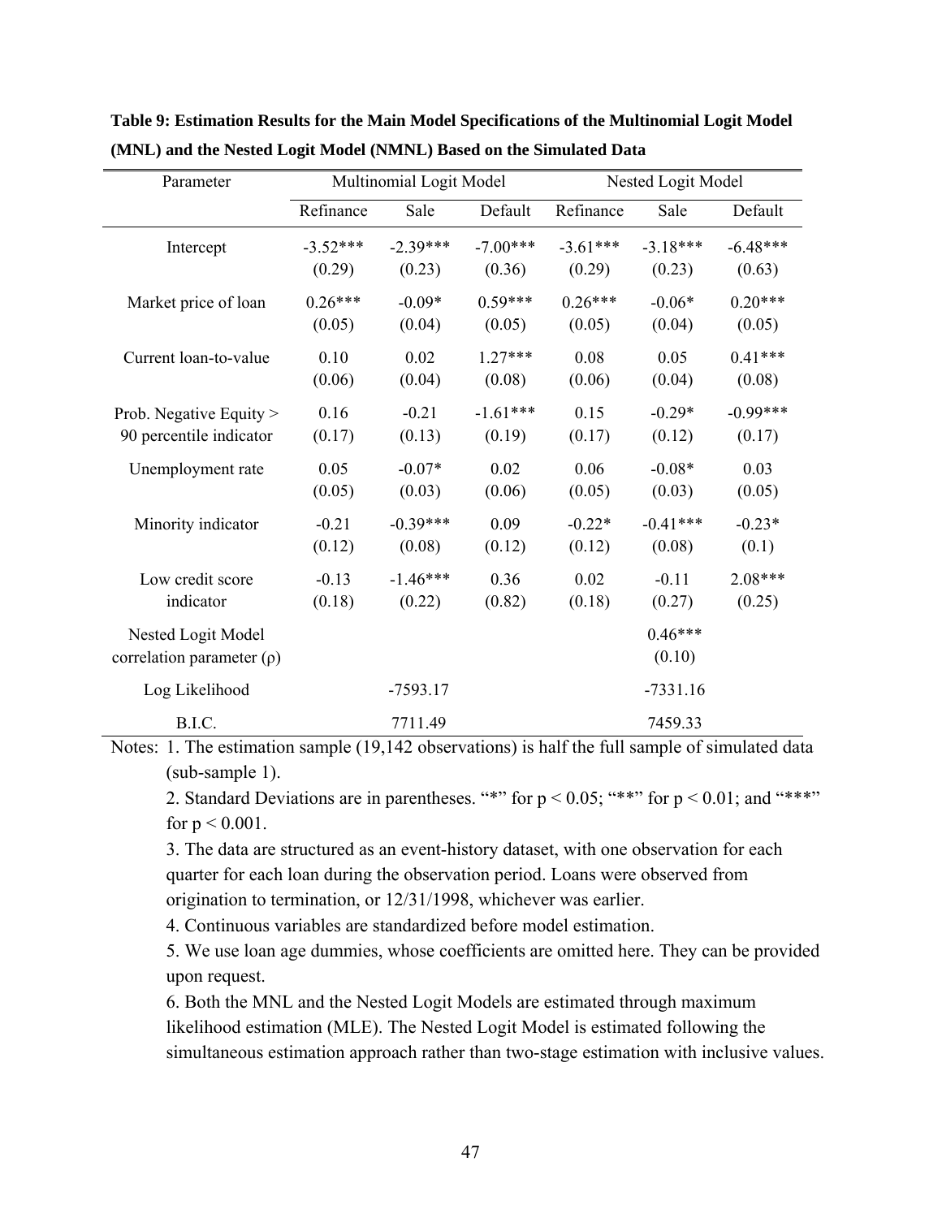**Table 9: Estimation Results for the Main Model Specifications of the Multinomial Logit Model (MNL) and the Nested Logit Model (NMNL) Based on the Simulated Data**

| Parameter | Multinomial Logit Model | | | Nested Logit Model | | |
|---|---|---|---|---|---|---|
| | Refinance | Sale | Default | Refinance | Sale | Default |
| Intercept | -3.52*** | -2.39*** | -7.00*** | -3.61*** | -3.18*** | -6.48*** |
| | (0.29) | (0.23) | (0.36) | (0.29) | (0.23) | (0.63) |
| Market price of loan | 0.26*** | -0.09* | 0.59*** | 0.26*** | -0.06* | 0.20*** |
| | (0.05) | (0.04) | (0.05) | (0.05) | (0.04) | (0.05) |
| Current loan-to-value | 0.10 | 0.02 | 1.27*** | 0.08 | 0.05 | 0.41*** |
| | (0.06) | (0.04) | (0.08) | (0.06) | (0.04) | (0.08) |
| Prob. Negative Equity > 90 percentile indicator | 0.16 | -0.21 | -1.61*** | 0.15 | -0.29* | -0.99*** |
| | (0.17) | (0.13) | (0.19) | (0.17) | (0.12) | (0.17) |
| Unemployment rate | 0.05 | -0.07* | 0.02 | 0.06 | -0.08* | 0.03 |
| | (0.05) | (0.03) | (0.06) | (0.05) | (0.03) | (0.05) |
| Minority indicator | -0.21 | -0.39*** | 0.09 | -0.22* | -0.41*** | -0.23* |
| | (0.12) | (0.08) | (0.12) | (0.12) | (0.08) | (0.1) |
| Low credit score indicator | -0.13 | -1.46*** | 0.36 | 0.02 | -0.11 | 2.08*** |
| | (0.18) | (0.22) | (0.82) | (0.18) | (0.27) | (0.25) |
| Nested Logit Model correlation parameter ($\rho$) | | | | | 0.46*** | |
| | | | | | (0.10) | |
| Log Likelihood | | -7593.17 | | | -7331.16 | |
| B.I.C. | | 7711.49 | | | 7459.33 | |

Notes: 1. The estimation sample (19,142 observations) is half the full sample of simulated data (sub-sample 1).

2. Standard Deviations are in parentheses. "*" for $p < 0.05$; "**" for $p < 0.01$; and "***" for $p < 0.001$.

3. The data are structured as an event-history dataset, with one observation for each quarter for each loan during the observation period. Loans were observed from origination to termination, or 12/31/1998, whichever was earlier.

4. Continuous variables are standardized before model estimation.

5. We use loan age dummies, whose coefficients are omitted here. They can be provided upon request.

6. Both the MNL and the Nested Logit Models are estimated through maximum likelihood estimation (MLE). The Nested Logit Model is estimated following the simultaneous estimation approach rather than two-stage estimation with inclusive values.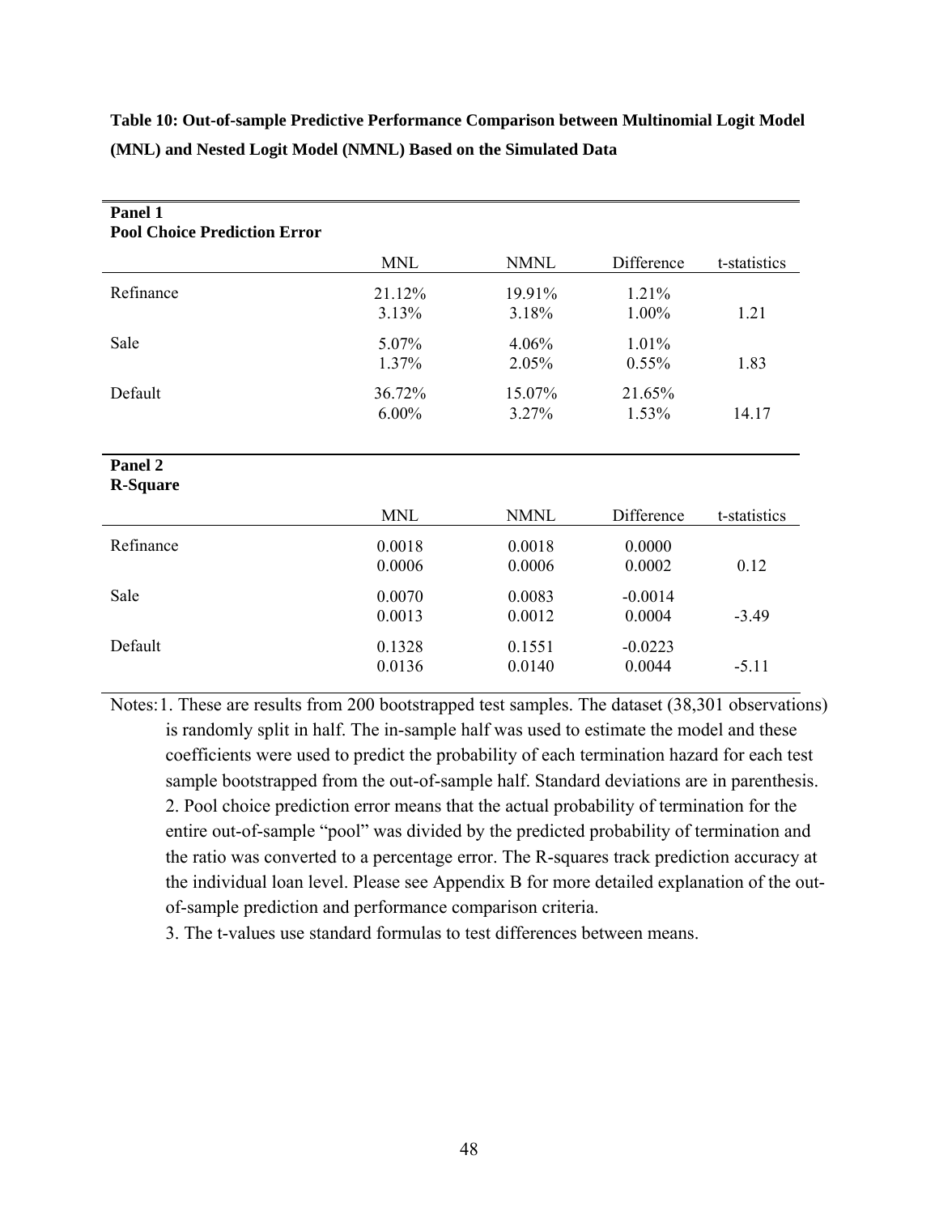**Table 10: Out-of-sample Predictive Performance Comparison between Multinomial Logit Model (MNL) and Nested Logit Model (NMNL) Based on the Simulated Data**

**Panel 1**
**Pool Choice Prediction Error**

| | MNL | NMNL | Difference | t-statistics |
|---|---|---|---|---|
| Refinance | 21.12% | 19.91% | 1.21% | |
| | 3.13% | 3.18% | 1.00% | 1.21 |
| Sale | 5.07% | 4.06% | 1.01% | |
| | 1.37% | 2.05% | 0.55% | 1.83 |
| Default | 36.72% | 15.07% | 21.65% | |
| | 6.00% | 3.27% | 1.53% | 14.17 |

**Panel 2**
**R-Square**

| | MNL | NMNL | Difference | t-statistics |
|---|---|---|---|---|
| Refinance | 0.0018 | 0.0018 | 0.0000 | |
| | 0.0006 | 0.0006 | 0.0002 | 0.12 |
| Sale | 0.0070 | 0.0083 | -0.0014 | |
| | 0.0013 | 0.0012 | 0.0004 | -3.49 |
| Default | 0.1328 | 0.1551 | -0.0223 | |
| | 0.0136 | 0.0140 | 0.0044 | -5.11 |

Notes: 1. These are results from 200 bootstrapped test samples. The dataset (38,301 observations) is randomly split in half. The in-sample half was used to estimate the model and these coefficients were used to predict the probability of each termination hazard for each test sample bootstrapped from the out-of-sample half. Standard deviations are in parenthesis.
2. Pool choice prediction error means that the actual probability of termination for the entire out-of-sample "pool" was divided by the predicted probability of termination and the ratio was converted to a percentage error. The R-squares track prediction accuracy at the individual loan level. Please see Appendix B for more detailed explanation of the out-of-sample prediction and performance comparison criteria.
3. The t-values use standard formulas to test differences between means.